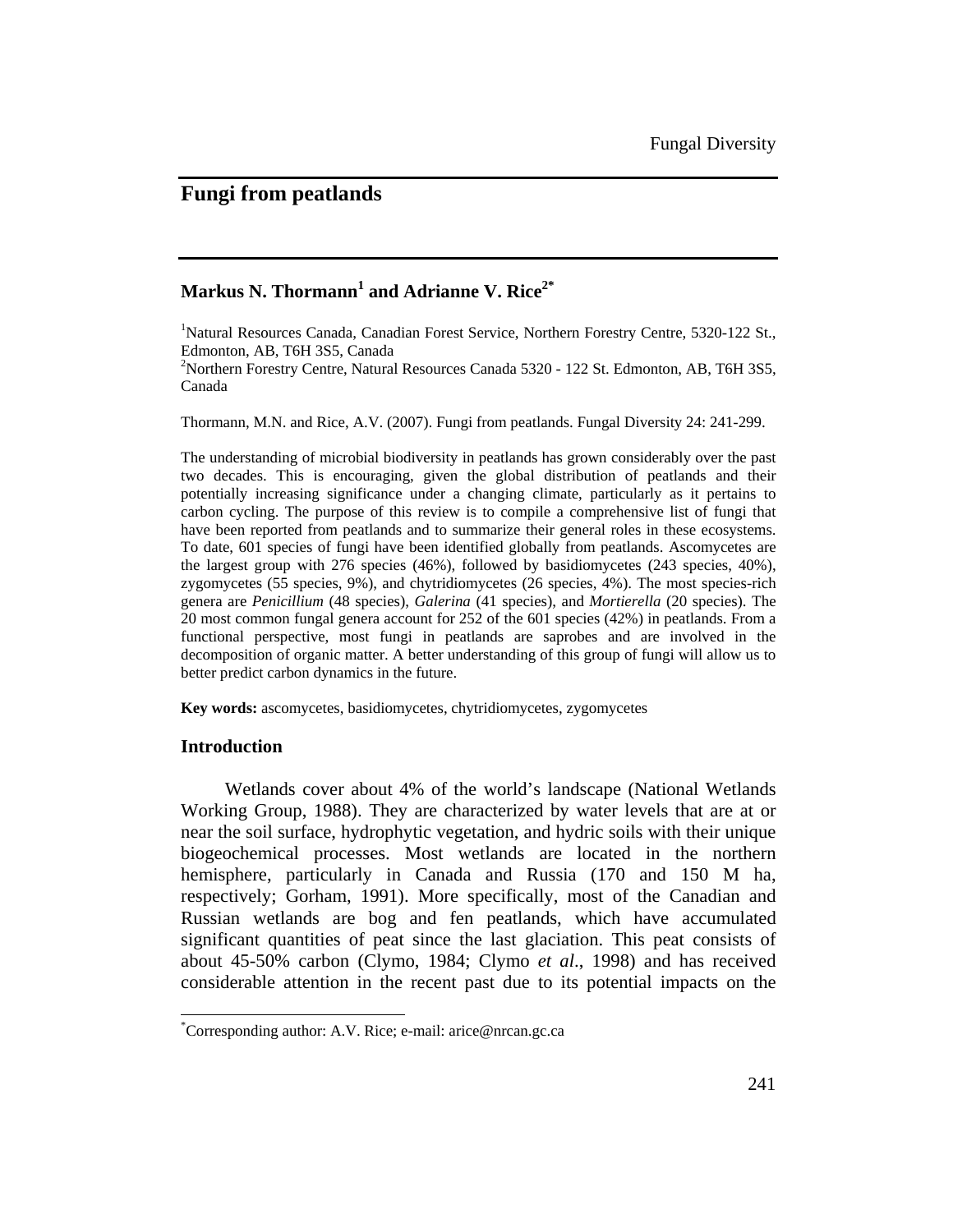# Fungi from peatlands

**Markus N. Thormann[1] and Adrianne V. Rice[2*]**

[1]Natural Resources Canada, Canadian Forest Service, Northern Forestry Centre, 5320-122 St., Edmonton, AB, T6H 3S5, Canada

[2]Northern Forestry Centre, Natural Resources Canada 5320 - 122 St. Edmonton, AB, T6H 3S5, Canada

Thormann, M.N. and Rice, A.V. (2007). Fungi from peatlands. Fungal Diversity 24: 241-299.

The understanding of microbial biodiversity in peatlands has grown considerably over the past two decades. This is encouraging, given the global distribution of peatlands and their potentially increasing significance under a changing climate, particularly as it pertains to carbon cycling. The purpose of this review is to compile a comprehensive list of fungi that have been reported from peatlands and to summarize their general roles in these ecosystems. To date, 601 species of fungi have been identified globally from peatlands. Ascomycetes are the largest group with 276 species (46%), followed by basidiomycetes (243 species, 40%), zygomycetes (55 species, 9%), and chytridiomycetes (26 species, 4%). The most species-rich genera are *Penicillium* (48 species), *Galerina* (41 species), and *Mortierella* (20 species). The 20 most common fungal genera account for 252 of the 601 species (42%) in peatlands. From a functional perspective, most fungi in peatlands are saprobes and are involved in the decomposition of organic matter. A better understanding of this group of fungi will allow us to better predict carbon dynamics in the future.

**Key words:** ascomycetes, basidiomycetes, chytridiomycetes, zygomycetes

## Introduction

Wetlands cover about 4% of the world's landscape (National Wetlands Working Group, 1988). They are characterized by water levels that are at or near the soil surface, hydrophytic vegetation, and hydric soils with their unique biogeochemical processes. Most wetlands are located in the northern hemisphere, particularly in Canada and Russia (170 and 150 M ha, respectively; Gorham, 1991). More specifically, most of the Canadian and Russian wetlands are bog and fen peatlands, which have accumulated significant quantities of peat since the last glaciation. This peat consists of about 45-50% carbon (Clymo, 1984; Clymo *et al*., 1998) and has received considerable attention in the recent past due to its potential impacts on the

*Corresponding author: A.V. Rice; e-mail: arice@nrcan.gc.ca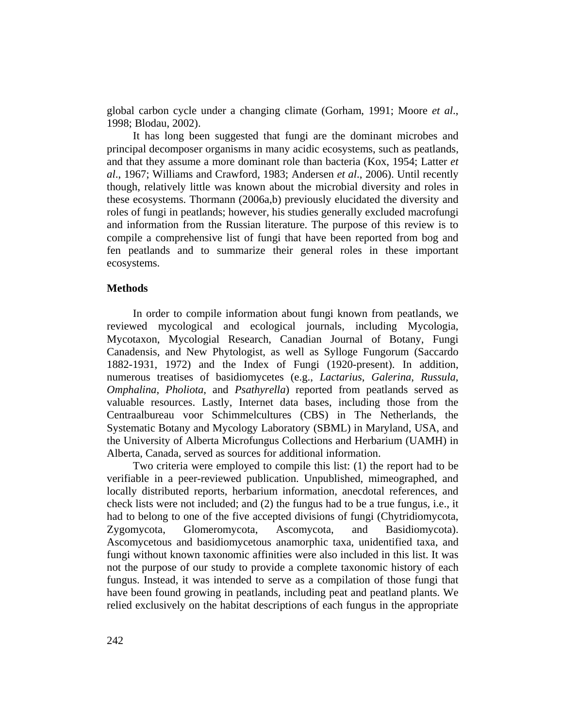global carbon cycle under a changing climate (Gorham, 1991; Moore *et al*., 1998; Blodau, 2002).

It has long been suggested that fungi are the dominant microbes and principal decomposer organisms in many acidic ecosystems, such as peatlands, and that they assume a more dominant role than bacteria (Kox, 1954; Latter *et al*., 1967; Williams and Crawford, 1983; Andersen *et al*., 2006). Until recently though, relatively little was known about the microbial diversity and roles in these ecosystems. Thormann (2006a,b) previously elucidated the diversity and roles of fungi in peatlands; however, his studies generally excluded macrofungi and information from the Russian literature. The purpose of this review is to compile a comprehensive list of fungi that have been reported from bog and fen peatlands and to summarize their general roles in these important ecosystems.

## Methods

In order to compile information about fungi known from peatlands, we reviewed mycological and ecological journals, including Mycologia, Mycotaxon, Mycologial Research, Canadian Journal of Botany, Fungi Canadensis, and New Phytologist, as well as Sylloge Fungorum (Saccardo 1882-1931, 1972) and the Index of Fungi (1920-present). In addition, numerous treatises of basidiomycetes (e.g., *Lactarius*, *Galerina*, *Russula*, *Omphalina*, *Pholiota*, and *Psathyrella*) reported from peatlands served as valuable resources. Lastly, Internet data bases, including those from the Centraalbureau voor Schimmelcultures (CBS) in The Netherlands, the Systematic Botany and Mycology Laboratory (SBML) in Maryland, USA, and the University of Alberta Microfungus Collections and Herbarium (UAMH) in Alberta, Canada, served as sources for additional information.

Two criteria were employed to compile this list: (1) the report had to be verifiable in a peer-reviewed publication. Unpublished, mimeographed, and locally distributed reports, herbarium information, anecdotal references, and check lists were not included; and (2) the fungus had to be a true fungus, i.e., it had to belong to one of the five accepted divisions of fungi (Chytridiomycota, Zygomycota, Glomeromycota, Ascomycota, and Basidiomycota). Ascomycetous and basidiomycetous anamorphic taxa, unidentified taxa, and fungi without known taxonomic affinities were also included in this list. It was not the purpose of our study to provide a complete taxonomic history of each fungus. Instead, it was intended to serve as a compilation of those fungi that have been found growing in peatlands, including peat and peatland plants. We relied exclusively on the habitat descriptions of each fungus in the appropriate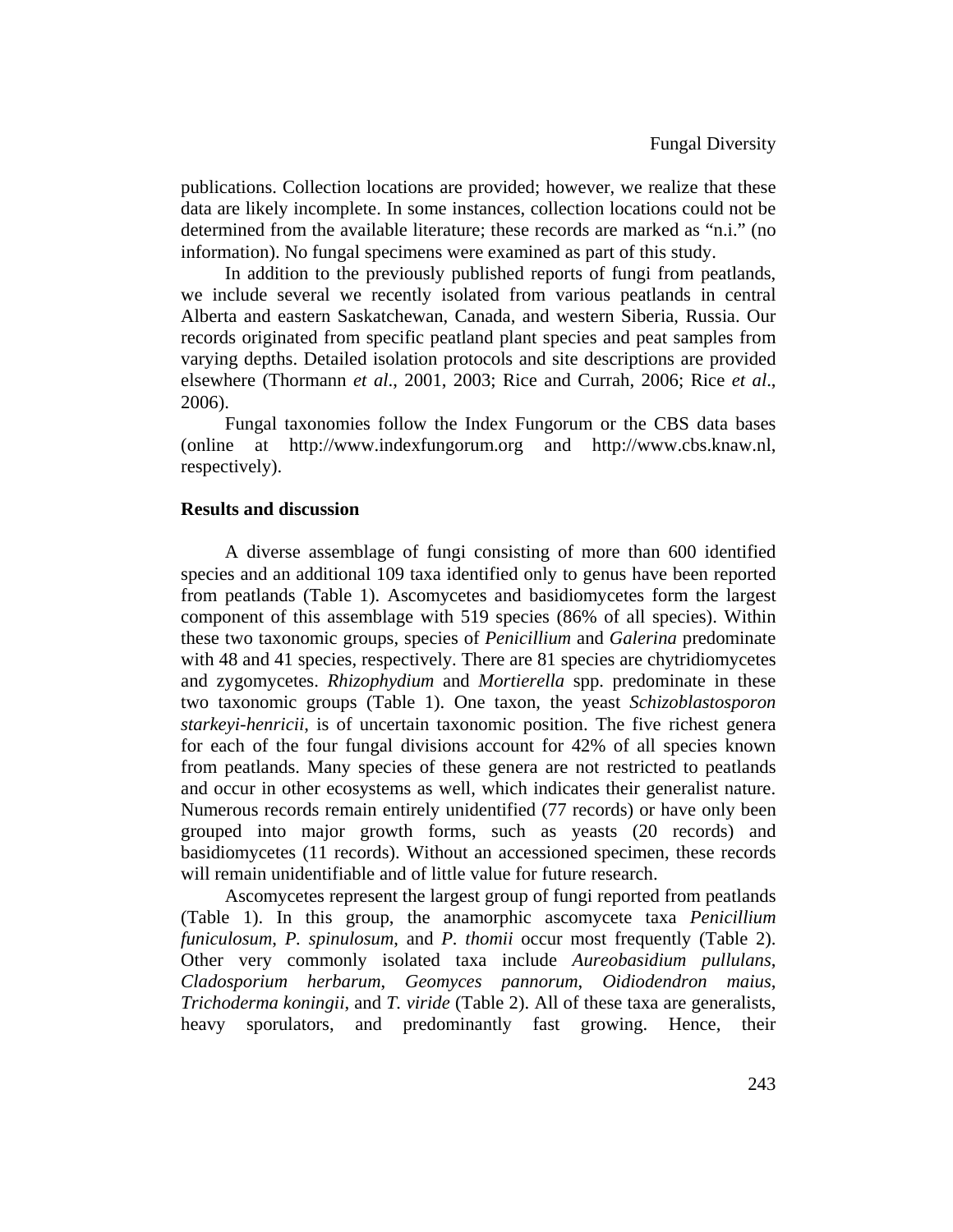publications. Collection locations are provided; however, we realize that these data are likely incomplete. In some instances, collection locations could not be determined from the available literature; these records are marked as "n.i." (no information). No fungal specimens were examined as part of this study.

In addition to the previously published reports of fungi from peatlands, we include several we recently isolated from various peatlands in central Alberta and eastern Saskatchewan, Canada, and western Siberia, Russia. Our records originated from specific peatland plant species and peat samples from varying depths. Detailed isolation protocols and site descriptions are provided elsewhere (Thormann *et al*., 2001, 2003; Rice and Currah, 2006; Rice *et al*., 2006).

Fungal taxonomies follow the Index Fungorum or the CBS data bases (online at http://www.indexfungorum.org and http://www.cbs.knaw.nl, respectively).

## Results and discussion

A diverse assemblage of fungi consisting of more than 600 identified species and an additional 109 taxa identified only to genus have been reported from peatlands (Table 1). Ascomycetes and basidiomycetes form the largest component of this assemblage with 519 species (86% of all species). Within these two taxonomic groups, species of *Penicillium* and *Galerina* predominate with 48 and 41 species, respectively. There are 81 species are chytridiomycetes and zygomycetes. *Rhizophydium* and *Mortierella* spp. predominate in these two taxonomic groups (Table 1). One taxon, the yeast *Schizoblastosporon starkeyi-henricii*, is of uncertain taxonomic position. The five richest genera for each of the four fungal divisions account for 42% of all species known from peatlands. Many species of these genera are not restricted to peatlands and occur in other ecosystems as well, which indicates their generalist nature. Numerous records remain entirely unidentified (77 records) or have only been grouped into major growth forms, such as yeasts (20 records) and basidiomycetes (11 records). Without an accessioned specimen, these records will remain unidentifiable and of little value for future research.

Ascomycetes represent the largest group of fungi reported from peatlands (Table 1). In this group, the anamorphic ascomycete taxa *Penicillium funiculosum*, *P. spinulosum*, and *P. thomii* occur most frequently (Table 2). Other very commonly isolated taxa include *Aureobasidium pullulans*, *Cladosporium herbarum*, *Geomyces pannorum*, *Oidiodendron maius*, *Trichoderma koningii*, and *T. viride* (Table 2). All of these taxa are generalists, heavy sporulators, and predominantly fast growing. Hence, their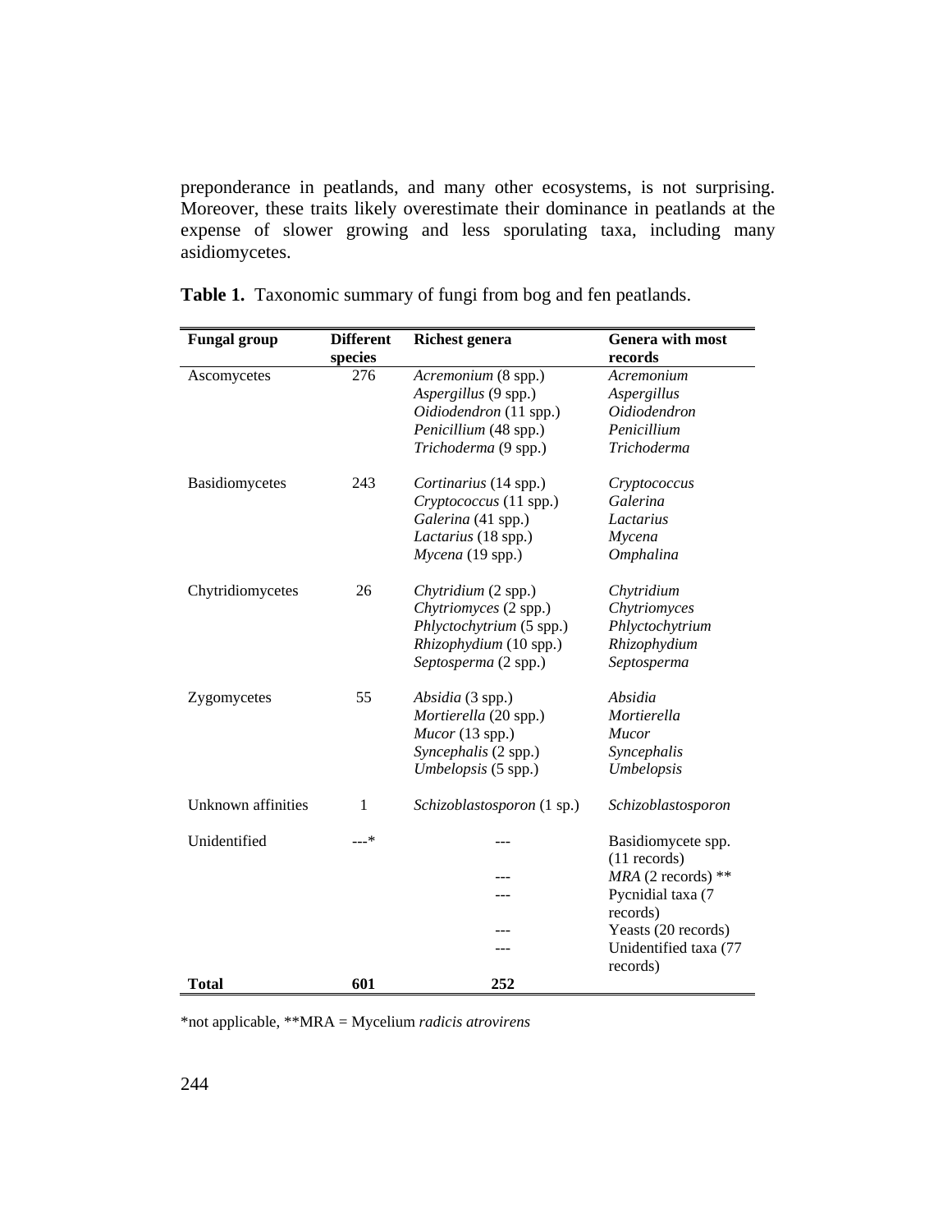preponderance in peatlands, and many other ecosystems, is not surprising. Moreover, these traits likely overestimate their dominance in peatlands at the expense of slower growing and less sporulating taxa, including many asidiomycetes.

**Table 1.** Taxonomic summary of fungi from bog and fen peatlands.

| Fungal group | Different species | Richest genera | Genera with most records |
|---|---|---|---|
| Ascomycetes | 276 | *Acremonium* (8 spp.) | *Acremonium* |
| | | *Aspergillus* (9 spp.) | *Aspergillus* |
| | | *Oidiodendron* (11 spp.) | *Oidiodendron* |
| | | *Penicillium* (48 spp.) | *Penicillium* |
| | | *Trichoderma* (9 spp.) | *Trichoderma* |
| Basidiomycetes | 243 | *Cortinarius* (14 spp.) | *Cryptococcus* |
| | | *Cryptococcus* (11 spp.) | *Galerina* |
| | | *Galerina* (41 spp.) | *Lactarius* |
| | | *Lactarius* (18 spp.) | *Mycena* |
| | | *Mycena* (19 spp.) | *Omphalina* |
| Chytridiomycetes | 26 | *Chytridium* (2 spp.) | *Chytridium* |
| | | *Chytriomyces* (2 spp.) | *Chytriomyces* |
| | | *Phlyctochytrium* (5 spp.) | *Phlyctochytrium* |
| | | *Rhizophydium* (10 spp.) | *Rhizophydium* |
| | | *Septosperma* (2 spp.) | *Septosperma* |
| Zygomycetes | 55 | *Absidia* (3 spp.) | *Absidia* |
| | | *Mortierella* (20 spp.) | *Mortierella* |
| | | *Mucor* (13 spp.) | *Mucor* |
| | | *Syncephalis* (2 spp.) | *Syncephalis* |
| | | *Umbelopsis* (5 spp.) | *Umbelopsis* |
| Unknown affinities | 1 | *Schizoblastosporon* (1 sp.) | *Schizoblastosporon* |
| Unidentified | ---* | --- | Basidiomycete spp. (11 records) |
| | | --- | *MRA* (2 records) ** |
| | | --- | Pycnidial taxa (7 records) |
| | | --- | Yeasts (20 records) |
| | | --- | Unidentified taxa (77 records) |
| **Total** | **601** | **252** | |

*not applicable, **MRA = Mycelium *radicis atrovirens*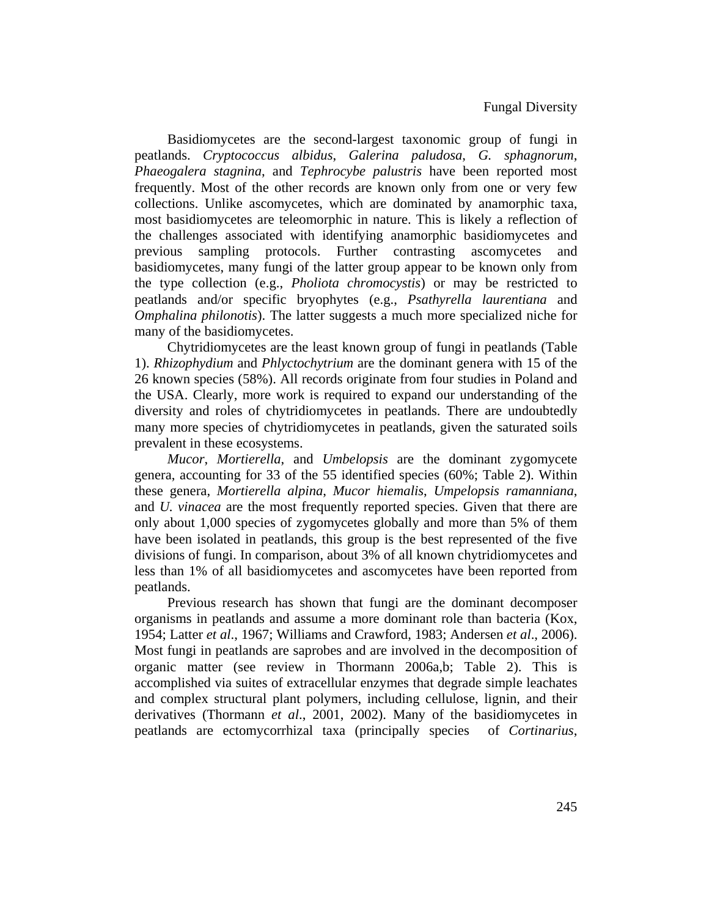Basidiomycetes are the second-largest taxonomic group of fungi in peatlands. *Cryptococcus albidus*, *Galerina paludosa*, *G. sphagnorum*, *Phaeogalera stagnina*, and *Tephrocybe palustris* have been reported most frequently. Most of the other records are known only from one or very few collections. Unlike ascomycetes, which are dominated by anamorphic taxa, most basidiomycetes are teleomorphic in nature. This is likely a reflection of the challenges associated with identifying anamorphic basidiomycetes and previous sampling protocols. Further contrasting ascomycetes and basidiomycetes, many fungi of the latter group appear to be known only from the type collection (e.g., *Pholiota chromocystis*) or may be restricted to peatlands and/or specific bryophytes (e.g., *Psathyrella laurentiana* and *Omphalina philonotis*). The latter suggests a much more specialized niche for many of the basidiomycetes.

Chytridiomycetes are the least known group of fungi in peatlands (Table 1). *Rhizophydium* and *Phlyctochytrium* are the dominant genera with 15 of the 26 known species (58%). All records originate from four studies in Poland and the USA. Clearly, more work is required to expand our understanding of the diversity and roles of chytridiomycetes in peatlands. There are undoubtedly many more species of chytridiomycetes in peatlands, given the saturated soils prevalent in these ecosystems.

*Mucor*, *Mortierella*, and *Umbelopsis* are the dominant zygomycete genera, accounting for 33 of the 55 identified species (60%; Table 2). Within these genera, *Mortierella alpina*, *Mucor hiemalis*, *Umpelopsis ramanniana*, and *U. vinacea* are the most frequently reported species. Given that there are only about 1,000 species of zygomycetes globally and more than 5% of them have been isolated in peatlands, this group is the best represented of the five divisions of fungi. In comparison, about 3% of all known chytridiomycetes and less than 1% of all basidiomycetes and ascomycetes have been reported from peatlands.

Previous research has shown that fungi are the dominant decomposer organisms in peatlands and assume a more dominant role than bacteria (Kox, 1954; Latter *et al*., 1967; Williams and Crawford, 1983; Andersen *et al*., 2006). Most fungi in peatlands are saprobes and are involved in the decomposition of organic matter (see review in Thormann 2006a,b; Table 2). This is accomplished via suites of extracellular enzymes that degrade simple leachates and complex structural plant polymers, including cellulose, lignin, and their derivatives (Thormann *et al*., 2001, 2002). Many of the basidiomycetes in peatlands are ectomycorrhizal taxa (principally species of *Cortinarius*,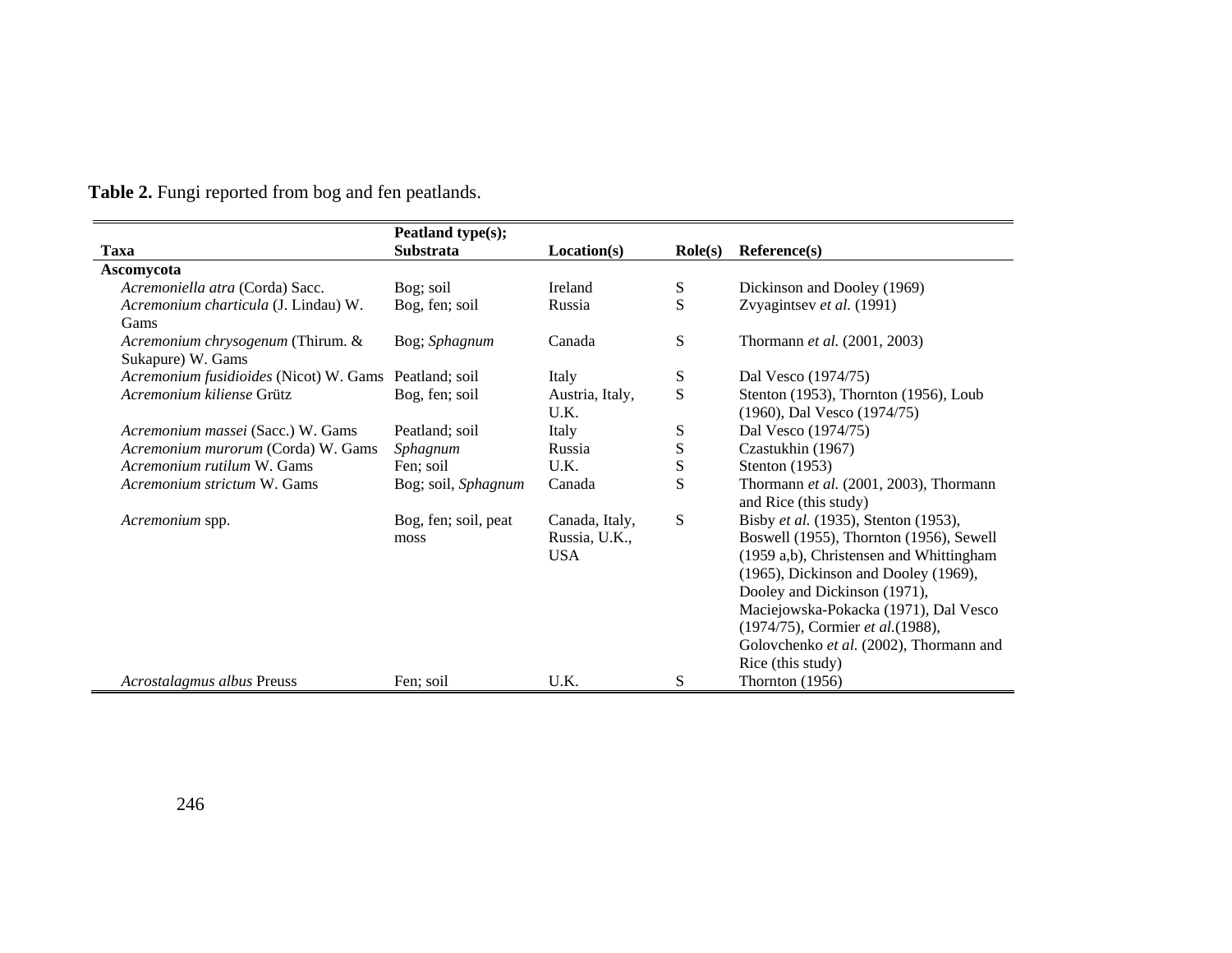**Table 2.** Fungi reported from bog and fen peatlands.

| Taxa | Peatland type(s); Substrata | Location(s) | Role(s) | Reference(s) |
|---|---|---|---|---|
| **Ascomycota** | | | | |
| *Acremoniella atra* (Corda) Sacc. | Bog; soil | Ireland | S | Dickinson and Dooley (1969) |
| *Acremonium charticula* (J. Lindau) W. Gams | Bog, fen; soil | Russia | S | Zvyagintsev *et al.* (1991) |
| *Acremonium chrysogenum* (Thirum. & Sukapure) W. Gams | Bog; *Sphagnum* | Canada | S | Thormann *et al.* (2001, 2003) |
| *Acremonium fusidioides* (Nicot) W. Gams | Peatland; soil | Italy | S | Dal Vesco (1974/75) |
| *Acremonium kiliense* Grütz | Bog, fen; soil | Austria, Italy, U.K. | S | Stenton (1953), Thornton (1956), Loub (1960), Dal Vesco (1974/75) |
| *Acremonium massei* (Sacc.) W. Gams | Peatland; soil | Italy | S | Dal Vesco (1974/75) |
| *Acremonium murorum* (Corda) W. Gams | *Sphagnum* | Russia | S | Czastukhin (1967) |
| *Acremonium rutilum* W. Gams | Fen; soil | U.K. | S | Stenton (1953) |
| *Acremonium strictum* W. Gams | Bog; soil, *Sphagnum* | Canada | S | Thormann *et al.* (2001, 2003), Thormann and Rice (this study) |
| *Acremonium* spp. | Bog, fen; soil, peat moss | Canada, Italy, Russia, U.K., USA | S | Bisby *et al.* (1935), Stenton (1953), Boswell (1955), Thornton (1956), Sewell (1959 a,b), Christensen and Whittingham (1965), Dickinson and Dooley (1969), Dooley and Dickinson (1971), Maciejowska-Pokacka (1971), Dal Vesco (1974/75), Cormier *et al.*(1988), Golovchenko *et al.* (2002), Thormann and Rice (this study) |
| *Acrostalagmus albus* Preuss | Fen; soil | U.K. | S | Thornton (1956) |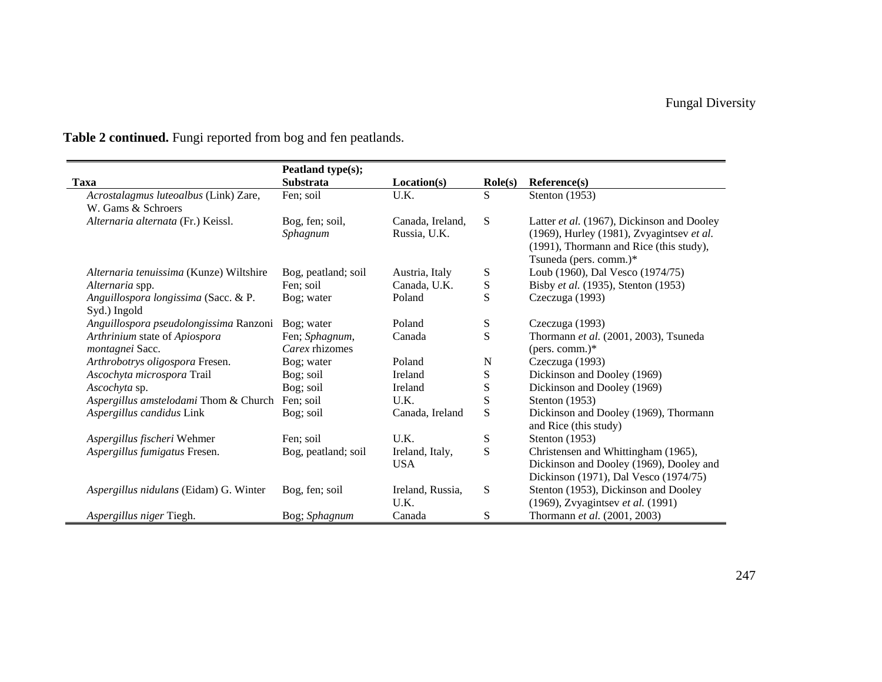**Table 2 continued.** Fungi reported from bog and fen peatlands.

| Taxa | Peatland type(s); Substrata | Location(s) | Role(s) | Reference(s) |
| --- | --- | --- | --- | --- |
| *Acrostalagmus luteoalbus* (Link) Zare, W. Gams & Schroers | Fen; soil | U.K. | S | Stenton (1953) |
| *Alternaria alternata* (Fr.) Keissl. | Bog, fen; soil, *Sphagnum* | Canada, Ireland, Russia, U.K. | S | Latter *et al.* (1967), Dickinson and Dooley (1969), Hurley (1981), Zvyagintsev *et al.* (1991), Thormann and Rice (this study), Tsuneda (pers. comm.)* |
| *Alternaria tenuissima* (Kunze) Wiltshire | Bog, peatland; soil | Austria, Italy | S | Loub (1960), Dal Vesco (1974/75) |
| *Alternaria* spp. | Fen; soil | Canada, U.K. | S | Bisby *et al.* (1935), Stenton (1953) |
| *Anguillospora longissima* (Sacc. & P. Syd.) Ingold | Bog; water | Poland | S | Czeczuga (1993) |
| *Anguillospora pseudolongissima* Ranzoni | Bog; water | Poland | S | Czeczuga (1993) |
| *Arthrinium* state of *Apiospora montagnei* Sacc. | Fen; *Sphagnum*, *Carex* rhizomes | Canada | S | Thormann *et al.* (2001, 2003), Tsuneda (pers. comm.)* |
| *Arthrobotrys oligospora* Fresen. | Bog; water | Poland | N | Czeczuga (1993) |
| *Ascochyta microspora* Trail | Bog; soil | Ireland | S | Dickinson and Dooley (1969) |
| *Ascochyta* sp. | Bog; soil | Ireland | S | Dickinson and Dooley (1969) |
| *Aspergillus amstelodami* Thom & Church | Fen; soil | U.K. | S | Stenton (1953) |
| *Aspergillus candidus* Link | Bog; soil | Canada, Ireland | S | Dickinson and Dooley (1969), Thormann and Rice (this study) |
| *Aspergillus fischeri* Wehmer | Fen; soil | U.K. | S | Stenton (1953) |
| *Aspergillus fumigatus* Fresen. | Bog, peatland; soil | Ireland, Italy, USA | S | Christensen and Whittingham (1965), Dickinson and Dooley (1969), Dooley and Dickinson (1971), Dal Vesco (1974/75) |
| *Aspergillus nidulans* (Eidam) G. Winter | Bog, fen; soil | Ireland, Russia, U.K. | S | Stenton (1953), Dickinson and Dooley (1969), Zvyagintsev *et al.* (1991) |
| *Aspergillus niger* Tiegh. | Bog; *Sphagnum* | Canada | S | Thormann *et al.* (2001, 2003) |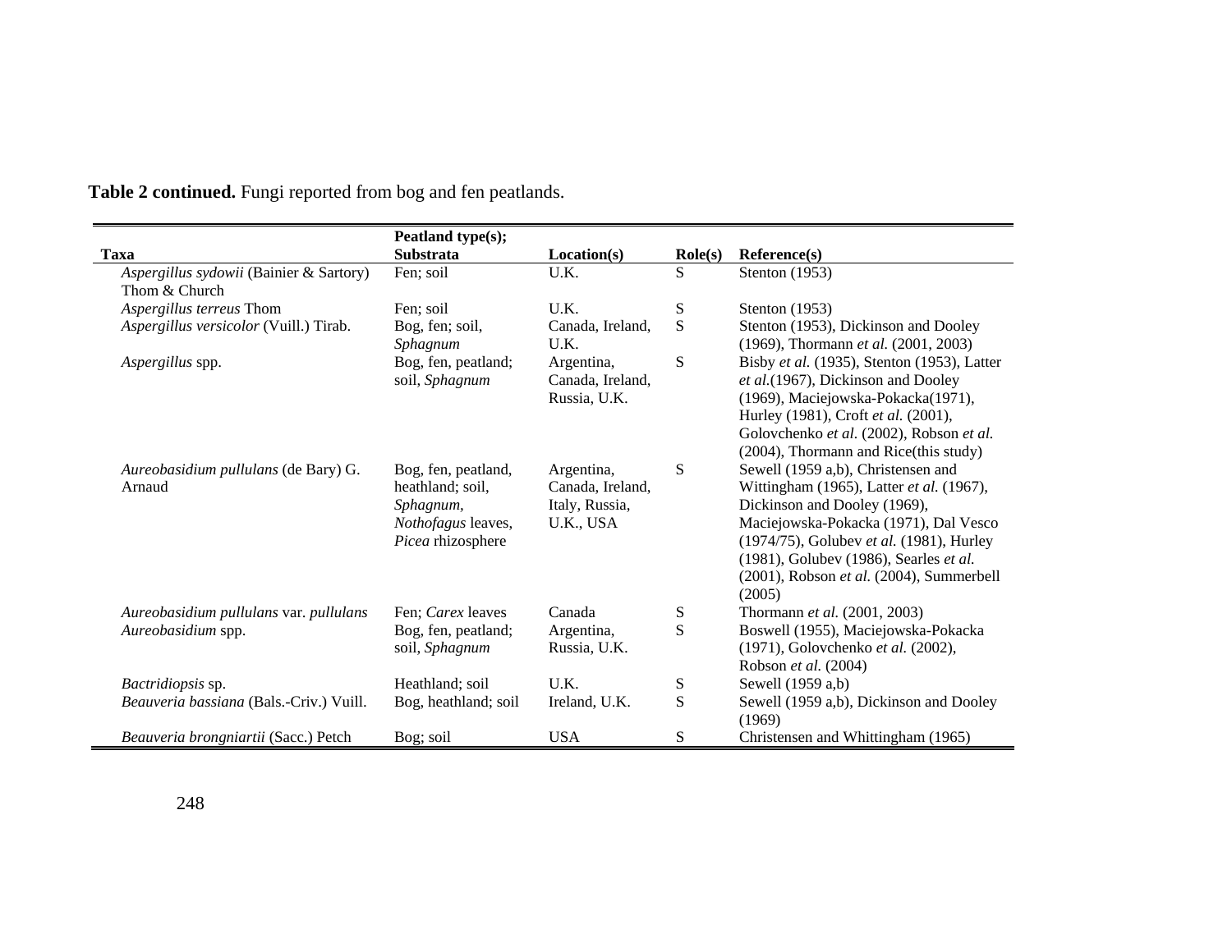**Table 2 continued.** Fungi reported from bog and fen peatlands.

| Taxa | Peatland type(s); Substrata | Location(s) | Role(s) | Reference(s) |
|---|---|---|---|---|
| *Aspergillus sydowii* (Bainier & Sartory) Thom & Church | Fen; soil | U.K. | S | Stenton (1953) |
| *Aspergillus terreus* Thom | Fen; soil | U.K. | S | Stenton (1953) |
| *Aspergillus versicolor* (Vuill.) Tirab. | Bog, fen; soil, *Sphagnum* | Canada, Ireland, U.K. | S | Stenton (1953), Dickinson and Dooley (1969), Thormann *et al.* (2001, 2003) |
| *Aspergillus* spp. | Bog, fen, peatland; soil, *Sphagnum* | Argentina, Canada, Ireland, Russia, U.K. | S | Bisby *et al.* (1935), Stenton (1953), Latter *et al.*(1967), Dickinson and Dooley (1969), Maciejowska-Pokacka(1971), Hurley (1981), Croft *et al.* (2001), Golovchenko *et al.* (2002), Robson *et al.* (2004), Thormann and Rice(this study) |
| *Aureobasidium pullulans* (de Bary) G. Arnaud | Bog, fen, peatland, heathland; soil, *Sphagnum*, *Nothofagus* leaves, *Picea* rhizosphere | Argentina, Canada, Ireland, Italy, Russia, U.K., USA | S | Sewell (1959 a,b), Christensen and Wittingham (1965), Latter *et al.* (1967), Dickinson and Dooley (1969), Maciejowska-Pokacka (1971), Dal Vesco (1974/75), Golubev *et al.* (1981), Hurley (1981), Golubev (1986), Searles *et al.* (2001), Robson *et al.* (2004), Summerbell (2005) |
| *Aureobasidium pullulans* var. *pullulans* | Fen; *Carex* leaves | Canada | S | Thormann *et al.* (2001, 2003) |
| *Aureobasidium* spp. | Bog, fen, peatland; soil, *Sphagnum* | Argentina, Russia, U.K. | S | Boswell (1955), Maciejowska-Pokacka (1971), Golovchenko *et al.* (2002), Robson *et al.* (2004) |
| *Bactridiopsis* sp. | Heathland; soil | U.K. | S | Sewell (1959 a,b) |
| *Beauveria bassiana* (Bals.-Criv.) Vuill. | Bog, heathland; soil | Ireland, U.K. | S | Sewell (1959 a,b), Dickinson and Dooley (1969) |
| *Beauveria brongniartii* (Sacc.) Petch | Bog; soil | USA | S | Christensen and Whittingham (1965) |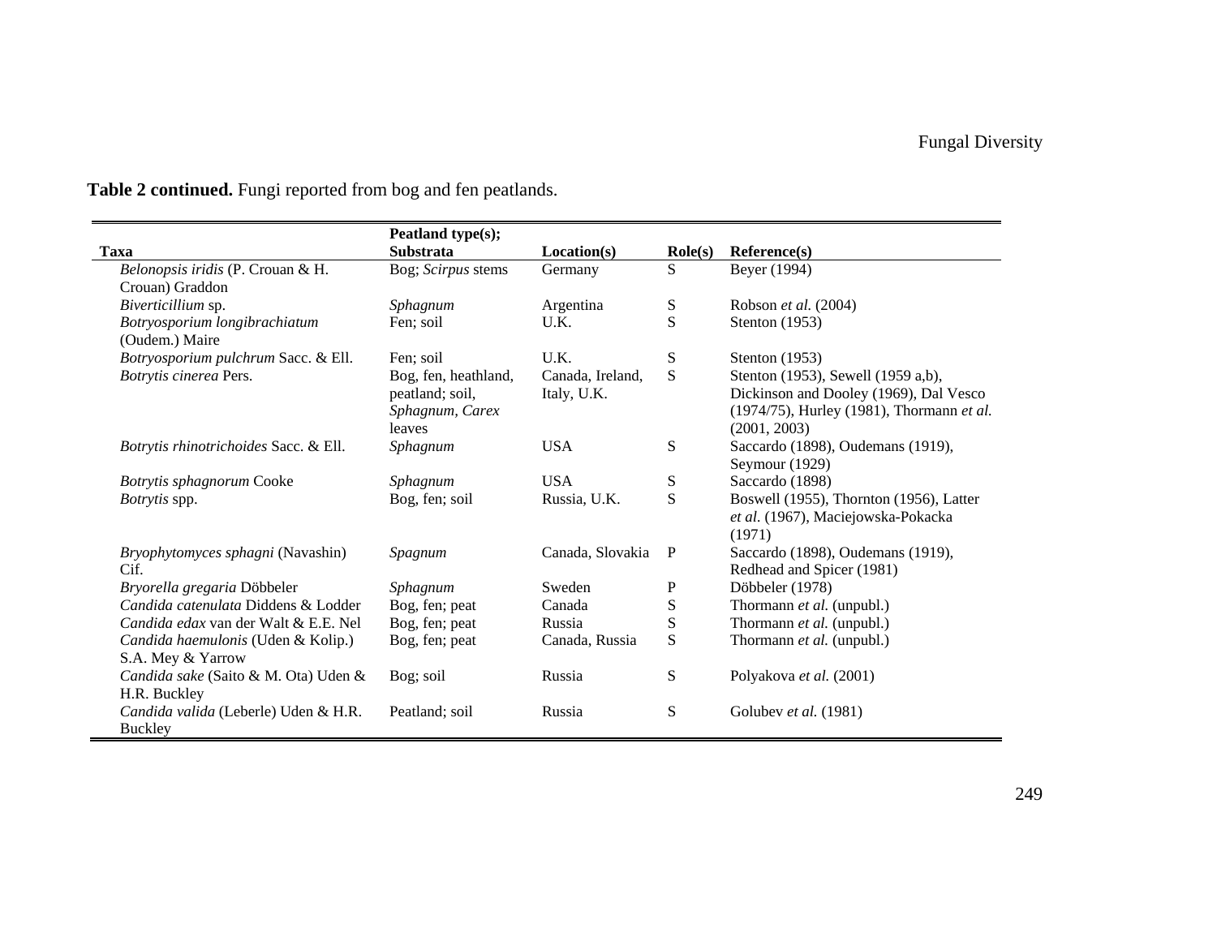**Table 2 continued.** Fungi reported from bog and fen peatlands.

| Taxa | Peatland type(s); Substrata | Location(s) | Role(s) | Reference(s) |
|---|---|---|---|---|
| *Belonopsis iridis* (P. Crouan & H. Crouan) Graddon | Bog; *Scirpus* stems | Germany | S | Beyer (1994) |
| *Biverticillium* sp. | *Sphagnum* | Argentina | S | Robson *et al.* (2004) |
| *Botryosporium longibrachiatum* (Oudem.) Maire | Fen; soil | U.K. | S | Stenton (1953) |
| *Botryosporium pulchrum* Sacc. & Ell. | Fen; soil | U.K. | S | Stenton (1953) |
| *Botrytis cinerea* Pers. | Bog, fen, heathland, peatland; soil, *Sphagnum*, *Carex* leaves | Canada, Ireland, Italy, U.K. | S | Stenton (1953), Sewell (1959 a,b), Dickinson and Dooley (1969), Dal Vesco (1974/75), Hurley (1981), Thormann *et al.* (2001, 2003) |
| *Botrytis rhinotrichoides* Sacc. & Ell. | *Sphagnum* | USA | S | Saccardo (1898), Oudemans (1919), Seymour (1929) |
| *Botrytis sphagnorum* Cooke | *Sphagnum* | USA | S | Saccardo (1898) |
| *Botrytis* spp. | Bog, fen; soil | Russia, U.K. | S | Boswell (1955), Thornton (1956), Latter *et al.* (1967), Maciejowska-Pokacka (1971) |
| *Bryophytomyces sphagni* (Navashin) Cif. | *Spagnum* | Canada, Slovakia | P | Saccardo (1898), Oudemans (1919), Redhead and Spicer (1981) |
| *Bryorella gregaria* Döbbeler | *Sphagnum* | Sweden | P | Döbbeler (1978) |
| *Candida catenulata* Diddens & Lodder | Bog, fen; peat | Canada | S | Thormann *et al.* (unpubl.) |
| *Candida edax* van der Walt & E.E. Nel | Bog, fen; peat | Russia | S | Thormann *et al.* (unpubl.) |
| *Candida haemulonis* (Uden & Kolip.) S.A. Mey & Yarrow | Bog, fen; peat | Canada, Russia | S | Thormann *et al.* (unpubl.) |
| *Candida sake* (Saito & M. Ota) Uden & H.R. Buckley | Bog; soil | Russia | S | Polyakova *et al.* (2001) |
| *Candida valida* (Leberle) Uden & H.R. Buckley | Peatland; soil | Russia | S | Golubev *et al.* (1981) |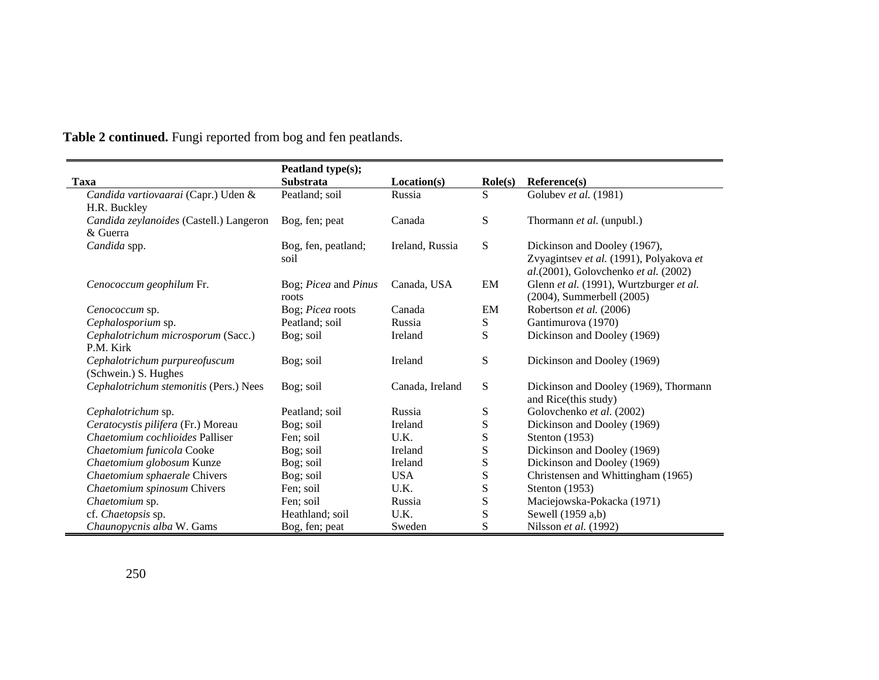**Table 2 continued.** Fungi reported from bog and fen peatlands.

| Taxa | Peatland type(s); Substrata | Location(s) | Role(s) | Reference(s) |
|---|---|---|---|---|
| *Candida vartiovaarai* (Capr.) Uden & H.R. Buckley | Peatland; soil | Russia | S | Golubev *et al.* (1981) |
| *Candida zeylanoides* (Castell.) Langeron & Guerra | Bog, fen; peat | Canada | S | Thormann *et al.* (unpubl.) |
| *Candida* spp. | Bog, fen, peatland; soil | Ireland, Russia | S | Dickinson and Dooley (1967), Zvyagintsev *et al.* (1991), Polyakova *et al.*(2001), Golovchenko *et al.* (2002) |
| *Cenococcum geophilum* Fr. | Bog; *Picea* and *Pinus* roots | Canada, USA | EM | Glenn *et al.* (1991), Wurtzburger *et al.* (2004), Summerbell (2005) |
| *Cenococcum* sp. | Bog; *Picea* roots | Canada | EM | Robertson *et al.* (2006) |
| *Cephalosporium* sp. | Peatland; soil | Russia | S | Gantimurova (1970) |
| *Cephalotrichum microsporum* (Sacc.) P.M. Kirk | Bog; soil | Ireland | S | Dickinson and Dooley (1969) |
| *Cephalotrichum purpureofuscum* (Schwein.) S. Hughes | Bog; soil | Ireland | S | Dickinson and Dooley (1969) |
| *Cephalotrichum stemonitis* (Pers.) Nees | Bog; soil | Canada, Ireland | S | Dickinson and Dooley (1969), Thormann and Rice(this study) |
| *Cephalotrichum* sp. | Peatland; soil | Russia | S | Golovchenko *et al.* (2002) |
| *Ceratocystis pilifera* (Fr.) Moreau | Bog; soil | Ireland | S | Dickinson and Dooley (1969) |
| *Chaetomium cochlioides* Palliser | Fen; soil | U.K. | S | Stenton (1953) |
| *Chaetomium funicola* Cooke | Bog; soil | Ireland | S | Dickinson and Dooley (1969) |
| *Chaetomium globosum* Kunze | Bog; soil | Ireland | S | Dickinson and Dooley (1969) |
| *Chaetomium sphaerale* Chivers | Bog; soil | USA | S | Christensen and Whittingham (1965) |
| *Chaetomium spinosum* Chivers | Fen; soil | U.K. | S | Stenton (1953) |
| *Chaetomium* sp. | Fen; soil | Russia | S | Maciejowska-Pokacka (1971) |
| cf. *Chaetopsis* sp. | Heathland; soil | U.K. | S | Sewell (1959 a,b) |
| *Chaunopycnis alba* W. Gams | Bog, fen; peat | Sweden | S | Nilsson *et al.* (1992) |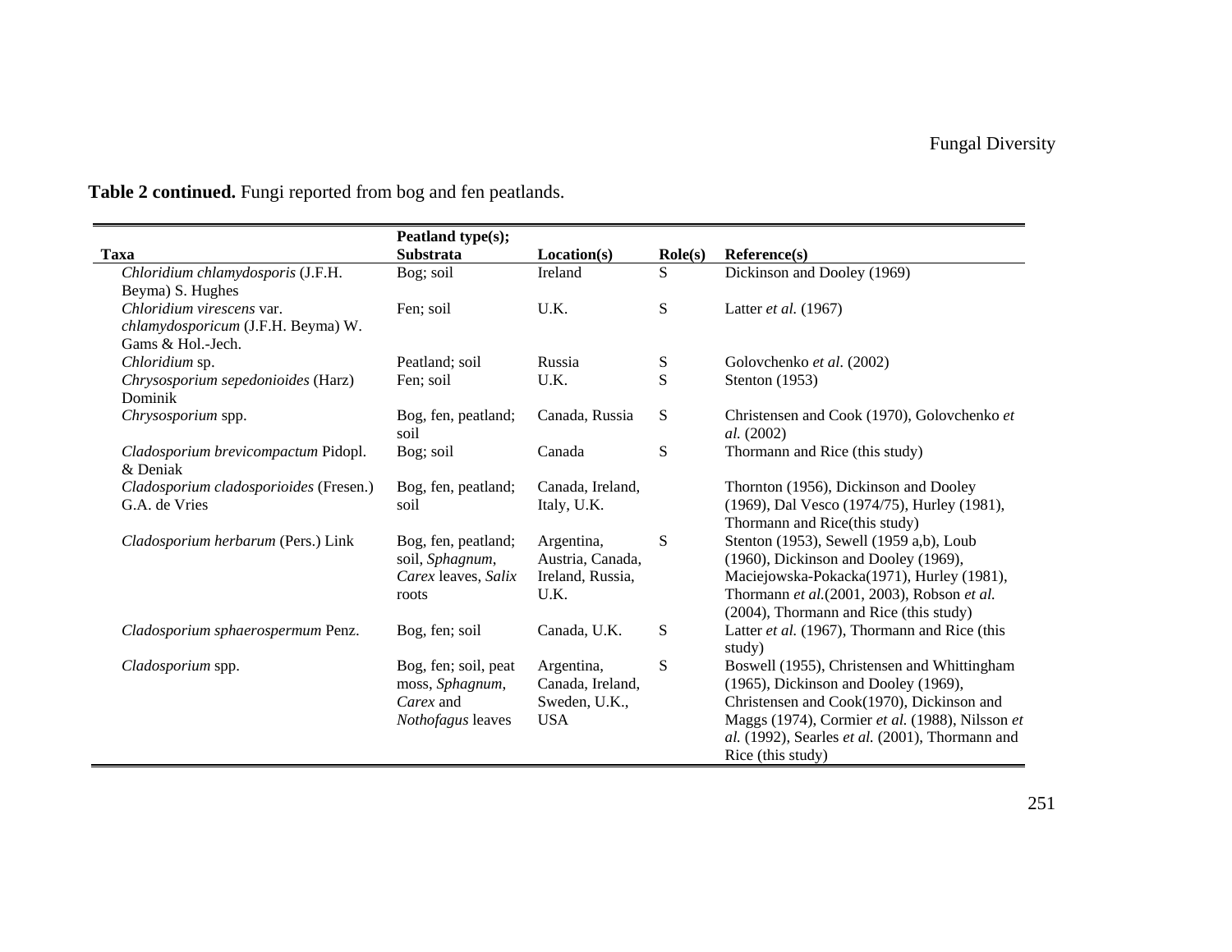**Table 2 continued.** Fungi reported from bog and fen peatlands.

| Taxa | Peatland type(s); Substrata | Location(s) | Role(s) | Reference(s) |
|---|---|---|---|---|
| *Chloridium chlamydosporis* (J.F.H. Beyma) S. Hughes | Bog; soil | Ireland | S | Dickinson and Dooley (1969) |
| *Chloridium virescens* var. *chlamydosporicum* (J.F.H. Beyma) W. Gams & Hol.-Jech. | Fen; soil | U.K. | S | Latter *et al.* (1967) |
| *Chloridium* sp. | Peatland; soil | Russia | S | Golovchenko *et al.* (2002) |
| *Chrysosporium sepedonioides* (Harz) Dominik | Fen; soil | U.K. | S | Stenton (1953) |
| *Chrysosporium* spp. | Bog, fen, peatland; soil | Canada, Russia | S | Christensen and Cook (1970), Golovchenko *et al.* (2002) |
| *Cladosporium brevicompactum* Pidopl. & Deniak | Bog; soil | Canada | S | Thormann and Rice (this study) |
| *Cladosporium cladosporioides* (Fresen.) G.A. de Vries | Bog, fen, peatland; soil | Canada, Ireland, Italy, U.K. | | Thornton (1956), Dickinson and Dooley (1969), Dal Vesco (1974/75), Hurley (1981), Thormann and Rice(this study) |
| *Cladosporium herbarum* (Pers.) Link | Bog, fen, peatland; soil, *Sphagnum*, *Carex* leaves, *Salix* roots | Argentina, Austria, Canada, Ireland, Russia, U.K. | S | Stenton (1953), Sewell (1959 a,b), Loub (1960), Dickinson and Dooley (1969), Maciejowska-Pokacka(1971), Hurley (1981), Thormann *et al.*(2001, 2003), Robson *et al.* (2004), Thormann and Rice (this study) |
| *Cladosporium sphaerospermum* Penz. | Bog, fen; soil | Canada, U.K. | S | Latter *et al.* (1967), Thormann and Rice (this study) |
| *Cladosporium* spp. | Bog, fen; soil, peat moss, *Sphagnum*, *Carex* and *Nothofagus* leaves | Argentina, Canada, Ireland, Sweden, U.K., USA | S | Boswell (1955), Christensen and Whittingham (1965), Dickinson and Dooley (1969), Christensen and Cook(1970), Dickinson and Maggs (1974), Cormier *et al.* (1988), Nilsson *et al.* (1992), Searles *et al.* (2001), Thormann and Rice (this study) |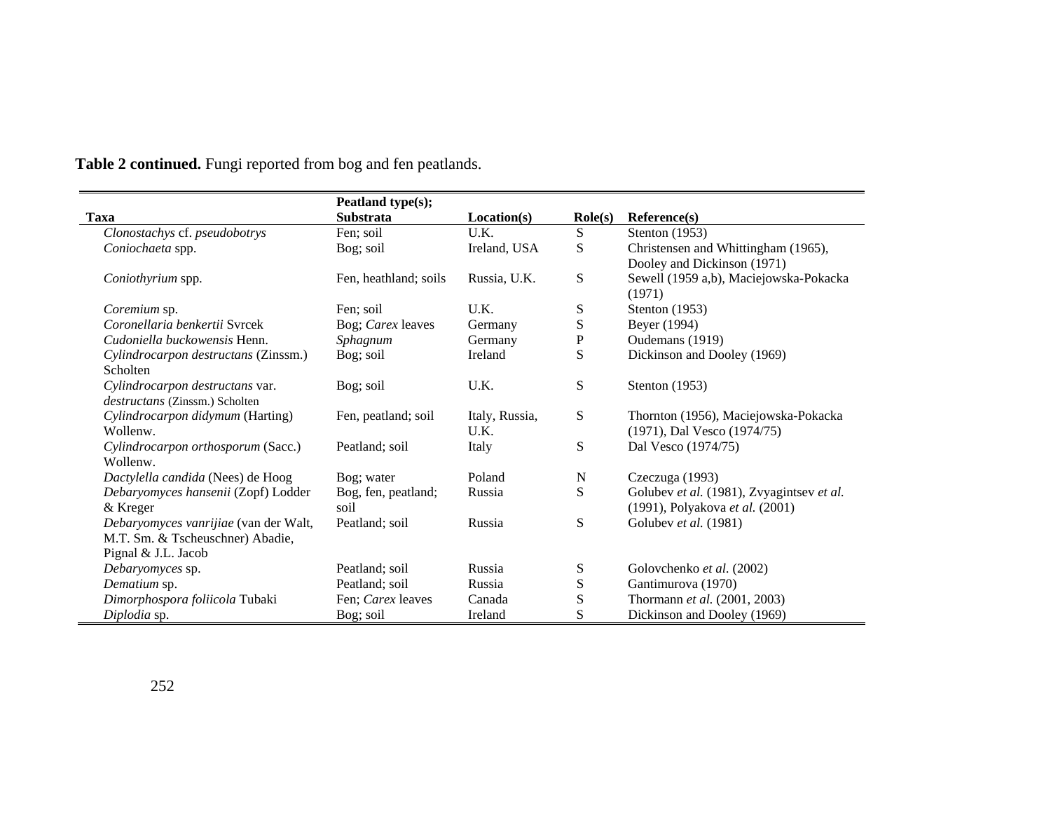**Table 2 continued.** Fungi reported from bog and fen peatlands.

| Taxa | Peatland type(s); Substrata | Location(s) | Role(s) | Reference(s) |
|---|---|---|---|---|
| *Clonostachys* cf. *pseudobotrys* | Fen; soil | U.K. | S | Stenton (1953) |
| *Coniochaeta* spp. | Bog; soil | Ireland, USA | S | Christensen and Whittingham (1965), Dooley and Dickinson (1971) |
| *Coniothyrium* spp. | Fen, heathland; soils | Russia, U.K. | S | Sewell (1959 a,b), Maciejowska-Pokacka (1971) |
| *Coremium* sp. | Fen; soil | U.K. | S | Stenton (1953) |
| *Coronellaria benkertii* Svrcek | Bog; *Carex* leaves | Germany | S | Beyer (1994) |
| *Cudoniella buckowensis* Henn. | *Sphagnum* | Germany | P | Oudemans (1919) |
| *Cylindrocarpon destructans* (Zinssm.) Scholten | Bog; soil | Ireland | S | Dickinson and Dooley (1969) |
| *Cylindrocarpon destructans* var. *destructans* (Zinssm.) Scholten | Bog; soil | U.K. | S | Stenton (1953) |
| *Cylindrocarpon didymum* (Harting) Wollenw. | Fen, peatland; soil | Italy, Russia, U.K. | S | Thornton (1956), Maciejowska-Pokacka (1971), Dal Vesco (1974/75) |
| *Cylindrocarpon orthosporum* (Sacc.) Wollenw. | Peatland; soil | Italy | S | Dal Vesco (1974/75) |
| *Dactylella candida* (Nees) de Hoog | Bog; water | Poland | N | Czeczuga (1993) |
| *Debaryomyces hansenii* (Zopf) Lodder & Kreger | Bog, fen, peatland; soil | Russia | S | Golubev *et al.* (1981), Zvyagintsev *et al.* (1991), Polyakova *et al.* (2001) |
| *Debaryomyces vanrijiae* (van der Walt, M.T. Sm. & Tscheuschner) Abadie, Pignal & J.L. Jacob | Peatland; soil | Russia | S | Golubev *et al.* (1981) |
| *Debaryomyces* sp. | Peatland; soil | Russia | S | Golovchenko *et al.* (2002) |
| *Dematium* sp. | Peatland; soil | Russia | S | Gantimurova (1970) |
| *Dimorphospora foliicola* Tubaki | Fen; *Carex* leaves | Canada | S | Thormann *et al.* (2001, 2003) |
| *Diplodia* sp. | Bog; soil | Ireland | S | Dickinson and Dooley (1969) |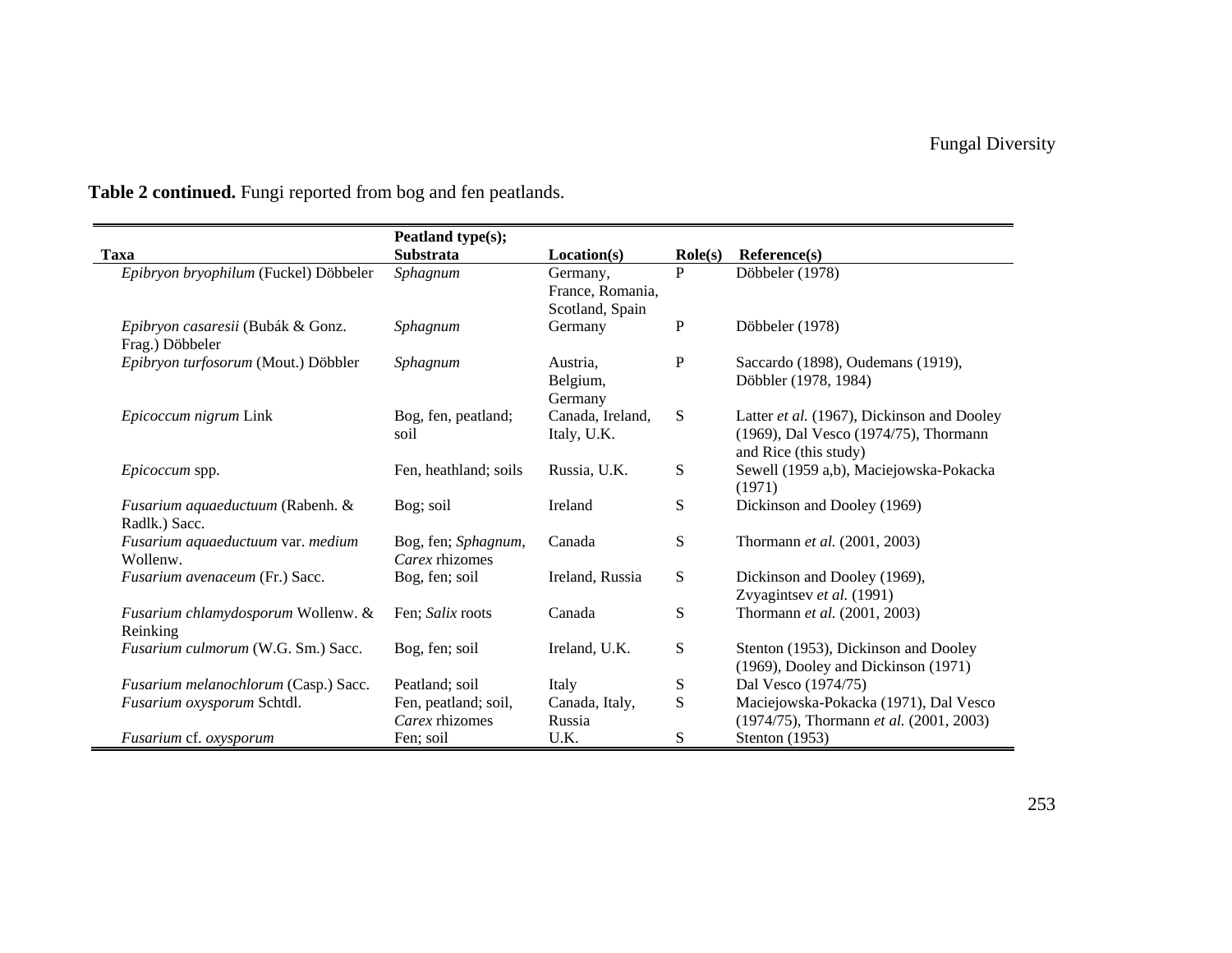**Table 2 continued.** Fungi reported from bog and fen peatlands.

| Taxa | Peatland type(s); Substrata | Location(s) | Role(s) | Reference(s) |
|---|---|---|---|---|
| *Epibryon bryophilum* (Fuckel) Döbbeler | *Sphagnum* | Germany, France, Romania, Scotland, Spain | P | Döbbeler (1978) |
| *Epibryon casaresii* (Bubák & Gonz. Frag.) Döbbeler | *Sphagnum* | Germany | P | Döbbeler (1978) |
| *Epibryon turfosorum* (Mout.) Döbbler | *Sphagnum* | Austria, Belgium, Germany | P | Saccardo (1898), Oudemans (1919), Döbbler (1978, 1984) |
| *Epicoccum nigrum* Link | Bog, fen, peatland; soil | Canada, Ireland, Italy, U.K. | S | Latter *et al.* (1967), Dickinson and Dooley (1969), Dal Vesco (1974/75), Thormann and Rice (this study) |
| *Epicoccum* spp. | Fen, heathland; soils | Russia, U.K. | S | Sewell (1959 a,b), Maciejowska-Pokacka (1971) |
| *Fusarium aquaeductuum* (Rabenh. & Radlk.) Sacc. | Bog; soil | Ireland | S | Dickinson and Dooley (1969) |
| *Fusarium aquaeductuum* var. *medium* Wollenw. | Bog, fen; *Sphagnum*, *Carex* rhizomes | Canada | S | Thormann *et al.* (2001, 2003) |
| *Fusarium avenaceum* (Fr.) Sacc. | Bog, fen; soil | Ireland, Russia | S | Dickinson and Dooley (1969), Zvyagintsev *et al.* (1991) |
| *Fusarium chlamydosporum* Wollenw. & Reinking | Fen; *Salix* roots | Canada | S | Thormann *et al.* (2001, 2003) |
| *Fusarium culmorum* (W.G. Sm.) Sacc. | Bog, fen; soil | Ireland, U.K. | S | Stenton (1953), Dickinson and Dooley (1969), Dooley and Dickinson (1971) |
| *Fusarium melanochlorum* (Casp.) Sacc. | Peatland; soil | Italy | S | Dal Vesco (1974/75) |
| *Fusarium oxysporum* Schtdl. | Fen, peatland; soil, *Carex* rhizomes | Canada, Italy, Russia | S | Maciejowska-Pokacka (1971), Dal Vesco (1974/75), Thormann *et al.* (2001, 2003) |
| *Fusarium* cf. *oxysporum* | Fen; soil | U.K. | S | Stenton (1953) |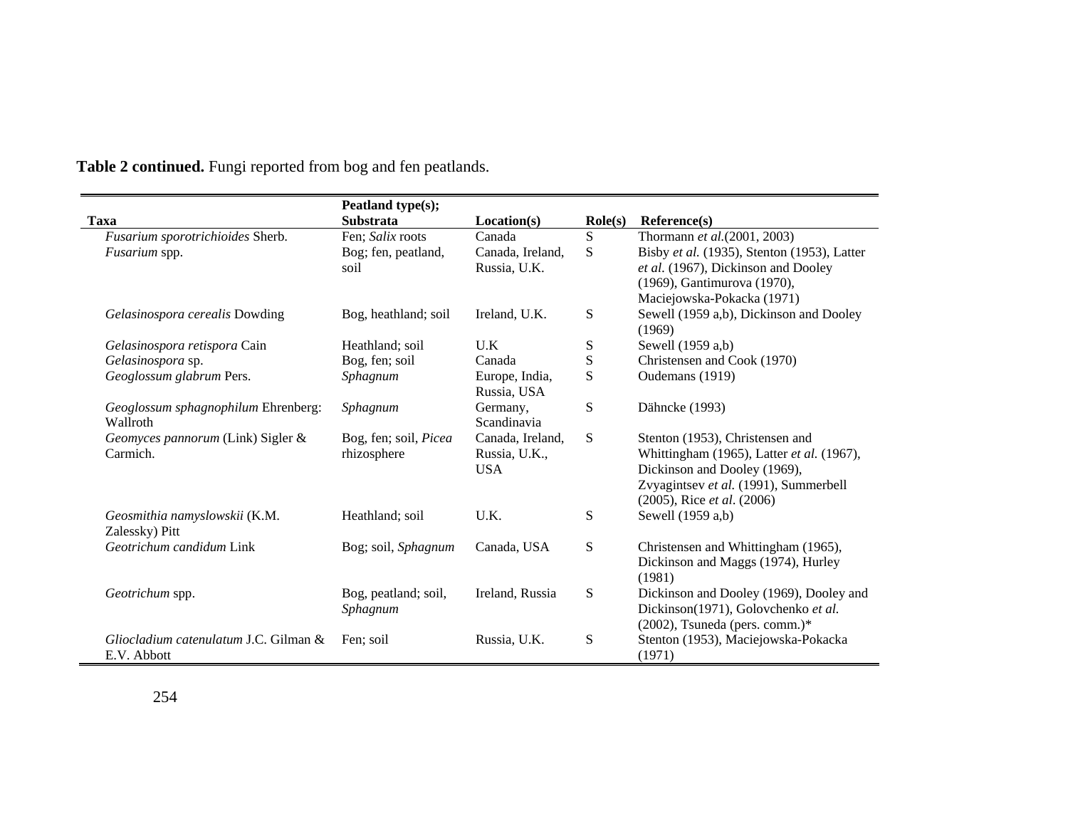**Table 2 continued.** Fungi reported from bog and fen peatlands.

| Taxa | Peatland type(s); Substrata | Location(s) | Role(s) | Reference(s) |
|---|---|---|---|---|
| *Fusarium sporotrichioides* Sherb. | Fen; *Salix* roots | Canada | S | Thormann *et al.*(2001, 2003) |
| *Fusarium* spp. | Bog; fen, peatland, soil | Canada, Ireland, Russia, U.K. | S | Bisby *et al.* (1935), Stenton (1953), Latter *et al.* (1967), Dickinson and Dooley (1969), Gantimurova (1970), Maciejowska-Pokacka (1971) |
| *Gelasinospora cerealis* Dowding | Bog, heathland; soil | Ireland, U.K. | S | Sewell (1959 a,b), Dickinson and Dooley (1969) |
| *Gelasinospora retispora* Cain | Heathland; soil | U.K | S | Sewell (1959 a,b) |
| *Gelasinospora* sp. | Bog, fen; soil | Canada | S | Christensen and Cook (1970) |
| *Geoglossum glabrum* Pers. | *Sphagnum* | Europe, India, Russia, USA | S | Oudemans (1919) |
| *Geoglossum sphagnophilum* Ehrenberg: Wallroth | *Sphagnum* | Germany, Scandinavia | S | Dähncke (1993) |
| *Geomyces pannorum* (Link) Sigler & Carmich. | Bog, fen; soil, *Picea* rhizosphere | Canada, Ireland, Russia, U.K., USA | S | Stenton (1953), Christensen and Whittingham (1965), Latter *et al.* (1967), Dickinson and Dooley (1969), Zvyagintsev *et al.* (1991), Summerbell (2005), Rice *et al*. (2006) |
| *Geosmithia namyslowskii* (K.M. Zalessky) Pitt | Heathland; soil | U.K. | S | Sewell (1959 a,b) |
| *Geotrichum candidum* Link | Bog; soil, *Sphagnum* | Canada, USA | S | Christensen and Whittingham (1965), Dickinson and Maggs (1974), Hurley (1981) |
| *Geotrichum* spp. | Bog, peatland; soil, *Sphagnum* | Ireland, Russia | S | Dickinson and Dooley (1969), Dooley and Dickinson(1971), Golovchenko *et al.* (2002), Tsuneda (pers. comm.)* |
| *Gliocladium catenulatum* J.C. Gilman & E.V. Abbott | Fen; soil | Russia, U.K. | S | Stenton (1953), Maciejowska-Pokacka (1971) |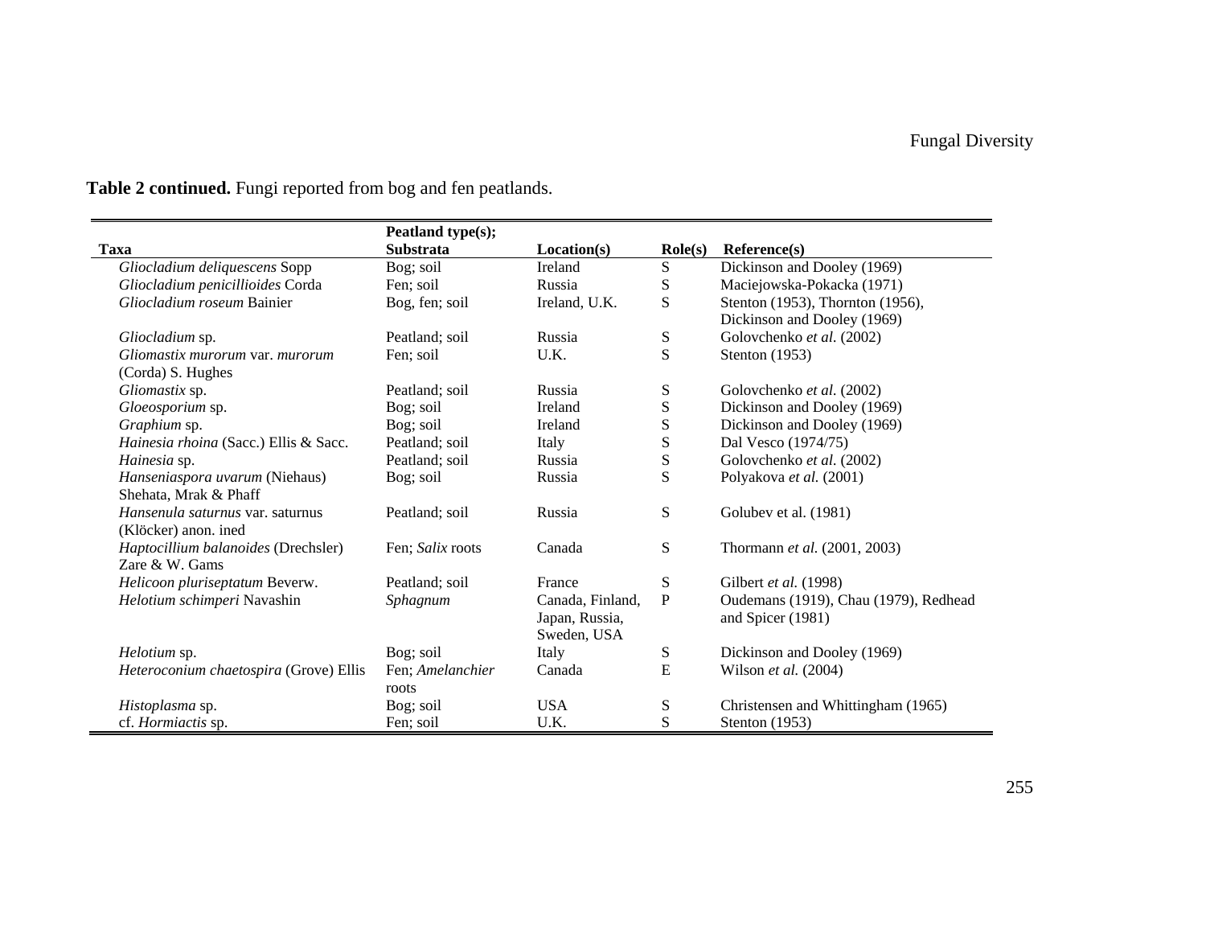**Table 2 continued.** Fungi reported from bog and fen peatlands.

| Taxa | Peatland type(s); Substrata | Location(s) | Role(s) | Reference(s) |
|---|---|---|---|---|
| *Gliocladium deliquescens* Sopp | Bog; soil | Ireland | S | Dickinson and Dooley (1969) |
| *Gliocladium penicillioides* Corda | Fen; soil | Russia | S | Maciejowska-Pokacka (1971) |
| *Gliocladium roseum* Bainier | Bog, fen; soil | Ireland, U.K. | S | Stenton (1953), Thornton (1956), Dickinson and Dooley (1969) |
| *Gliocladium* sp. | Peatland; soil | Russia | S | Golovchenko *et al.* (2002) |
| *Gliomastix murorum* var. *murorum* (Corda) S. Hughes | Fen; soil | U.K. | S | Stenton (1953) |
| *Gliomastix* sp. | Peatland; soil | Russia | S | Golovchenko *et al.* (2002) |
| *Gloeosporium* sp. | Bog; soil | Ireland | S | Dickinson and Dooley (1969) |
| *Graphium* sp. | Bog; soil | Ireland | S | Dickinson and Dooley (1969) |
| *Hainesia rhoina* (Sacc.) Ellis & Sacc. | Peatland; soil | Italy | S | Dal Vesco (1974/75) |
| *Hainesia* sp. | Peatland; soil | Russia | S | Golovchenko *et al.* (2002) |
| *Hanseniaspora uvarum* (Niehaus) Shehata, Mrak & Phaff | Bog; soil | Russia | S | Polyakova *et al.* (2001) |
| *Hansenula saturnus* var. saturnus (Klöcker) anon. ined | Peatland; soil | Russia | S | Golubev et al. (1981) |
| *Haptocillium balanoides* (Drechsler) Zare & W. Gams | Fen; *Salix* roots | Canada | S | Thormann *et al.* (2001, 2003) |
| *Helicoon pluriseptatum* Beverw. | Peatland; soil | France | S | Gilbert *et al.* (1998) |
| *Helotium schimperi* Navashin | *Sphagnum* | Canada, Finland, Japan, Russia, Sweden, USA | P | Oudemans (1919), Chau (1979), Redhead and Spicer (1981) |
| *Helotium* sp. | Bog; soil | Italy | S | Dickinson and Dooley (1969) |
| *Heteroconium chaetospira* (Grove) Ellis | Fen; *Amelanchier* roots | Canada | E | Wilson *et al.* (2004) |
| *Histoplasma* sp. | Bog; soil | USA | S | Christensen and Whittingham (1965) |
| cf. *Hormiactis* sp. | Fen; soil | U.K. | S | Stenton (1953) |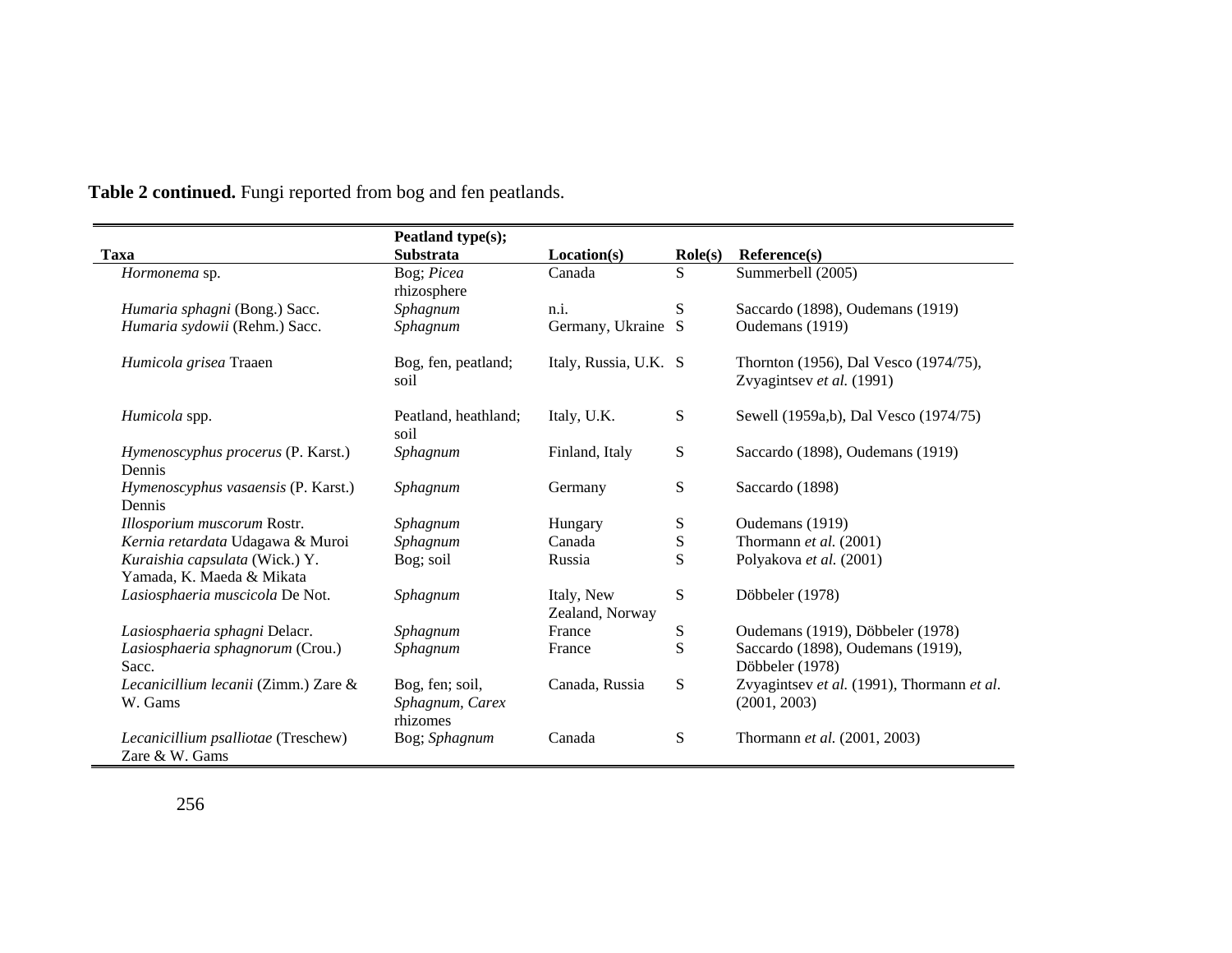**Table 2 continued.** Fungi reported from bog and fen peatlands.

| Taxa | Peatland type(s); Substrata | Location(s) | Role(s) | Reference(s) |
|---|---|---|---|---|
| *Hormonema* sp. | Bog; *Picea* rhizosphere | Canada | S | Summerbell (2005) |
| *Humaria sphagni* (Bong.) Sacc. | *Sphagnum* | n.i. | S | Saccardo (1898), Oudemans (1919) |
| *Humaria sydowii* (Rehm.) Sacc. | *Sphagnum* | Germany, Ukraine | S | Oudemans (1919) |
| *Humicola grisea* Traaen | Bog, fen, peatland; soil | Italy, Russia, U.K. | S | Thornton (1956), Dal Vesco (1974/75), Zvyagintsev *et al.* (1991) |
| *Humicola* spp. | Peatland, heathland; soil | Italy, U.K. | S | Sewell (1959a,b), Dal Vesco (1974/75) |
| *Hymenoscyphus procerus* (P. Karst.) Dennis | *Sphagnum* | Finland, Italy | S | Saccardo (1898), Oudemans (1919) |
| *Hymenoscyphus vasaensis* (P. Karst.) Dennis | *Sphagnum* | Germany | S | Saccardo (1898) |
| *Illosporium muscorum* Rostr. | *Sphagnum* | Hungary | S | Oudemans (1919) |
| *Kernia retardata* Udagawa & Muroi | *Sphagnum* | Canada | S | Thormann *et al.* (2001) |
| *Kuraishia capsulata* (Wick.) Y. Yamada, K. Maeda & Mikata | Bog; soil | Russia | S | Polyakova *et al.* (2001) |
| *Lasiosphaeria muscicola* De Not. | *Sphagnum* | Italy, New Zealand, Norway | S | Döbbeler (1978) |
| *Lasiosphaeria sphagni* Delacr. | *Sphagnum* | France | S | Oudemans (1919), Döbbeler (1978) |
| *Lasiosphaeria sphagnorum* (Crou.) Sacc. | *Sphagnum* | France | S | Saccardo (1898), Oudemans (1919), Döbbeler (1978) |
| *Lecanicillium lecanii* (Zimm.) Zare & W. Gams | Bog, fen; soil, *Sphagnum*, *Carex* rhizomes | Canada, Russia | S | Zvyagintsev *et al.* (1991), Thormann *et al.* (2001, 2003) |
| *Lecanicillium psalliotae* (Treschew) Zare & W. Gams | Bog; *Sphagnum* | Canada | S | Thormann *et al.* (2001, 2003) |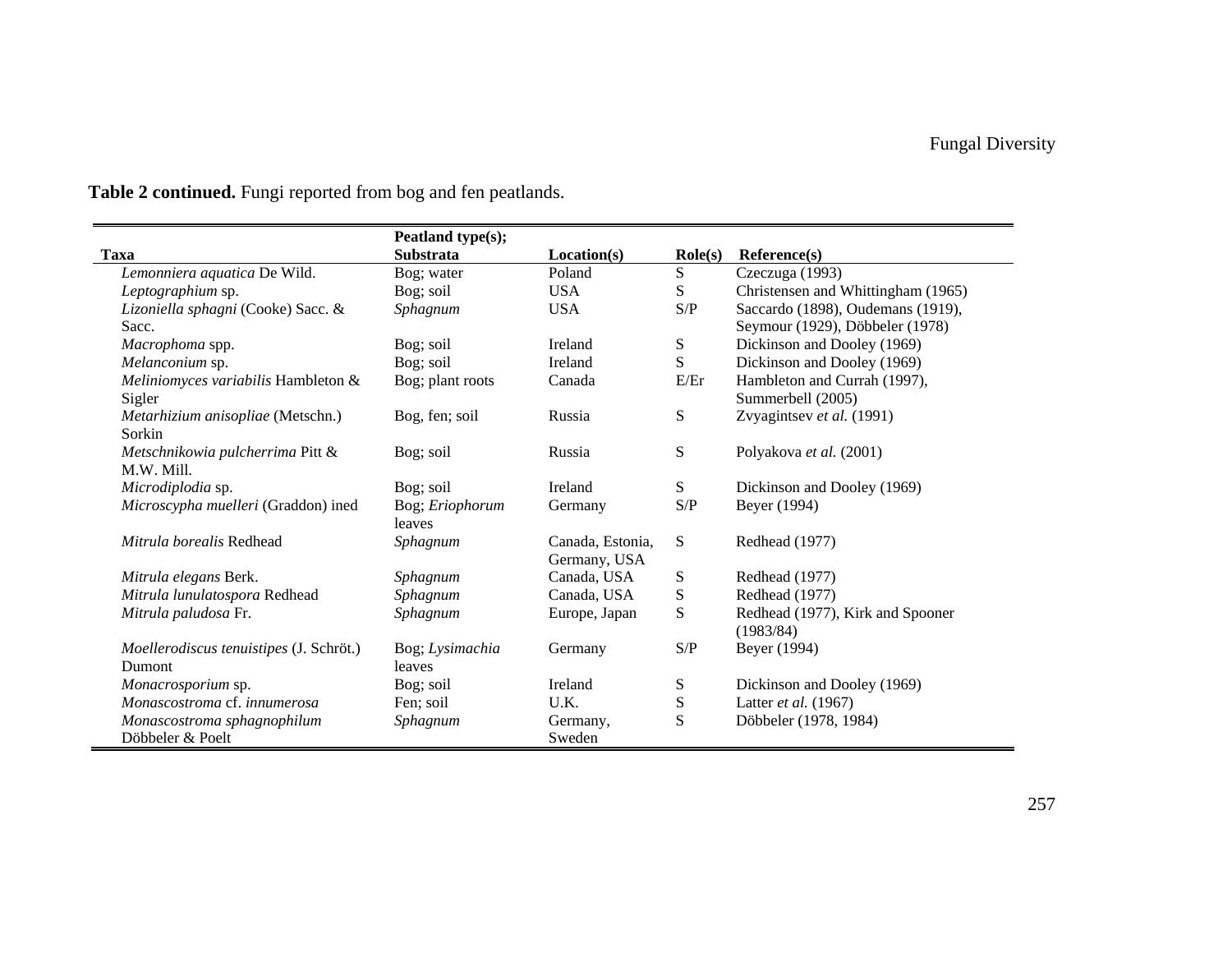**Table 2 continued.** Fungi reported from bog and fen peatlands.

| Taxa | Peatland type(s); Substrata | Location(s) | Role(s) | Reference(s) |
|---|---|---|---|---|
| *Lemonniera aquatica* De Wild. | Bog; water | Poland | S | Czeczuga (1993) |
| *Leptographium* sp. | Bog; soil | USA | S | Christensen and Whittingham (1965) |
| *Lizoniella sphagni* (Cooke) Sacc. & Sacc. | *Sphagnum* | USA | S/P | Saccardo (1898), Oudemans (1919), Seymour (1929), Döbbeler (1978) |
| *Macrophoma* spp. | Bog; soil | Ireland | S | Dickinson and Dooley (1969) |
| *Melanconium* sp. | Bog; soil | Ireland | S | Dickinson and Dooley (1969) |
| *Meliniomyces variabilis* Hambleton & Sigler | Bog; plant roots | Canada | E/Er | Hambleton and Currah (1997), Summerbell (2005) |
| *Metarhizium anisopliae* (Metschn.) Sorkin | Bog, fen; soil | Russia | S | Zvyagintsev *et al.* (1991) |
| *Metschnikowia pulcherrima* Pitt & M.W. Mill. | Bog; soil | Russia | S | Polyakova *et al.* (2001) |
| *Microdiplodia* sp. | Bog; soil | Ireland | S | Dickinson and Dooley (1969) |
| *Microscypha muelleri* (Graddon) ined | Bog; *Eriophorum* leaves | Germany | S/P | Beyer (1994) |
| *Mitrula borealis* Redhead | *Sphagnum* | Canada, Estonia, Germany, USA | S | Redhead (1977) |
| *Mitrula elegans* Berk. | *Sphagnum* | Canada, USA | S | Redhead (1977) |
| *Mitrula lunulatospora* Redhead | *Sphagnum* | Canada, USA | S | Redhead (1977) |
| *Mitrula paludosa* Fr. | *Sphagnum* | Europe, Japan | S | Redhead (1977), Kirk and Spooner (1983/84) |
| *Moellerodiscus tenuistipes* (J. Schröt.) Dumont | Bog; *Lysimachia* leaves | Germany | S/P | Beyer (1994) |
| *Monacrosporium* sp. | Bog; soil | Ireland | S | Dickinson and Dooley (1969) |
| *Monascostroma* cf. *innumerosa* | Fen; soil | U.K. | S | Latter *et al.* (1967) |
| *Monascostroma sphagnophilum* Döbbeler & Poelt | *Sphagnum* | Germany, Sweden | S | Döbbeler (1978, 1984) |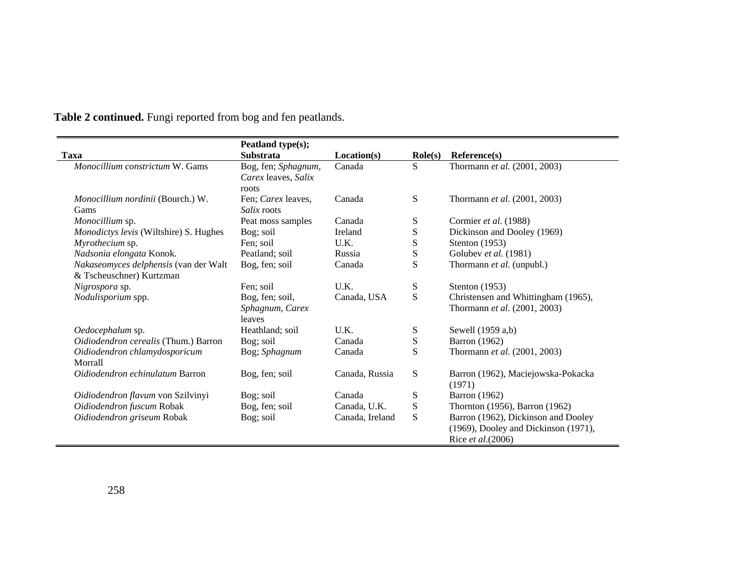**Table 2 continued.** Fungi reported from bog and fen peatlands.

| Taxa | Peatland type(s); Substrata | Location(s) | Role(s) | Reference(s) |
|---|---|---|---|---|
| *Monocillium constrictum* W. Gams | Bog, fen; *Sphagnum*, *Carex* leaves, *Salix* roots | Canada | S | Thormann *et al.* (2001, 2003) |
| *Monocillium nordinii* (Bourch.) W. Gams | Fen; *Carex* leaves, *Salix* roots | Canada | S | Thormann *et al.* (2001, 2003) |
| *Monocillium* sp. | Peat moss samples | Canada | S | Cormier *et al.* (1988) |
| *Monodictys levis* (Wiltshire) S. Hughes | Bog; soil | Ireland | S | Dickinson and Dooley (1969) |
| *Myrothecium* sp. | Fen; soil | U.K. | S | Stenton (1953) |
| *Nadsonia elongata* Konok. | Peatland; soil | Russia | S | Golubev *et al.* (1981) |
| *Nakaseomyces delphensis* (van der Walt & Tscheuschner) Kurtzman | Bog, fen; soil | Canada | S | Thormann *et al.* (unpubl.) |
| *Nigrospora* sp. | Fen; soil | U.K. | S | Stenton (1953) |
| *Nodulisporium* spp. | Bog, fen; soil, *Sphagnum*, *Carex* leaves | Canada, USA | S | Christensen and Whittingham (1965), Thormann *et al*. (2001, 2003) |
| *Oedocephalum* sp. | Heathland; soil | U.K. | S | Sewell (1959 a,b) |
| *Oidiodendron cerealis* (Thum.) Barron | Bog; soil | Canada | S | Barron (1962) |
| *Oidiodendron chlamydosporicum* Morrall | Bog; *Sphagnum* | Canada | S | Thormann *et al.* (2001, 2003) |
| *Oidiodendron echinulatum* Barron | Bog, fen; soil | Canada, Russia | S | Barron (1962), Maciejowska-Pokacka (1971) |
| *Oidiodendron flavum* von Szilvinyi | Bog; soil | Canada | S | Barron (1962) |
| *Oidiodendron fuscum* Robak | Bog, fen; soil | Canada, U.K. | S | Thornton (1956), Barron (1962) |
| *Oidiodendron griseum* Robak | Bog; soil | Canada, Ireland | S | Barron (1962), Dickinson and Dooley (1969), Dooley and Dickinson (1971), Rice *et al.*(2006) |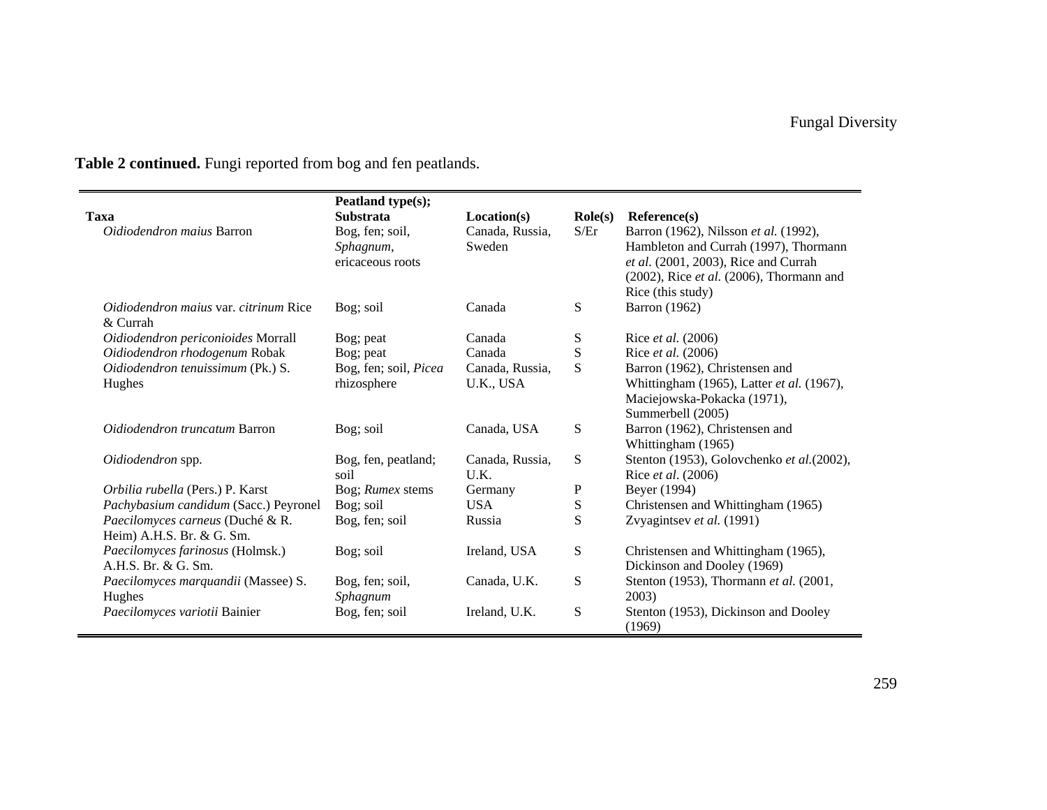**Table 2 continued.** Fungi reported from bog and fen peatlands.

| Taxa | Peatland type(s); Substrata | Location(s) | Role(s) | Reference(s) |
|---|---|---|---|---|
| *Oidiodendron maius* Barron | Bog, fen; soil, *Sphagnum*, ericaceous roots | Canada, Russia, Sweden | S/Er | Barron (1962), Nilsson *et al.* (1992), Hambleton and Currah (1997), Thormann *et al.* (2001, 2003), Rice and Currah (2002), Rice *et al.* (2006), Thormann and Rice (this study) |
| *Oidiodendron maius* var. *citrinum* Rice & Currah | Bog; soil | Canada | S | Barron (1962) |
| *Oidiodendron periconioides* Morrall | Bog; peat | Canada | S | Rice *et al.* (2006) |
| *Oidiodendron rhodogenum* Robak | Bog; peat | Canada | S | Rice *et al.* (2006) |
| *Oidiodendron tenuissimum* (Pk.) S. Hughes | Bog, fen; soil, *Picea* rhizosphere | Canada, Russia, U.K., USA | S | Barron (1962), Christensen and Whittingham (1965), Latter *et al.* (1967), Maciejowska-Pokacka (1971), Summerbell (2005) |
| *Oidiodendron truncatum* Barron | Bog; soil | Canada, USA | S | Barron (1962), Christensen and Whittingham (1965) |
| *Oidiodendron* spp. | Bog, fen, peatland; soil | Canada, Russia, U.K. | S | Stenton (1953), Golovchenko *et al.*(2002), Rice *et al*. (2006) |
| *Orbilia rubella* (Pers.) P. Karst | Bog; *Rumex* stems | Germany | P | Beyer (1994) |
| *Pachybasium candidum* (Sacc.) Peyronel | Bog; soil | USA | S | Christensen and Whittingham (1965) |
| *Paecilomyces carneus* (Duché & R. Heim) A.H.S. Br. & G. Sm. | Bog, fen; soil | Russia | S | Zvyagintsev *et al.* (1991) |
| *Paecilomyces farinosus* (Holmsk.) A.H.S. Br. & G. Sm. | Bog; soil | Ireland, USA | S | Christensen and Whittingham (1965), Dickinson and Dooley (1969) |
| *Paecilomyces marquandii* (Massee) S. Hughes | Bog, fen; soil, *Sphagnum* | Canada, U.K. | S | Stenton (1953), Thormann *et al.* (2001, 2003) |
| *Paecilomyces variotii* Bainier | Bog, fen; soil | Ireland, U.K. | S | Stenton (1953), Dickinson and Dooley (1969) |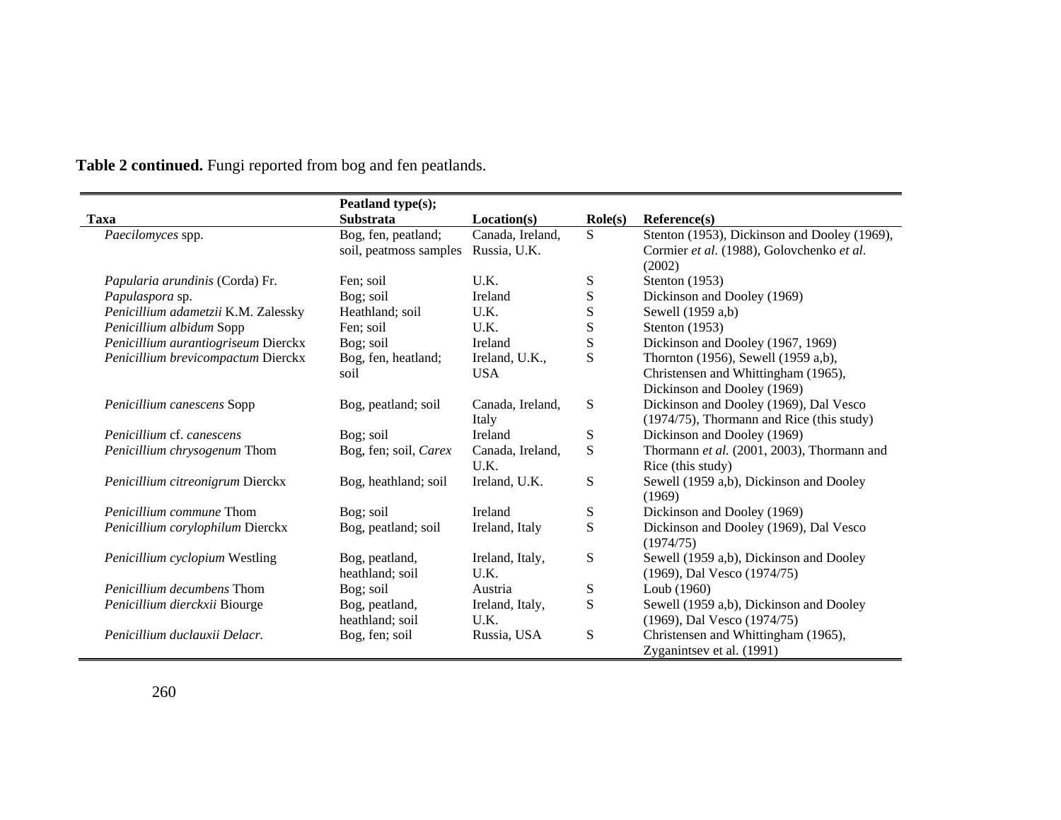**Table 2 continued.** Fungi reported from bog and fen peatlands.

| Taxa | Peatland type(s); Substrata | Location(s) | Role(s) | Reference(s) |
|---|---|---|---|---|
| *Paecilomyces* spp. | Bog, fen, peatland; soil, peatmoss samples | Canada, Ireland, Russia, U.K. | S | Stenton (1953), Dickinson and Dooley (1969), Cormier *et al.* (1988), Golovchenko *et al.* (2002) |
| *Papularia arundinis* (Corda) Fr. | Fen; soil | U.K. | S | Stenton (1953) |
| *Papulaspora* sp. | Bog; soil | Ireland | S | Dickinson and Dooley (1969) |
| *Penicillium adametzii* K.M. Zalessky | Heathland; soil | U.K. | S | Sewell (1959 a,b) |
| *Penicillium albidum* Sopp | Fen; soil | U.K. | S | Stenton (1953) |
| *Penicillium aurantiogriseum* Dierckx | Bog; soil | Ireland | S | Dickinson and Dooley (1967, 1969) |
| *Penicillium brevicompactum* Dierckx | Bog, fen, heatland; soil | Ireland, U.K., USA | S | Thornton (1956), Sewell (1959 a,b), Christensen and Whittingham (1965), Dickinson and Dooley (1969) |
| *Penicillium canescens* Sopp | Bog, peatland; soil | Canada, Ireland, Italy | S | Dickinson and Dooley (1969), Dal Vesco (1974/75), Thormann and Rice (this study) |
| *Penicillium* cf. *canescens* | Bog; soil | Ireland | S | Dickinson and Dooley (1969) |
| *Penicillium chrysogenum* Thom | Bog, fen; soil, *Carex* | Canada, Ireland, U.K. | S | Thormann *et al.* (2001, 2003), Thormann and Rice (this study) |
| *Penicillium citreonigrum* Dierckx | Bog, heathland; soil | Ireland, U.K. | S | Sewell (1959 a,b), Dickinson and Dooley (1969) |
| *Penicillium commune* Thom | Bog; soil | Ireland | S | Dickinson and Dooley (1969) |
| *Penicillium corylophilum* Dierckx | Bog, peatland; soil | Ireland, Italy | S | Dickinson and Dooley (1969), Dal Vesco (1974/75) |
| *Penicillium cyclopium* Westling | Bog, peatland, heathland; soil | Ireland, Italy, U.K. | S | Sewell (1959 a,b), Dickinson and Dooley (1969), Dal Vesco (1974/75) |
| *Penicillium decumbens* Thom | Bog; soil | Austria | S | Loub (1960) |
| *Penicillium dierckxii* Biourge | Bog, peatland, heathland; soil | Ireland, Italy, U.K. | S | Sewell (1959 a,b), Dickinson and Dooley (1969), Dal Vesco (1974/75) |
| *Penicillium duclauxii Delacr.* | Bog, fen; soil | Russia, USA | S | Christensen and Whittingham (1965), Zyganintsev et al. (1991) |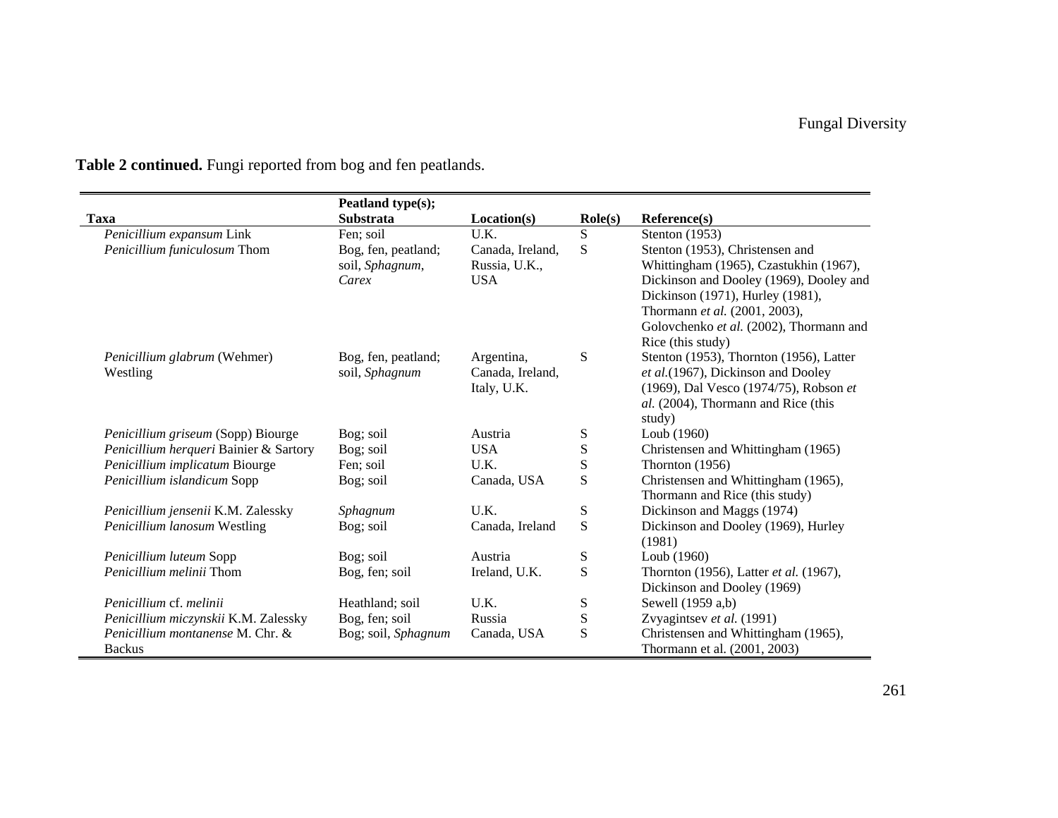**Table 2 continued.** Fungi reported from bog and fen peatlands.

| Taxa | Peatland type(s); Substrata | Location(s) | Role(s) | Reference(s) |
|---|---|---|---|---|
| *Penicillium expansum* Link | Fen; soil | U.K. | S | Stenton (1953) |
| *Penicillium funiculosum* Thom | Bog, fen, peatland; soil, *Sphagnum*, *Carex* | Canada, Ireland, Russia, U.K., USA | S | Stenton (1953), Christensen and Whittingham (1965), Czastukhin (1967), Dickinson and Dooley (1969), Dooley and Dickinson (1971), Hurley (1981), Thormann *et al.* (2001, 2003), Golovchenko *et al.* (2002), Thormann and Rice (this study) |
| *Penicillium glabrum* (Wehmer) Westling | Bog, fen, peatland; soil, *Sphagnum* | Argentina, Canada, Ireland, Italy, U.K. | S | Stenton (1953), Thornton (1956), Latter *et al.*(1967), Dickinson and Dooley (1969), Dal Vesco (1974/75), Robson *et al.* (2004), Thormann and Rice (this study) |
| *Penicillium griseum* (Sopp) Biourge | Bog; soil | Austria | S | Loub (1960) |
| *Penicillium herqueri* Bainier & Sartory | Bog; soil | USA | S | Christensen and Whittingham (1965) |
| *Penicillium implicatum* Biourge | Fen; soil | U.K. | S | Thornton (1956) |
| *Penicillium islandicum* Sopp | Bog; soil | Canada, USA | S | Christensen and Whittingham (1965), Thormann and Rice (this study) |
| *Penicillium jensenii* K.M. Zalessky | *Sphagnum* | U.K. | S | Dickinson and Maggs (1974) |
| *Penicillium lanosum* Westling | Bog; soil | Canada, Ireland | S | Dickinson and Dooley (1969), Hurley (1981) |
| *Penicillium luteum* Sopp | Bog; soil | Austria | S | Loub (1960) |
| *Penicillium melinii* Thom | Bog, fen; soil | Ireland, U.K. | S | Thornton (1956), Latter *et al.* (1967), Dickinson and Dooley (1969) |
| *Penicillium* cf. *melinii* | Heathland; soil | U.K. | S | Sewell (1959 a,b) |
| *Penicillium miczynskii* K.M. Zalessky | Bog, fen; soil | Russia | S | Zvyagintsev *et al.* (1991) |
| *Penicillium montanense* M. Chr. & Backus | Bog; soil, *Sphagnum* | Canada, USA | S | Christensen and Whittingham (1965), Thormann et al. (2001, 2003) |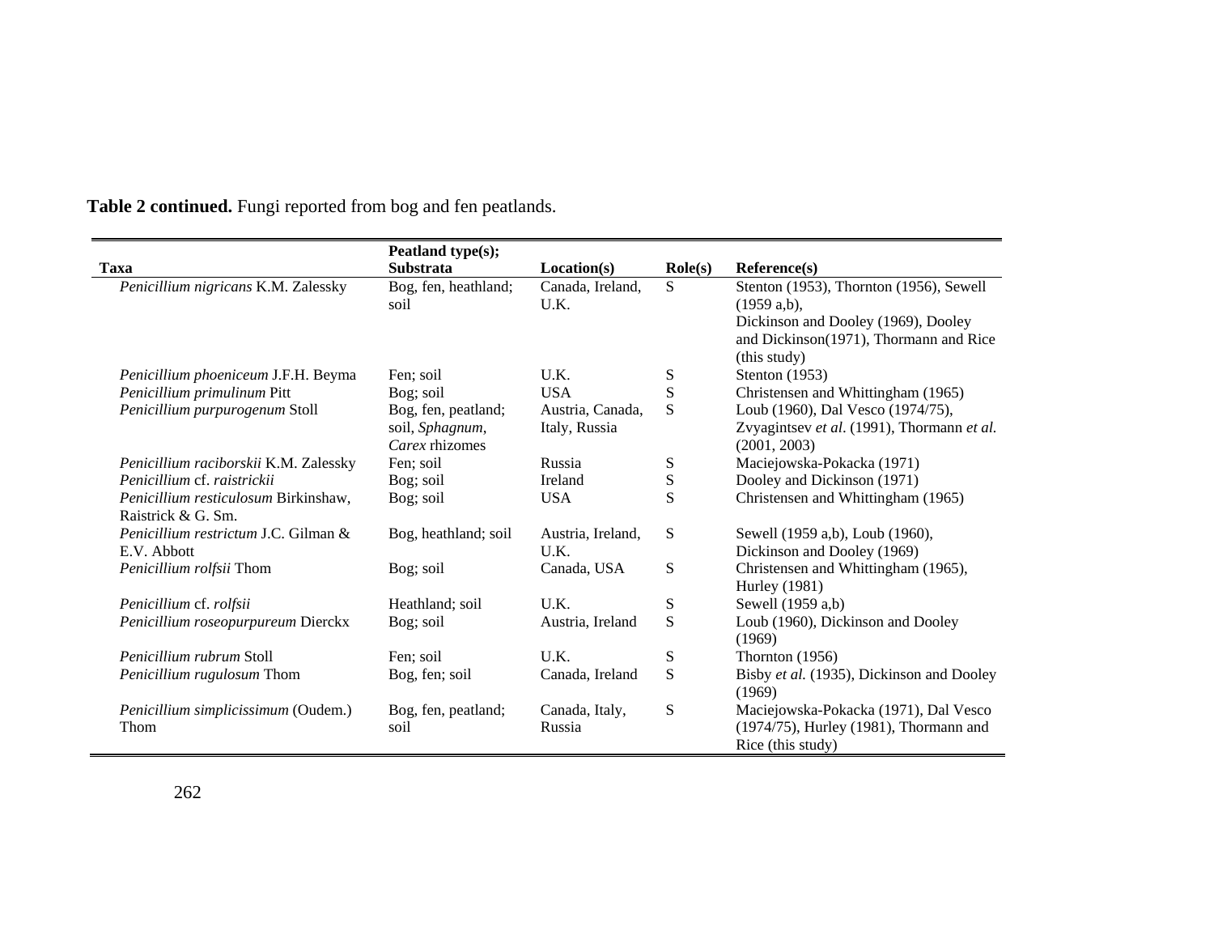**Table 2 continued.** Fungi reported from bog and fen peatlands.

| Taxa | Peatland type(s); Substrata | Location(s) | Role(s) | Reference(s) |
|---|---|---|---|---|
| *Penicillium nigricans* K.M. Zalessky | Bog, fen, heathland; soil | Canada, Ireland, U.K. | S | Stenton (1953), Thornton (1956), Sewell (1959 a,b), Dickinson and Dooley (1969), Dooley and Dickinson(1971), Thormann and Rice (this study) |
| *Penicillium phoeniceum* J.F.H. Beyma | Fen; soil | U.K. | S | Stenton (1953) |
| *Penicillium primulinum* Pitt | Bog; soil | USA | S | Christensen and Whittingham (1965) |
| *Penicillium purpurogenum* Stoll | Bog, fen, peatland; soil, *Sphagnum*, *Carex* rhizomes | Austria, Canada, Italy, Russia | S | Loub (1960), Dal Vesco (1974/75), Zvyagintsev *et al*. (1991), Thormann *et al.* (2001, 2003) |
| *Penicillium raciborskii* K.M. Zalessky | Fen; soil | Russia | S | Maciejowska-Pokacka (1971) |
| *Penicillium* cf. *raistrickii* | Bog; soil | Ireland | S | Dooley and Dickinson (1971) |
| *Penicillium resticulosum* Birkinshaw, Raistrick & G. Sm. | Bog; soil | USA | S | Christensen and Whittingham (1965) |
| *Penicillium restrictum* J.C. Gilman & E.V. Abbott | Bog, heathland; soil | Austria, Ireland, U.K. | S | Sewell (1959 a,b), Loub (1960), Dickinson and Dooley (1969) |
| *Penicillium rolfsii* Thom | Bog; soil | Canada, USA | S | Christensen and Whittingham (1965), Hurley (1981) |
| *Penicillium* cf. *rolfsii* | Heathland; soil | U.K. | S | Sewell (1959 a,b) |
| *Penicillium roseopurpureum* Dierckx | Bog; soil | Austria, Ireland | S | Loub (1960), Dickinson and Dooley (1969) |
| *Penicillium rubrum* Stoll | Fen; soil | U.K. | S | Thornton (1956) |
| *Penicillium rugulosum* Thom | Bog, fen; soil | Canada, Ireland | S | Bisby *et al.* (1935), Dickinson and Dooley (1969) |
| *Penicillium simplicissimum* (Oudem.) Thom | Bog, fen, peatland; soil | Canada, Italy, Russia | S | Maciejowska-Pokacka (1971), Dal Vesco (1974/75), Hurley (1981), Thormann and Rice (this study) |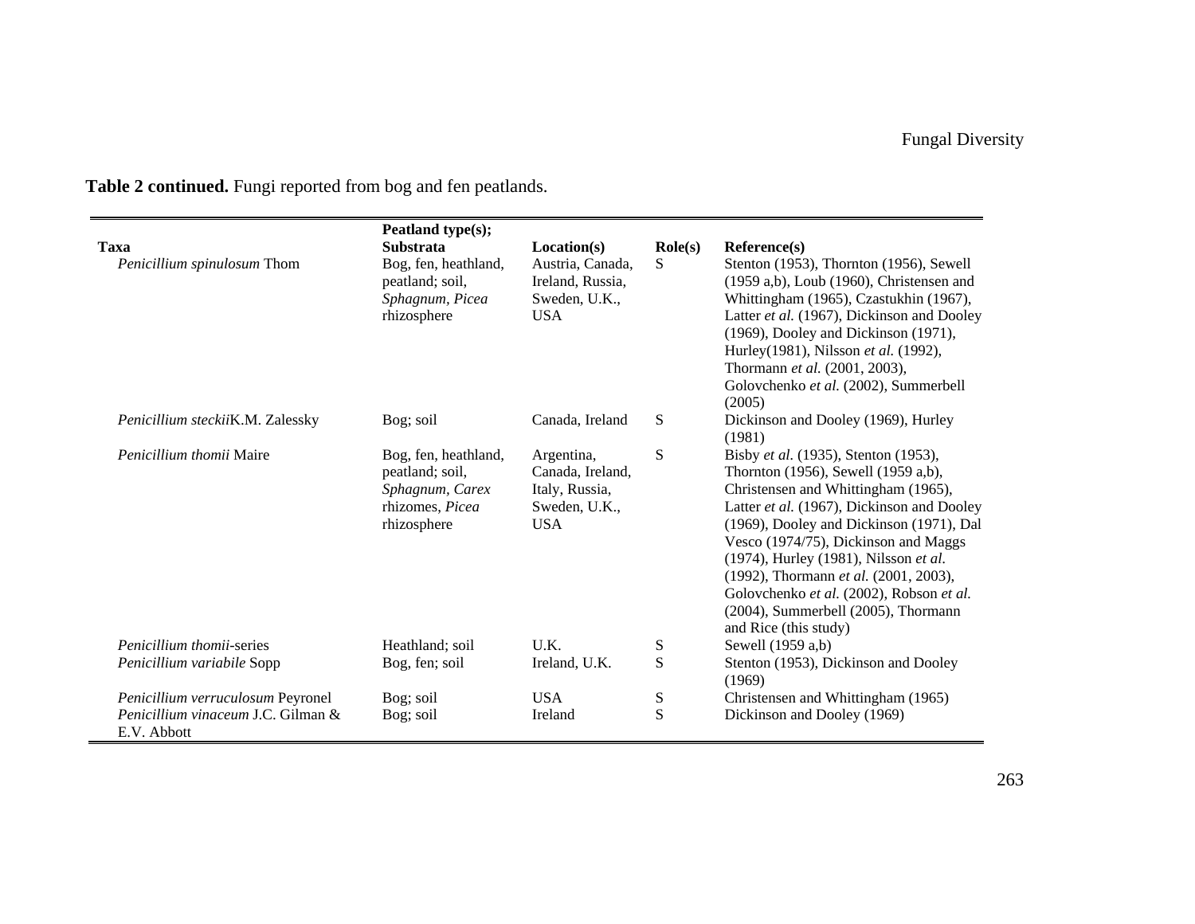**Table 2 continued.** Fungi reported from bog and fen peatlands.

| Taxa | Peatland type(s); Substrata | Location(s) | Role(s) | Reference(s) |
|---|---|---|---|---|
| *Penicillium spinulosum* Thom | Bog, fen, heathland, peatland; soil, *Sphagnum*, *Picea* rhizosphere | Austria, Canada, Ireland, Russia, Sweden, U.K., USA | S | Stenton (1953), Thornton (1956), Sewell (1959 a,b), Loub (1960), Christensen and Whittingham (1965), Czastukhin (1967), Latter *et al.* (1967), Dickinson and Dooley (1969), Dooley and Dickinson (1971), Hurley(1981), Nilsson *et al.* (1992), Thormann *et al.* (2001, 2003), Golovchenko *et al.* (2002), Summerbell (2005) |
| *Penicillium steckii*K.M. Zalessky | Bog; soil | Canada, Ireland | S | Dickinson and Dooley (1969), Hurley (1981) |
| *Penicillium thomii* Maire | Bog, fen, heathland, peatland; soil, *Sphagnum*, *Carex* rhizomes, *Picea* rhizosphere | Argentina, Canada, Ireland, Italy, Russia, Sweden, U.K., USA | S | Bisby *et al.* (1935), Stenton (1953), Thornton (1956), Sewell (1959 a,b), Christensen and Whittingham (1965), Latter *et al.* (1967), Dickinson and Dooley (1969), Dooley and Dickinson (1971), Dal Vesco (1974/75), Dickinson and Maggs (1974), Hurley (1981), Nilsson *et al.* (1992), Thormann *et al.* (2001, 2003), Golovchenko *et al.* (2002), Robson *et al.* (2004), Summerbell (2005), Thormann and Rice (this study) |
| *Penicillium thomii*-series | Heathland; soil | U.K. | S | Sewell (1959 a,b) |
| *Penicillium variabile* Sopp | Bog, fen; soil | Ireland, U.K. | S | Stenton (1953), Dickinson and Dooley (1969) |
| *Penicillium verruculosum* Peyronel | Bog; soil | USA | S | Christensen and Whittingham (1965) |
| *Penicillium vinaceum* J.C. Gilman & E.V. Abbott | Bog; soil | Ireland | S | Dickinson and Dooley (1969) |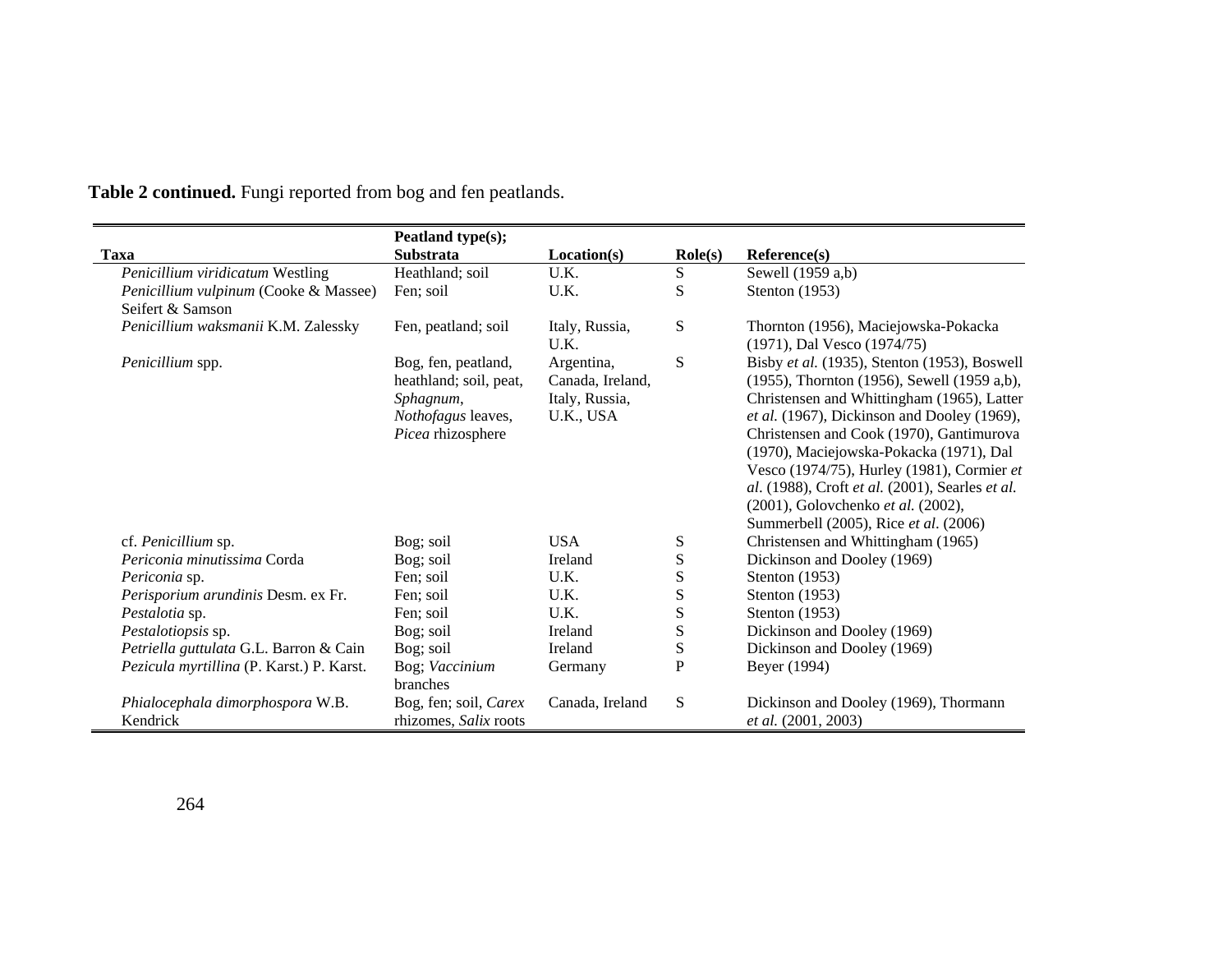**Table 2 continued.** Fungi reported from bog and fen peatlands.

| Taxa | Peatland type(s); Substrata | Location(s) | Role(s) | Reference(s) |
|---|---|---|---|---|
| *Penicillium viridicatum* Westling | Heathland; soil | U.K. | S | Sewell (1959 a,b) |
| *Penicillium vulpinum* (Cooke & Massee) Seifert & Samson | Fen; soil | U.K. | S | Stenton (1953) |
| *Penicillium waksmanii* K.M. Zalessky | Fen, peatland; soil | Italy, Russia, U.K. | S | Thornton (1956), Maciejowska-Pokacka (1971), Dal Vesco (1974/75) |
| *Penicillium* spp. | Bog, fen, peatland, heathland; soil, peat, *Sphagnum*, *Nothofagus* leaves, *Picea* rhizosphere | Argentina, Canada, Ireland, Italy, Russia, U.K., USA | S | Bisby *et al.* (1935), Stenton (1953), Boswell (1955), Thornton (1956), Sewell (1959 a,b), Christensen and Whittingham (1965), Latter *et al.* (1967), Dickinson and Dooley (1969), Christensen and Cook (1970), Gantimurova (1970), Maciejowska-Pokacka (1971), Dal Vesco (1974/75), Hurley (1981), Cormier *et al.* (1988), Croft *et al.* (2001), Searles *et al.* (2001), Golovchenko *et al.* (2002), Summerbell (2005), Rice *et al.* (2006) |
| cf. *Penicillium* sp. | Bog; soil | USA | S | Christensen and Whittingham (1965) |
| *Periconia minutissima* Corda | Bog; soil | Ireland | S | Dickinson and Dooley (1969) |
| *Periconia* sp. | Fen; soil | U.K. | S | Stenton (1953) |
| *Perisporium arundinis* Desm. ex Fr. | Fen; soil | U.K. | S | Stenton (1953) |
| *Pestalotia* sp. | Fen; soil | U.K. | S | Stenton (1953) |
| *Pestalotiopsis* sp. | Bog; soil | Ireland | S | Dickinson and Dooley (1969) |
| *Petriella guttulata* G.L. Barron & Cain | Bog; soil | Ireland | S | Dickinson and Dooley (1969) |
| *Pezicula myrtillina* (P. Karst.) P. Karst. | Bog; *Vaccinium* branches | Germany | P | Beyer (1994) |
| *Phialocephala dimorphospora* W.B. Kendrick | Bog, fen; soil, *Carex* rhizomes, *Salix* roots | Canada, Ireland | S | Dickinson and Dooley (1969), Thormann *et al.* (2001, 2003) |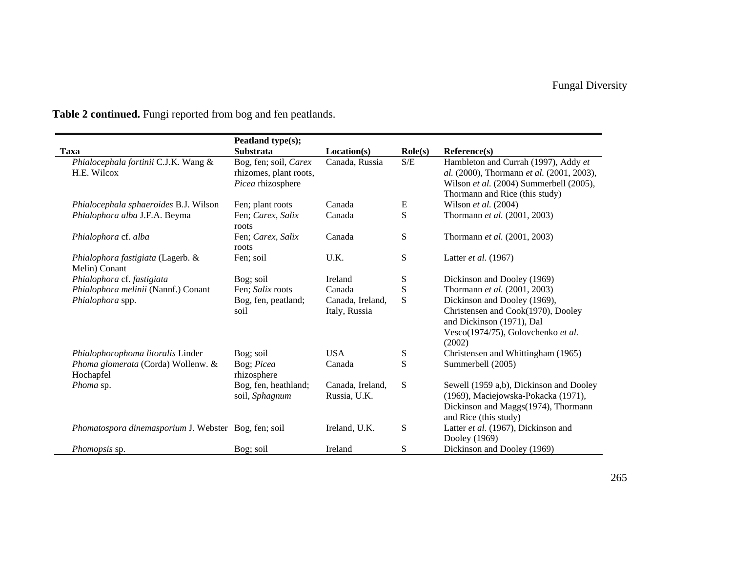**Table 2 continued.** Fungi reported from bog and fen peatlands.

| Taxa | Peatland type(s); Substrata | Location(s) | Role(s) | Reference(s) |
|---|---|---|---|---|
| *Phialocephala fortinii* C.J.K. Wang & H.E. Wilcox | Bog, fen; soil, *Carex* rhizomes, plant roots, *Picea* rhizosphere | Canada, Russia | S/E | Hambleton and Currah (1997), Addy *et al.* (2000), Thormann *et al.* (2001, 2003), Wilson *et al.* (2004) Summerbell (2005), Thormann and Rice (this study) |
| *Phialocephala sphaeroides* B.J. Wilson | Fen; plant roots | Canada | E | Wilson *et al.* (2004) |
| *Phialophora alba* J.F.A. Beyma | Fen; *Carex, Salix* roots | Canada | S | Thormann *et al.* (2001, 2003) |
| *Phialophora* cf. *alba* | Fen; *Carex, Salix* roots | Canada | S | Thormann *et al.* (2001, 2003) |
| *Phialophora fastigiata* (Lagerb. & Melin) Conant | Fen; soil | U.K. | S | Latter *et al.* (1967) |
| *Phialophora* cf. *fastigiata* | Bog; soil | Ireland | S | Dickinson and Dooley (1969) |
| *Phialophora melinii* (Nannf.) Conant | Fen; *Salix* roots | Canada | S | Thormann *et al.* (2001, 2003) |
| *Phialophora* spp. | Bog, fen, peatland; soil | Canada, Ireland, Italy, Russia | S | Dickinson and Dooley (1969), Christensen and Cook(1970), Dooley and Dickinson (1971), Dal Vesco(1974/75), Golovchenko *et al.* (2002) |
| *Phialophorophoma litoralis* Linder | Bog; soil | USA | S | Christensen and Whittingham (1965) |
| *Phoma glomerata* (Corda) Wollenw. & Hochapfel | Bog; *Picea* rhizosphere | Canada | S | Summerbell (2005) |
| *Phoma* sp. | Bog, fen, heathland; soil, *Sphagnum* | Canada, Ireland, Russia, U.K. | S | Sewell (1959 a,b), Dickinson and Dooley (1969), Maciejowska-Pokacka (1971), Dickinson and Maggs(1974), Thormann and Rice (this study) |
| *Phomatospora dinemasporium* J. Webster | Bog, fen; soil | Ireland, U.K. | S | Latter *et al.* (1967), Dickinson and Dooley (1969) |
| *Phomopsis* sp. | Bog; soil | Ireland | S | Dickinson and Dooley (1969) |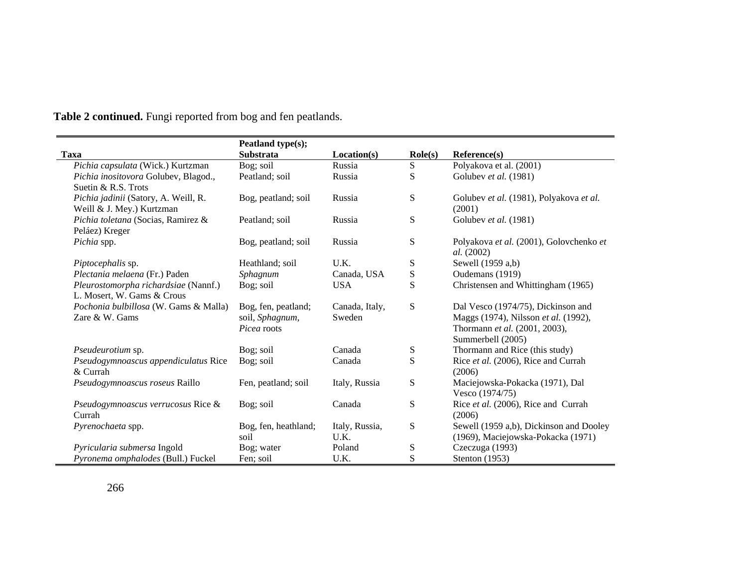**Table 2 continued.** Fungi reported from bog and fen peatlands.

| Taxa | Peatland type(s); Substrata | Location(s) | Role(s) | Reference(s) |
|---|---|---|---|---|
| *Pichia capsulata* (Wick.) Kurtzman | Bog; soil | Russia | S | Polyakova et al. (2001) |
| *Pichia inositovora* Golubev, Blagod., Suetin & R.S. Trots | Peatland; soil | Russia | S | Golubev *et al.* (1981) |
| *Pichia jadinii* (Satory, A. Weill, R. Weill & J. Mey.) Kurtzman | Bog, peatland; soil | Russia | S | Golubev *et al.* (1981), Polyakova *et al.* (2001) |
| *Pichia toletana* (Socias, Ramirez & Peláez) Kreger | Peatland; soil | Russia | S | Golubev *et al.* (1981) |
| *Pichia* spp. | Bog, peatland; soil | Russia | S | Polyakova *et al.* (2001), Golovchenko *et al.* (2002) |
| *Piptocephalis* sp. | Heathland; soil | U.K. | S | Sewell (1959 a,b) |
| *Plectania melaena* (Fr.) Paden | *Sphagnum* | Canada, USA | S | Oudemans (1919) |
| *Pleurostomorpha richardsiae* (Nannf.) L. Mosert, W. Gams & Crous | Bog; soil | USA | S | Christensen and Whittingham (1965) |
| *Pochonia bulbillosa* (W. Gams & Malla) Zare & W. Gams | Bog, fen, peatland; soil, *Sphagnum*, *Picea* roots | Canada, Italy, Sweden | S | Dal Vesco (1974/75), Dickinson and Maggs (1974), Nilsson *et al.* (1992), Thormann *et al.* (2001, 2003), Summerbell (2005) |
| *Pseudeurotium* sp. | Bog; soil | Canada | S | Thormann and Rice (this study) |
| *Pseudogymnoascus appendiculatus* Rice & Currah | Bog; soil | Canada | S | Rice *et al.* (2006), Rice and Currah (2006) |
| *Pseudogymnoascus roseus* Raillo | Fen, peatland; soil | Italy, Russia | S | Maciejowska-Pokacka (1971), Dal Vesco (1974/75) |
| *Pseudogymnoascus verrucosus* Rice & Currah | Bog; soil | Canada | S | Rice *et al.* (2006), Rice and Currah (2006) |
| *Pyrenochaeta* spp. | Bog, fen, heathland; soil | Italy, Russia, U.K. | S | Sewell (1959 a,b), Dickinson and Dooley (1969), Maciejowska-Pokacka (1971) |
| *Pyricularia submersa* Ingold | Bog; water | Poland | S | Czeczuga (1993) |
| *Pyronema omphalodes* (Bull.) Fuckel | Fen; soil | U.K. | S | Stenton (1953) |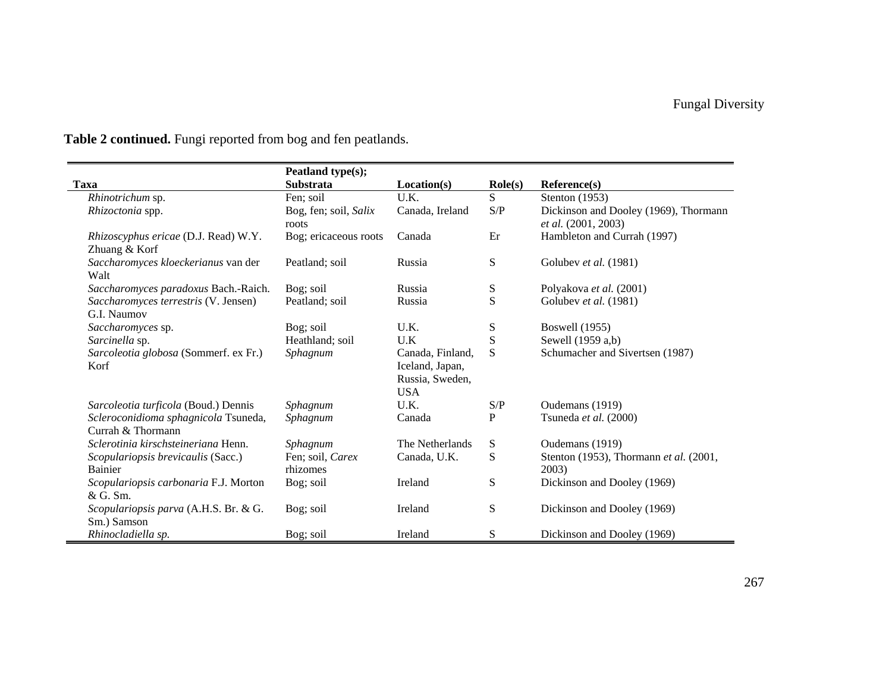**Table 2 continued.** Fungi reported from bog and fen peatlands.

| Taxa | Peatland type(s); Substrata | Location(s) | Role(s) | Reference(s) |
|---|---|---|---|---|
| *Rhinotrichum* sp. | Fen; soil | U.K. | S | Stenton (1953) |
| *Rhizoctonia* spp. | Bog, fen; soil, *Salix* roots | Canada, Ireland | S/P | Dickinson and Dooley (1969), Thormann *et al.* (2001, 2003) |
| *Rhizoscyphus ericae* (D.J. Read) W.Y. Zhuang & Korf | Bog; ericaceous roots | Canada | Er | Hambleton and Currah (1997) |
| *Saccharomyces kloeckerianus* van der Walt | Peatland; soil | Russia | S | Golubev *et al.* (1981) |
| *Saccharomyces paradoxus* Bach.-Raich. | Bog; soil | Russia | S | Polyakova *et al.* (2001) |
| *Saccharomyces terrestris* (V. Jensen) G.I. Naumov | Peatland; soil | Russia | S | Golubev *et al.* (1981) |
| *Saccharomyces* sp. | Bog; soil | U.K. | S | Boswell (1955) |
| *Sarcinella* sp. | Heathland; soil | U.K | S | Sewell (1959 a,b) |
| *Sarcoleotia globosa* (Sommerf. ex Fr.) Korf | *Sphagnum* | Canada, Finland, Iceland, Japan, Russia, Sweden, USA | S | Schumacher and Sivertsen (1987) |
| *Sarcoleotia turficola* (Boud.) Dennis | *Sphagnum* | U.K. | S/P | Oudemans (1919) |
| *Scleroconidioma sphagnicola* Tsuneda, Currah & Thormann | *Sphagnum* | Canada | P | Tsuneda *et al.* (2000) |
| *Sclerotinia kirschsteineriana* Henn. | *Sphagnum* | The Netherlands | S | Oudemans (1919) |
| *Scopulariopsis brevicaulis* (Sacc.) Bainier | Fen; soil, *Carex* rhizomes | Canada, U.K. | S | Stenton (1953), Thormann *et al.* (2001, 2003) |
| *Scopulariopsis carbonaria* F.J. Morton & G. Sm. | Bog; soil | Ireland | S | Dickinson and Dooley (1969) |
| *Scopulariopsis parva* (A.H.S. Br. & G. Sm.) Samson | Bog; soil | Ireland | S | Dickinson and Dooley (1969) |
| *Rhinocladiella sp.* | Bog; soil | Ireland | S | Dickinson and Dooley (1969) |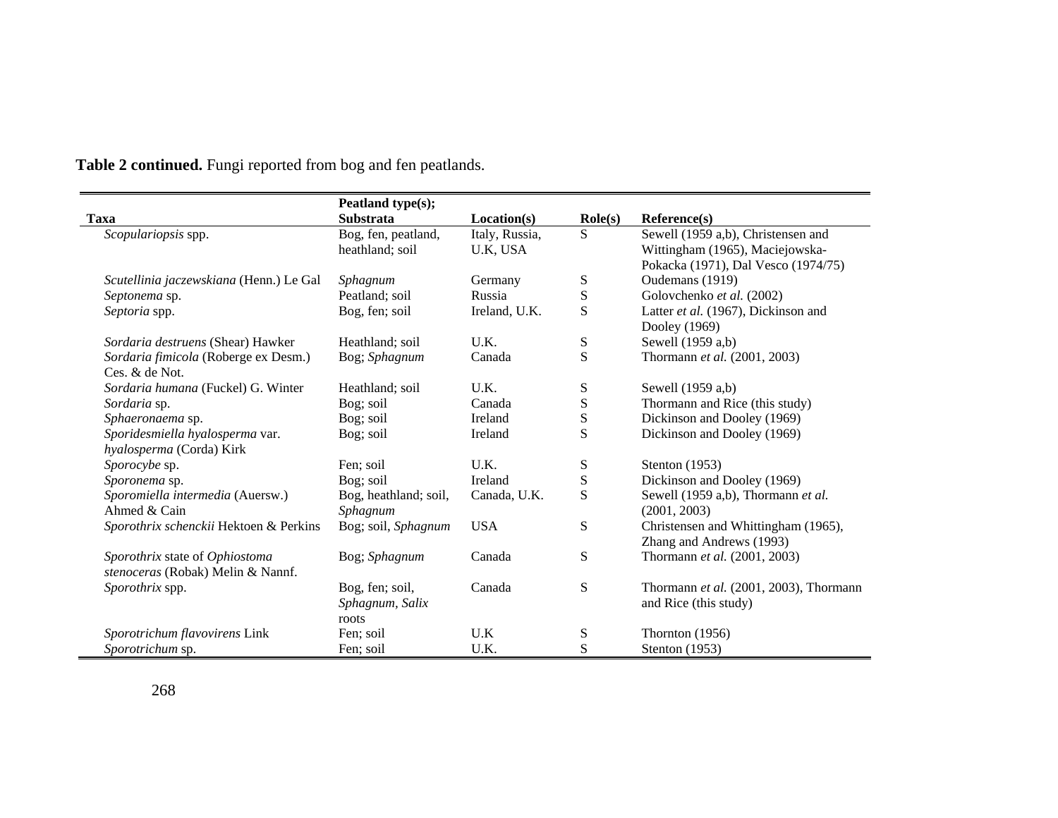**Table 2 continued.** Fungi reported from bog and fen peatlands.

| Taxa | Peatland type(s); Substrata | Location(s) | Role(s) | Reference(s) |
|---|---|---|---|---|
| *Scopulariopsis* spp. | Bog, fen, peatland, heathland; soil | Italy, Russia, U.K, USA | S | Sewell (1959 a,b), Christensen and Wittingham (1965), Maciejowska-Pokacka (1971), Dal Vesco (1974/75) |
| *Scutellinia jaczewskiana* (Henn.) Le Gal | *Sphagnum* | Germany | S | Oudemans (1919) |
| *Septonema* sp. | Peatland; soil | Russia | S | Golovchenko *et al.* (2002) |
| *Septoria* spp. | Bog, fen; soil | Ireland, U.K. | S | Latter *et al.* (1967), Dickinson and Dooley (1969) |
| *Sordaria destruens* (Shear) Hawker | Heathland; soil | U.K. | S | Sewell (1959 a,b) |
| *Sordaria fimicola* (Roberge ex Desm.) Ces. & de Not. | Bog; *Sphagnum* | Canada | S | Thormann *et al.* (2001, 2003) |
| *Sordaria humana* (Fuckel) G. Winter | Heathland; soil | U.K. | S | Sewell (1959 a,b) |
| *Sordaria* sp. | Bog; soil | Canada | S | Thormann and Rice (this study) |
| *Sphaeronaema* sp. | Bog; soil | Ireland | S | Dickinson and Dooley (1969) |
| *Sporidesmiella hyalosperma* var. *hyalosperma* (Corda) Kirk | Bog; soil | Ireland | S | Dickinson and Dooley (1969) |
| *Sporocybe* sp. | Fen; soil | U.K. | S | Stenton (1953) |
| *Sporonema* sp. | Bog; soil | Ireland | S | Dickinson and Dooley (1969) |
| *Sporomiella intermedia* (Auersw.) Ahmed & Cain | Bog, heathland; soil, *Sphagnum* | Canada, U.K. | S | Sewell (1959 a,b), Thormann *et al.* (2001, 2003) |
| *Sporothrix schenckii* Hektoen & Perkins | Bog; soil, *Sphagnum* | USA | S | Christensen and Whittingham (1965), Zhang and Andrews (1993) |
| *Sporothrix* state of *Ophiostoma stenoceras* (Robak) Melin & Nannf. | Bog; *Sphagnum* | Canada | S | Thormann *et al.* (2001, 2003) |
| *Sporothrix* spp. | Bog, fen; soil, *Sphagnum*, *Salix* roots | Canada | S | Thormann *et al.* (2001, 2003), Thormann and Rice (this study) |
| *Sporotrichum flavovirens* Link | Fen; soil | U.K | S | Thornton (1956) |
| *Sporotrichum* sp. | Fen; soil | U.K. | S | Stenton (1953) |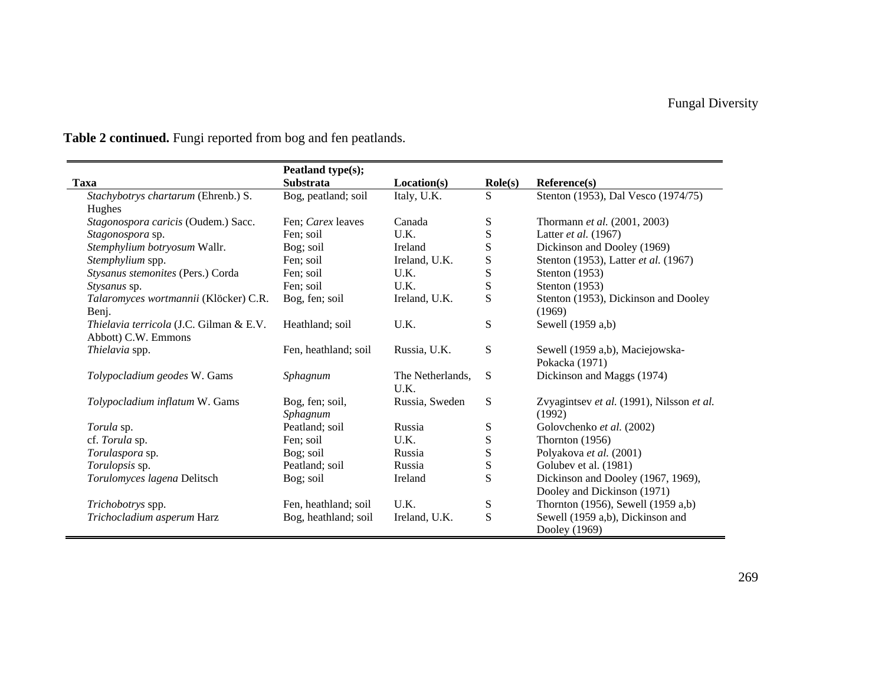**Table 2 continued.** Fungi reported from bog and fen peatlands.

| Taxa | Peatland type(s); Substrata | Location(s) | Role(s) | Reference(s) |
|---|---|---|---|---|
| *Stachybotrys chartarum* (Ehrenb.) S. Hughes | Bog, peatland; soil | Italy, U.K. | S | Stenton (1953), Dal Vesco (1974/75) |
| *Stagonospora caricis* (Oudem.) Sacc. | Fen; *Carex* leaves | Canada | S | Thormann *et al.* (2001, 2003) |
| *Stagonospora* sp. | Fen; soil | U.K. | S | Latter *et al.* (1967) |
| *Stemphylium botryosum* Wallr. | Bog; soil | Ireland | S | Dickinson and Dooley (1969) |
| *Stemphylium* spp. | Fen; soil | Ireland, U.K. | S | Stenton (1953), Latter *et al.* (1967) |
| *Stysanus stemonites* (Pers.) Corda | Fen; soil | U.K. | S | Stenton (1953) |
| *Stysanus* sp. | Fen; soil | U.K. | S | Stenton (1953) |
| *Talaromyces wortmannii* (Klöcker) C.R. Benj. | Bog, fen; soil | Ireland, U.K. | S | Stenton (1953), Dickinson and Dooley (1969) |
| *Thielavia terricola* (J.C. Gilman & E.V. Abbott) C.W. Emmons | Heathland; soil | U.K. | S | Sewell (1959 a,b) |
| *Thielavia* spp. | Fen, heathland; soil | Russia, U.K. | S | Sewell (1959 a,b), Maciejowska-Pokacka (1971) |
| *Tolypocladium geodes* W. Gams | *Sphagnum* | The Netherlands, U.K. | S | Dickinson and Maggs (1974) |
| *Tolypocladium inflatum* W. Gams | Bog, fen; soil, *Sphagnum* | Russia, Sweden | S | Zvyagintsev *et al.* (1991), Nilsson *et al.* (1992) |
| *Torula* sp. | Peatland; soil | Russia | S | Golovchenko *et al.* (2002) |
| cf. *Torula* sp. | Fen; soil | U.K. | S | Thornton (1956) |
| *Torulaspora* sp. | Bog; soil | Russia | S | Polyakova *et al.* (2001) |
| *Torulopsis* sp. | Peatland; soil | Russia | S | Golubev et al. (1981) |
| *Torulomyces lagena* Delitsch | Bog; soil | Ireland | S | Dickinson and Dooley (1967, 1969), Dooley and Dickinson (1971) |
| *Trichobotrys* spp. | Fen, heathland; soil | U.K. | S | Thornton (1956), Sewell (1959 a,b) |
| *Trichocladium asperum* Harz | Bog, heathland; soil | Ireland, U.K. | S | Sewell (1959 a,b), Dickinson and Dooley (1969) |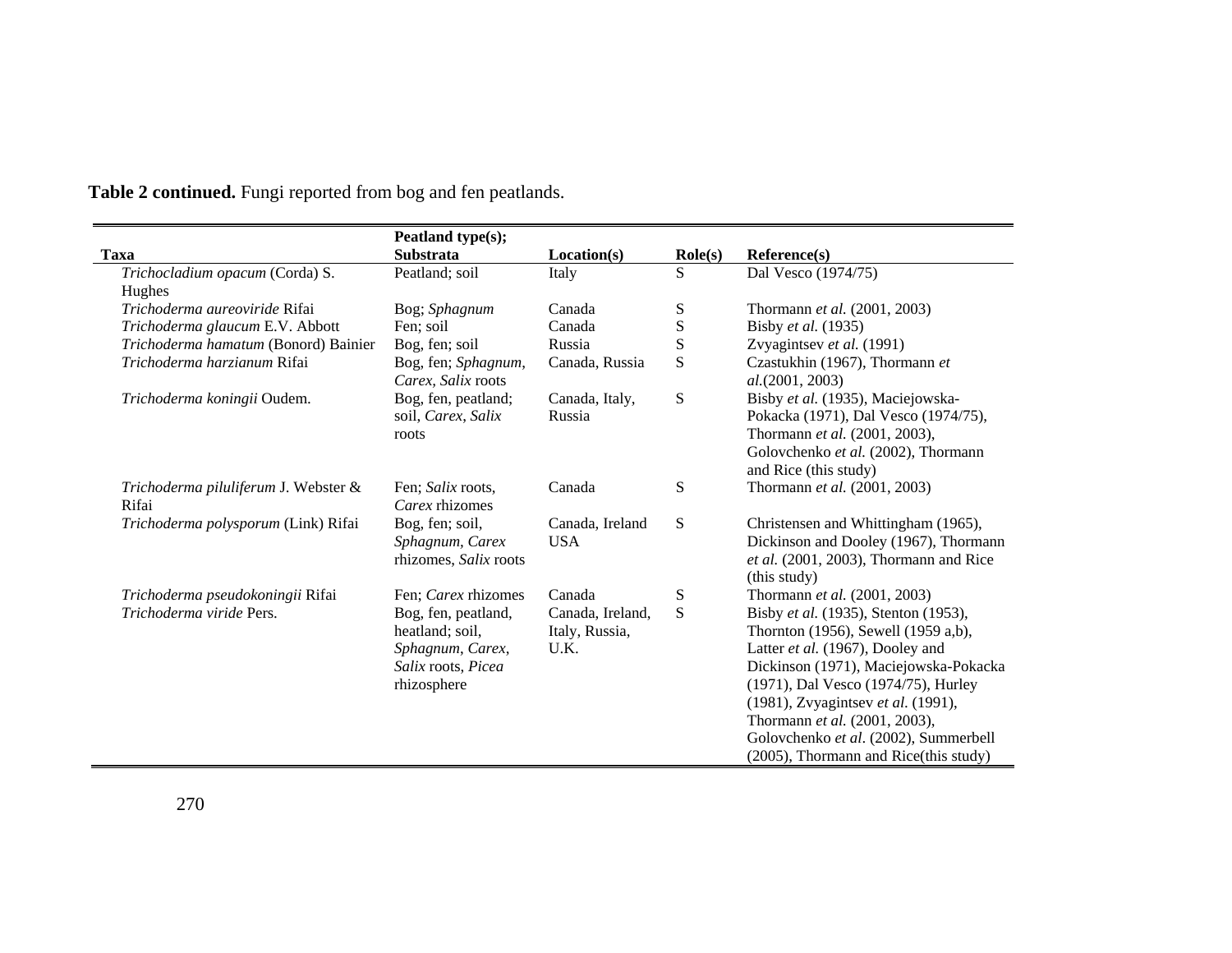**Table 2 continued.** Fungi reported from bog and fen peatlands.

| Taxa | Peatland type(s); Substrata | Location(s) | Role(s) | Reference(s) |
|---|---|---|---|---|
| *Trichocladium opacum* (Corda) S. Hughes | Peatland; soil | Italy | S | Dal Vesco (1974/75) |
| *Trichoderma aureoviride* Rifai | Bog; *Sphagnum* | Canada | S | Thormann *et al.* (2001, 2003) |
| *Trichoderma glaucum* E.V. Abbott | Fen; soil | Canada | S | Bisby *et al.* (1935) |
| *Trichoderma hamatum* (Bonord) Bainier | Bog, fen; soil | Russia | S | Zvyagintsev *et al.* (1991) |
| *Trichoderma harzianum* Rifai | Bog, fen; *Sphagnum*, *Carex*, *Salix* roots | Canada, Russia | S | Czastukhin (1967), Thormann *et al.*(2001, 2003) |
| *Trichoderma koningii* Oudem. | Bog, fen, peatland; soil, *Carex*, *Salix* roots | Canada, Italy, Russia | S | Bisby *et al.* (1935), Maciejowska-Pokacka (1971), Dal Vesco (1974/75), Thormann *et al.* (2001, 2003), Golovchenko *et al.* (2002), Thormann and Rice (this study) |
| *Trichoderma piluliferum* J. Webster & Rifai | Fen; *Salix* roots, *Carex* rhizomes | Canada | S | Thormann *et al.* (2001, 2003) |
| *Trichoderma polysporum* (Link) Rifai | Bog, fen; soil, *Sphagnum*, *Carex* rhizomes, *Salix* roots | Canada, Ireland USA | S | Christensen and Whittingham (1965), Dickinson and Dooley (1967), Thormann *et al.* (2001, 2003), Thormann and Rice (this study) |
| *Trichoderma pseudokoningii* Rifai | Fen; *Carex* rhizomes | Canada | S | Thormann *et al.* (2001, 2003) |
| *Trichoderma viride* Pers. | Bog, fen, peatland, heatland; soil, *Sphagnum*, *Carex*, *Salix* roots, *Picea* rhizosphere | Canada, Ireland, Italy, Russia, U.K. | S | Bisby *et al.* (1935), Stenton (1953), Thornton (1956), Sewell (1959 a,b), Latter *et al.* (1967), Dooley and Dickinson (1971), Maciejowska-Pokacka (1971), Dal Vesco (1974/75), Hurley (1981), Zvyagintsev *et al.* (1991), Thormann *et al.* (2001, 2003), Golovchenko *et al*. (2002), Summerbell (2005), Thormann and Rice(this study) |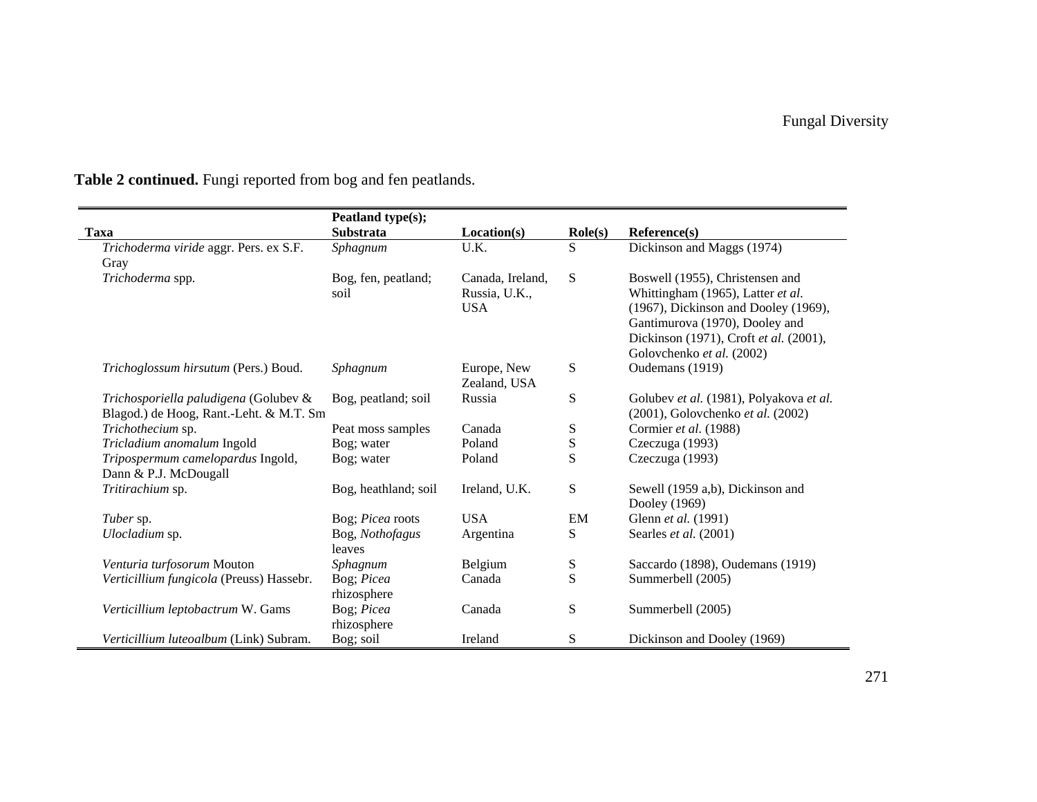**Table 2 continued.** Fungi reported from bog and fen peatlands.

| Taxa | Peatland type(s); Substrata | Location(s) | Role(s) | Reference(s) |
|---|---|---|---|---|
| *Trichoderma viride* aggr. Pers. ex S.F. Gray | *Sphagnum* | U.K. | S | Dickinson and Maggs (1974) |
| *Trichoderma* spp. | Bog, fen, peatland; soil | Canada, Ireland, Russia, U.K., USA | S | Boswell (1955), Christensen and Whittingham (1965), Latter *et al.* (1967), Dickinson and Dooley (1969), Gantimurova (1970), Dooley and Dickinson (1971), Croft *et al.* (2001), Golovchenko *et al.* (2002) |
| *Trichoglossum hirsutum* (Pers.) Boud. | *Sphagnum* | Europe, New Zealand, USA | S | Oudemans (1919) |
| *Trichosporiella paludigena* (Golubev & Blagod.) de Hoog, Rant.-Leht. & M.T. Sm | Bog, peatland; soil | Russia | S | Golubev *et al.* (1981), Polyakova *et al.* (2001), Golovchenko *et al.* (2002) |
| *Trichothecium* sp. | Peat moss samples | Canada | S | Cormier *et al.* (1988) |
| *Tricladium anomalum* Ingold | Bog; water | Poland | S | Czeczuga (1993) |
| *Tripospermum camelopardus* Ingold, Dann & P.J. McDougall | Bog; water | Poland | S | Czeczuga (1993) |
| *Tritirachium* sp. | Bog, heathland; soil | Ireland, U.K. | S | Sewell (1959 a,b), Dickinson and Dooley (1969) |
| *Tuber* sp. | Bog; *Picea* roots | USA | EM | Glenn *et al.* (1991) |
| *Ulocladium* sp. | Bog, *Nothofagus* leaves | Argentina | S | Searles *et al.* (2001) |
| *Venturia turfosorum* Mouton | *Sphagnum* | Belgium | S | Saccardo (1898), Oudemans (1919) |
| *Verticillium fungicola* (Preuss) Hassebr. | Bog; *Picea* rhizosphere | Canada | S | Summerbell (2005) |
| *Verticillium leptobactrum* W. Gams | Bog; *Picea* rhizosphere | Canada | S | Summerbell (2005) |
| *Verticillium luteoalbum* (Link) Subram. | Bog; soil | Ireland | S | Dickinson and Dooley (1969) |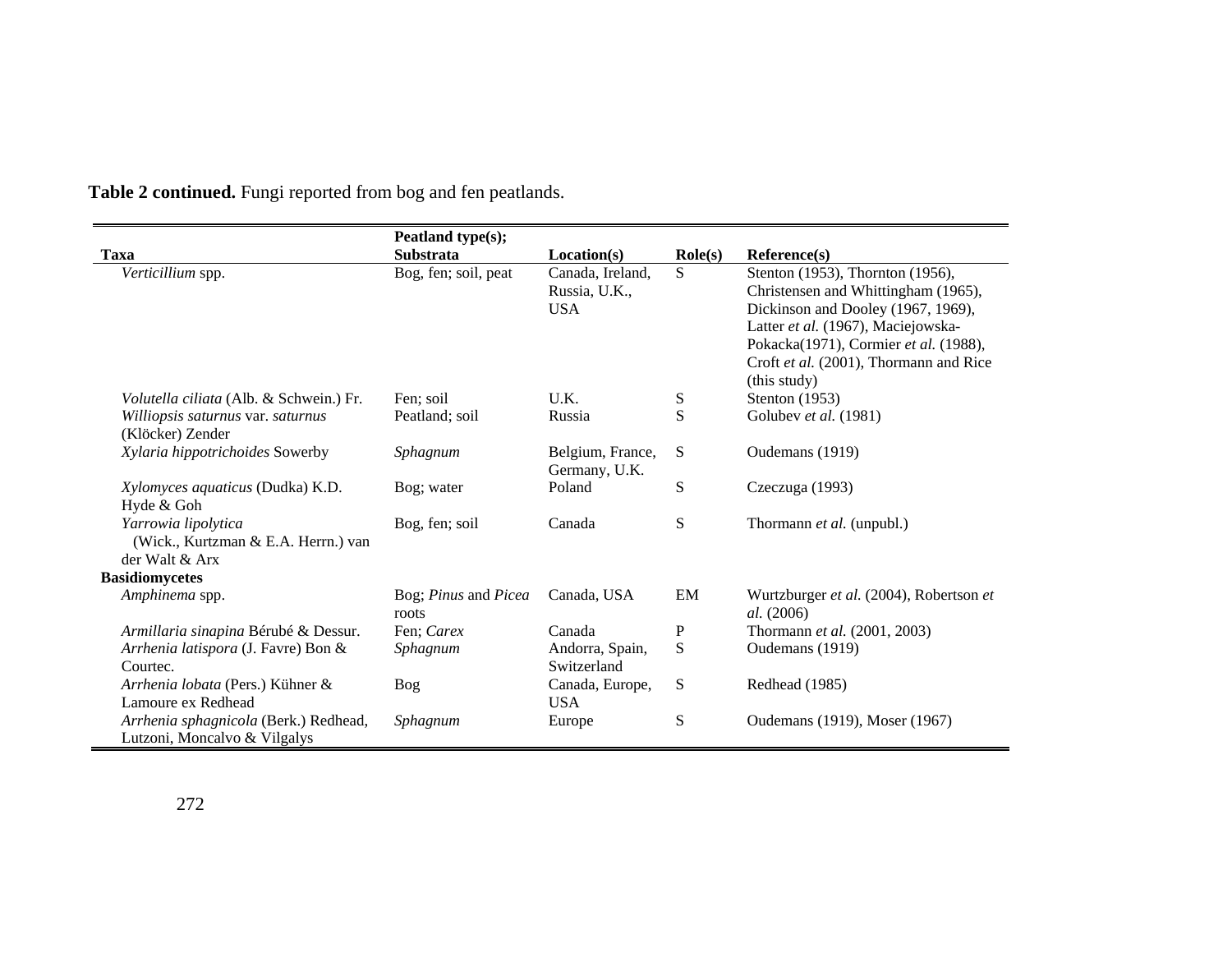**Table 2 continued.** Fungi reported from bog and fen peatlands.

| Taxa | Peatland type(s); Substrata | Location(s) | Role(s) | Reference(s) |
|---|---|---|---|---|
| *Verticillium* spp. | Bog, fen; soil, peat | Canada, Ireland, Russia, U.K., USA | S | Stenton (1953), Thornton (1956), Christensen and Whittingham (1965), Dickinson and Dooley (1967, 1969), Latter *et al.* (1967), Maciejowska-Pokacka(1971), Cormier *et al.* (1988), Croft *et al.* (2001), Thormann and Rice (this study) |
| *Volutella ciliata* (Alb. & Schwein.) Fr. | Fen; soil | U.K. | S | Stenton (1953) |
| *Williopsis saturnus* var. *saturnus* (Klöcker) Zender | Peatland; soil | Russia | S | Golubev *et al.* (1981) |
| *Xylaria hippotrichoides* Sowerby | *Sphagnum* | Belgium, France, Germany, U.K. | S | Oudemans (1919) |
| *Xylomyces aquaticus* (Dudka) K.D. Hyde & Goh | Bog; water | Poland | S | Czeczuga (1993) |
| *Yarrowia lipolytica* (Wick., Kurtzman & E.A. Herrn.) van der Walt & Arx | Bog, fen; soil | Canada | S | Thormann *et al.* (unpubl.) |
| **Basidiomycetes** | | | | |
| *Amphinema* spp. | Bog; *Pinus* and *Picea* roots | Canada, USA | EM | Wurtzburger *et al.* (2004), Robertson *et al.* (2006) |
| *Armillaria sinapina* Bérubé & Dessur. | Fen; *Carex* | Canada | P | Thormann *et al.* (2001, 2003) |
| *Arrhenia latispora* (J. Favre) Bon & Courtec. | *Sphagnum* | Andorra, Spain, Switzerland | S | Oudemans (1919) |
| *Arrhenia lobata* (Pers.) Kühner & Lamoure ex Redhead | Bog | Canada, Europe, USA | S | Redhead (1985) |
| *Arrhenia sphagnicola* (Berk.) Redhead, Lutzoni, Moncalvo & Vilgalys | *Sphagnum* | Europe | S | Oudemans (1919), Moser (1967) |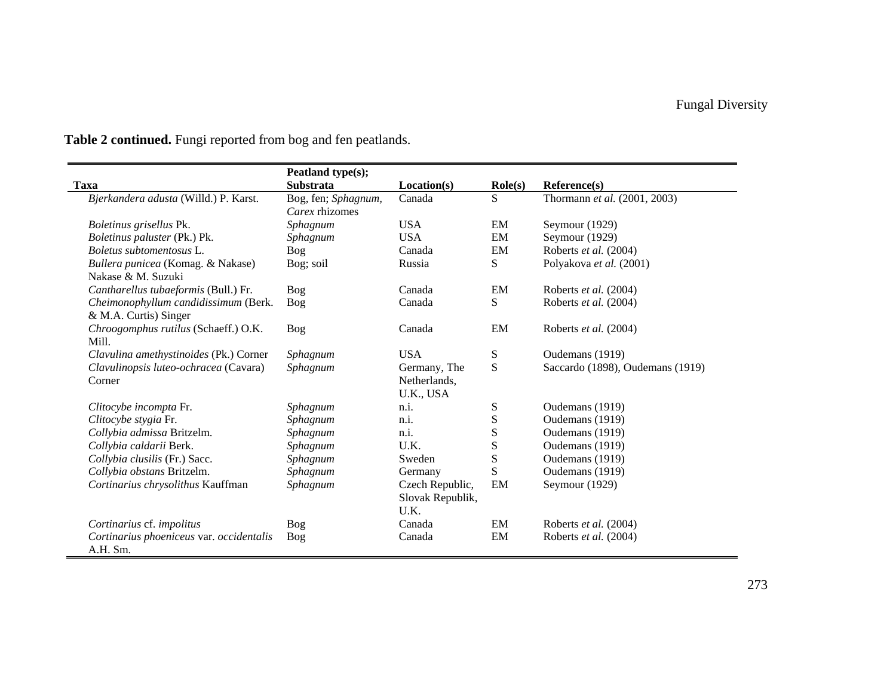**Table 2 continued.** Fungi reported from bog and fen peatlands.

| Taxa | Peatland type(s); Substrata | Location(s) | Role(s) | Reference(s) |
|---|---|---|---|---|
| *Bjerkandera adusta* (Willd.) P. Karst. | Bog, fen; *Sphagnum*, *Carex* rhizomes | Canada | S | Thormann *et al.* (2001, 2003) |
| *Boletinus grisellus* Pk. | *Sphagnum* | USA | EM | Seymour (1929) |
| *Boletinus paluster* (Pk.) Pk. | *Sphagnum* | USA | EM | Seymour (1929) |
| *Boletus subtomentosus* L. | Bog | Canada | EM | Roberts *et al.* (2004) |
| *Bullera punicea* (Komag. & Nakase) Nakase & M. Suzuki | Bog; soil | Russia | S | Polyakova *et al.* (2001) |
| *Cantharellus tubaeformis* (Bull.) Fr. | Bog | Canada | EM | Roberts *et al.* (2004) |
| *Cheimonophyllum candidissimum* (Berk. & M.A. Curtis) Singer | Bog | Canada | S | Roberts *et al.* (2004) |
| *Chroogomphus rutilus* (Schaeff.) O.K. Mill. | Bog | Canada | EM | Roberts *et al.* (2004) |
| *Clavulina amethystinoides* (Pk.) Corner | *Sphagnum* | USA | S | Oudemans (1919) |
| *Clavulinopsis luteo-ochracea* (Cavara) Corner | *Sphagnum* | Germany, The Netherlands, U.K., USA | S | Saccardo (1898), Oudemans (1919) |
| *Clitocybe incompta* Fr. | *Sphagnum* | n.i. | S | Oudemans (1919) |
| *Clitocybe stygia* Fr. | *Sphagnum* | n.i. | S | Oudemans (1919) |
| *Collybia admissa* Britzelm. | *Sphagnum* | n.i. | S | Oudemans (1919) |
| *Collybia caldarii* Berk. | *Sphagnum* | U.K. | S | Oudemans (1919) |
| *Collybia clusilis* (Fr.) Sacc. | *Sphagnum* | Sweden | S | Oudemans (1919) |
| *Collybia obstans* Britzelm. | *Sphagnum* | Germany | S | Oudemans (1919) |
| *Cortinarius chrysolithus* Kauffman | *Sphagnum* | Czech Republic, Slovak Republik, U.K. | EM | Seymour (1929) |
| *Cortinarius* cf. *impolitus* | Bog | Canada | EM | Roberts *et al.* (2004) |
| *Cortinarius phoeniceus* var. *occidentalis* A.H. Sm. | Bog | Canada | EM | Roberts *et al.* (2004) |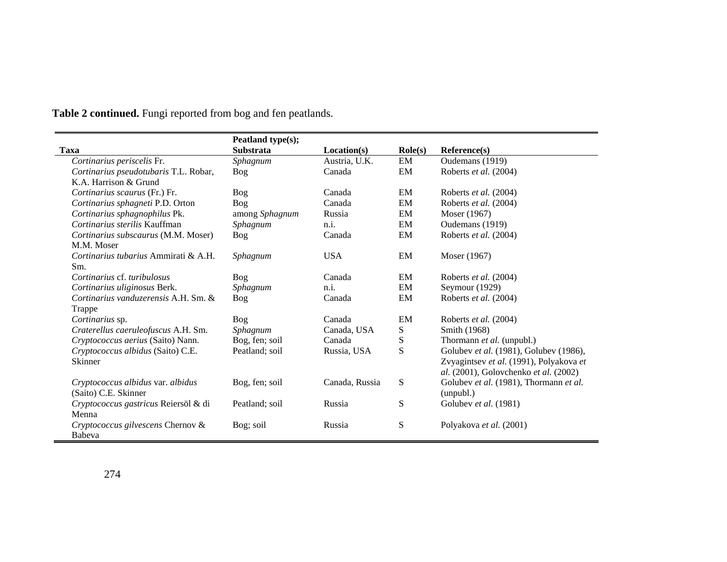**Table 2 continued.** Fungi reported from bog and fen peatlands.

| Taxa | Peatland type(s); Substrata | Location(s) | Role(s) | Reference(s) |
|---|---|---|---|---|
| *Cortinarius periscelis* Fr. | *Sphagnum* | Austria, U.K. | EM | Oudemans (1919) |
| *Cortinarius pseudotubaris* T.L. Robar, K.A. Harrison & Grund | Bog | Canada | EM | Roberts *et al.* (2004) |
| *Cortinarius scaurus* (Fr.) Fr. | Bog | Canada | EM | Roberts *et al.* (2004) |
| *Cortinarius sphagneti* P.D. Orton | Bog | Canada | EM | Roberts *et al.* (2004) |
| *Cortinarius sphagnophilus* Pk. | among *Sphagnum* | Russia | EM | Moser (1967) |
| *Cortinarius sterilis* Kauffman | *Sphagnum* | n.i. | EM | Oudemans (1919) |
| *Cortinarius subscaurus* (M.M. Moser) M.M. Moser | Bog | Canada | EM | Roberts *et al.* (2004) |
| *Cortinarius tubarius* Ammirati & A.H. Sm. | *Sphagnum* | USA | EM | Moser (1967) |
| *Cortinarius* cf. *turibulosus* | Bog | Canada | EM | Roberts *et al.* (2004) |
| *Cortinarius uliginosus* Berk. | *Sphagnum* | n.i. | EM | Seymour (1929) |
| *Cortinarius vanduzerensis* A.H. Sm. & Trappe | Bog | Canada | EM | Roberts *et al.* (2004) |
| *Cortinarius* sp. | Bog | Canada | EM | Roberts *et al.* (2004) |
| *Craterellus caeruleofuscus* A.H. Sm. | *Sphagnum* | Canada, USA | S | Smith (1968) |
| *Cryptococcus aerius* (Saito) Nann. | Bog, fen; soil | Canada | S | Thormann *et al.* (unpubl.) |
| *Cryptococcus albidus* (Saito) C.E. Skinner | Peatland; soil | Russia, USA | S | Golubev *et al.* (1981), Golubev (1986), Zvyagintsev *et al.* (1991), Polyakova *et al.* (2001), Golovchenko *et al.* (2002) |
| *Cryptococcus albidus* var. *albidus* (Saito) C.E. Skinner | Bog, fen; soil | Canada, Russia | S | Golubev *et al.* (1981), Thormann *et al.* (unpubl.) |
| *Cryptococcus gastricus* Reiersöl & di Menna | Peatland; soil | Russia | S | Golubev *et al.* (1981) |
| *Cryptococcus gilvescens* Chernov & Babeva | Bog; soil | Russia | S | Polyakova *et al.* (2001) |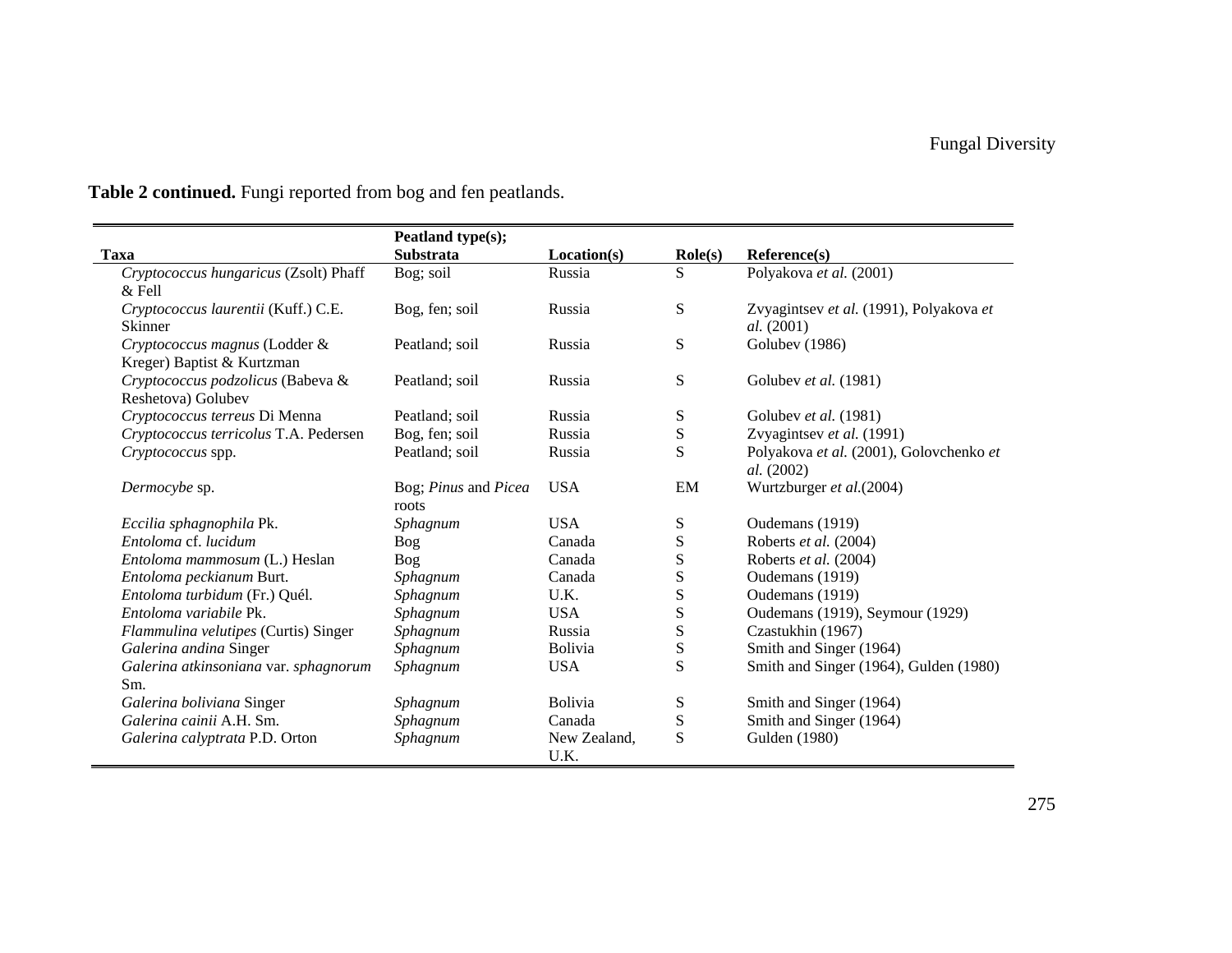**Table 2 continued.** Fungi reported from bog and fen peatlands.

| Taxa | Peatland type(s); Substrata | Location(s) | Role(s) | Reference(s) |
|---|---|---|---|---|
| *Cryptococcus hungaricus* (Zsolt) Phaff & Fell | Bog; soil | Russia | S | Polyakova *et al.* (2001) |
| *Cryptococcus laurentii* (Kuff.) C.E. Skinner | Bog, fen; soil | Russia | S | Zvyagintsev *et al.* (1991), Polyakova *et al.* (2001) |
| *Cryptococcus magnus* (Lodder & Kreger) Baptist & Kurtzman | Peatland; soil | Russia | S | Golubev (1986) |
| *Cryptococcus podzolicus* (Babeva & Reshetova) Golubev | Peatland; soil | Russia | S | Golubev *et al.* (1981) |
| *Cryptococcus terreus* Di Menna | Peatland; soil | Russia | S | Golubev *et al.* (1981) |
| *Cryptococcus terricolus* T.A. Pedersen | Bog, fen; soil | Russia | S | Zvyagintsev *et al.* (1991) |
| *Cryptococcus* spp. | Peatland; soil | Russia | S | Polyakova *et al.* (2001), Golovchenko *et al.* (2002) |
| *Dermocybe* sp. | Bog; *Pinus* and *Picea* roots | USA | EM | Wurtzburger *et al.*(2004) |
| *Eccilia sphagnophila* Pk. | *Sphagnum* | USA | S | Oudemans (1919) |
| *Entoloma* cf. *lucidum* | Bog | Canada | S | Roberts *et al.* (2004) |
| *Entoloma mammosum* (L.) Heslan | Bog | Canada | S | Roberts *et al.* (2004) |
| *Entoloma peckianum* Burt. | *Sphagnum* | Canada | S | Oudemans (1919) |
| *Entoloma turbidum* (Fr.) Quél. | *Sphagnum* | U.K. | S | Oudemans (1919) |
| *Entoloma variabile* Pk. | *Sphagnum* | USA | S | Oudemans (1919), Seymour (1929) |
| *Flammulina velutipes* (Curtis) Singer | *Sphagnum* | Russia | S | Czastukhin (1967) |
| *Galerina andina* Singer | *Sphagnum* | Bolivia | S | Smith and Singer (1964) |
| *Galerina atkinsoniana* var. *sphagnorum* Sm. | *Sphagnum* | USA | S | Smith and Singer (1964), Gulden (1980) |
| *Galerina boliviana* Singer | *Sphagnum* | Bolivia | S | Smith and Singer (1964) |
| *Galerina cainii* A.H. Sm. | *Sphagnum* | Canada | S | Smith and Singer (1964) |
| *Galerina calyptrata* P.D. Orton | *Sphagnum* | New Zealand, U.K. | S | Gulden (1980) |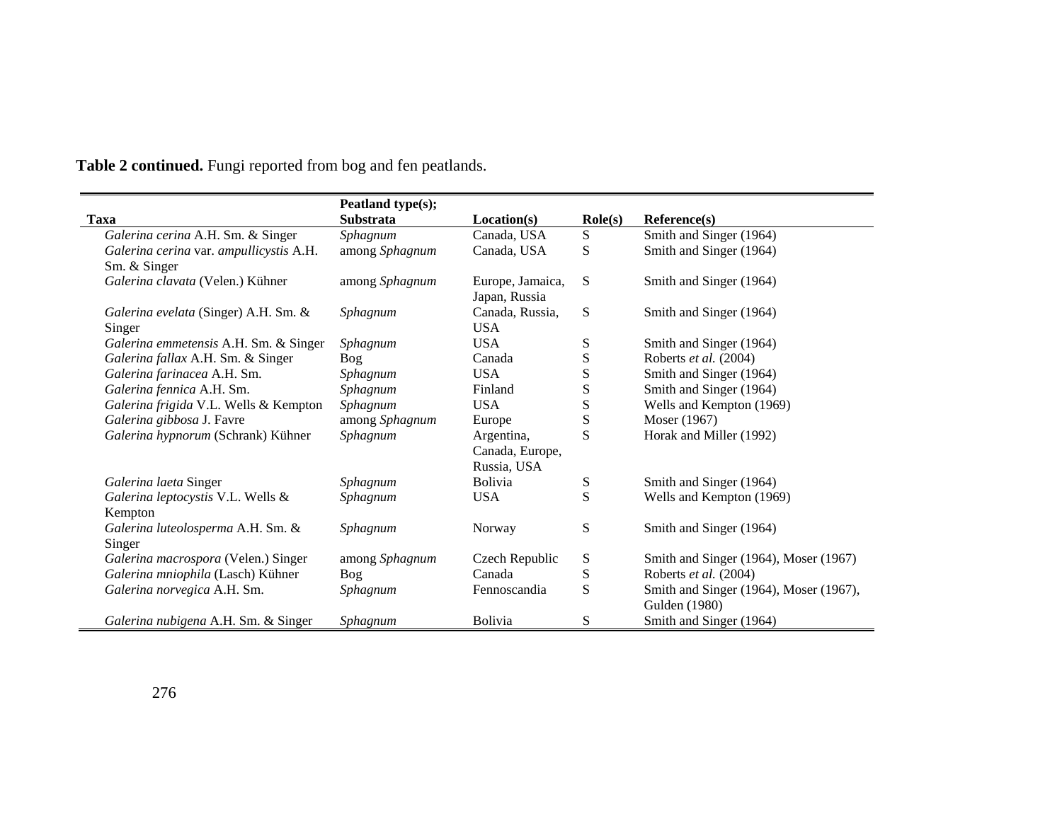**Table 2 continued.** Fungi reported from bog and fen peatlands.

| Taxa | Peatland type(s); Substrata | Location(s) | Role(s) | Reference(s) |
|---|---|---|---|---|
| *Galerina cerina* A.H. Sm. & Singer | *Sphagnum* | Canada, USA | S | Smith and Singer (1964) |
| *Galerina cerina* var. *ampullicystis* A.H. Sm. & Singer | among *Sphagnum* | Canada, USA | S | Smith and Singer (1964) |
| *Galerina clavata* (Velen.) Kühner | among *Sphagnum* | Europe, Jamaica, Japan, Russia | S | Smith and Singer (1964) |
| *Galerina evelata* (Singer) A.H. Sm. & Singer | *Sphagnum* | Canada, Russia, USA | S | Smith and Singer (1964) |
| *Galerina emmetensis* A.H. Sm. & Singer | *Sphagnum* | USA | S | Smith and Singer (1964) |
| *Galerina fallax* A.H. Sm. & Singer | Bog | Canada | S | Roberts *et al.* (2004) |
| *Galerina farinacea* A.H. Sm. | *Sphagnum* | USA | S | Smith and Singer (1964) |
| *Galerina fennica* A.H. Sm. | *Sphagnum* | Finland | S | Smith and Singer (1964) |
| *Galerina frigida* V.L. Wells & Kempton | *Sphagnum* | USA | S | Wells and Kempton (1969) |
| *Galerina gibbosa* J. Favre | among *Sphagnum* | Europe | S | Moser (1967) |
| *Galerina hypnorum* (Schrank) Kühner | *Sphagnum* | Argentina, Canada, Europe, Russia, USA | S | Horak and Miller (1992) |
| *Galerina laeta* Singer | *Sphagnum* | Bolivia | S | Smith and Singer (1964) |
| *Galerina leptocystis* V.L. Wells & Kempton | *Sphagnum* | USA | S | Wells and Kempton (1969) |
| *Galerina luteolosperma* A.H. Sm. & Singer | *Sphagnum* | Norway | S | Smith and Singer (1964) |
| *Galerina macrospora* (Velen.) Singer | among *Sphagnum* | Czech Republic | S | Smith and Singer (1964), Moser (1967) |
| *Galerina mniophila* (Lasch) Kühner | Bog | Canada | S | Roberts *et al.* (2004) |
| *Galerina norvegica* A.H. Sm. | *Sphagnum* | Fennoscandia | S | Smith and Singer (1964), Moser (1967), Gulden (1980) |
| *Galerina nubigena* A.H. Sm. & Singer | *Sphagnum* | Bolivia | S | Smith and Singer (1964) |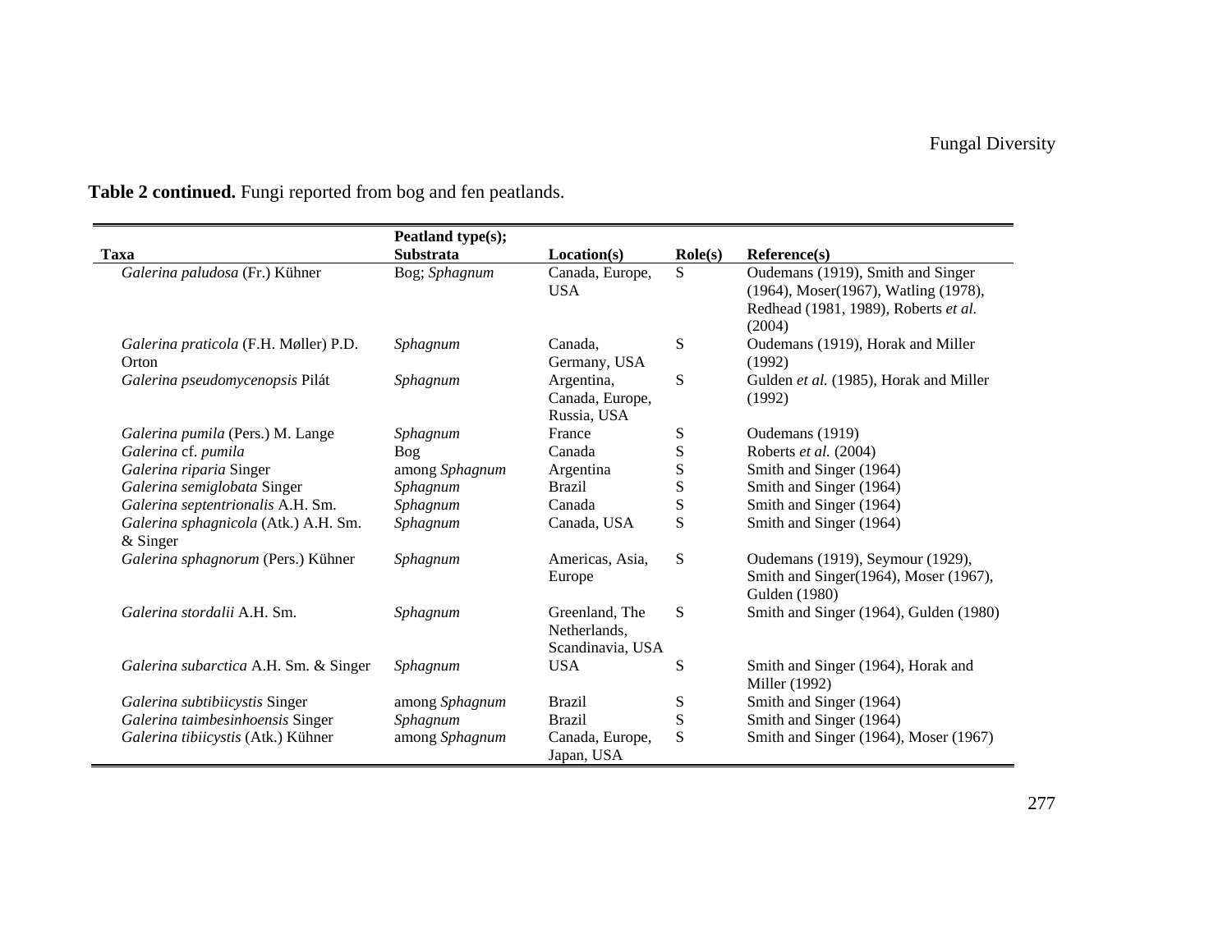**Table 2 continued.** Fungi reported from bog and fen peatlands.

| Taxa | Peatland type(s); Substrata | Location(s) | Role(s) | Reference(s) |
|---|---|---|---|---|
| *Galerina paludosa* (Fr.) Kühner | Bog; *Sphagnum* | Canada, Europe, USA | S | Oudemans (1919), Smith and Singer (1964), Moser(1967), Watling (1978), Redhead (1981, 1989), Roberts *et al.* (2004) |
| *Galerina praticola* (F.H. Møller) P.D. Orton | *Sphagnum* | Canada, Germany, USA | S | Oudemans (1919), Horak and Miller (1992) |
| *Galerina pseudomycenopsis* Pilát | *Sphagnum* | Argentina, Canada, Europe, Russia, USA | S | Gulden *et al.* (1985), Horak and Miller (1992) |
| *Galerina pumila* (Pers.) M. Lange | *Sphagnum* | France | S | Oudemans (1919) |
| *Galerina* cf. *pumila* | Bog | Canada | S | Roberts *et al.* (2004) |
| *Galerina riparia* Singer | among *Sphagnum* | Argentina | S | Smith and Singer (1964) |
| *Galerina semiglobata* Singer | *Sphagnum* | Brazil | S | Smith and Singer (1964) |
| *Galerina septentrionalis* A.H. Sm. | *Sphagnum* | Canada | S | Smith and Singer (1964) |
| *Galerina sphagnicola* (Atk.) A.H. Sm. & Singer | *Sphagnum* | Canada, USA | S | Smith and Singer (1964) |
| *Galerina sphagnorum* (Pers.) Kühner | *Sphagnum* | Americas, Asia, Europe | S | Oudemans (1919), Seymour (1929), Smith and Singer(1964), Moser (1967), Gulden (1980) |
| *Galerina stordalii* A.H. Sm. | *Sphagnum* | Greenland, The Netherlands, Scandinavia, USA | S | Smith and Singer (1964), Gulden (1980) |
| *Galerina subarctica* A.H. Sm. & Singer | *Sphagnum* | USA | S | Smith and Singer (1964), Horak and Miller (1992) |
| *Galerina subtibiicystis* Singer | among *Sphagnum* | Brazil | S | Smith and Singer (1964) |
| *Galerina taimbesinhoensis* Singer | *Sphagnum* | Brazil | S | Smith and Singer (1964) |
| *Galerina tibiicystis* (Atk.) Kühner | among *Sphagnum* | Canada, Europe, Japan, USA | S | Smith and Singer (1964), Moser (1967) |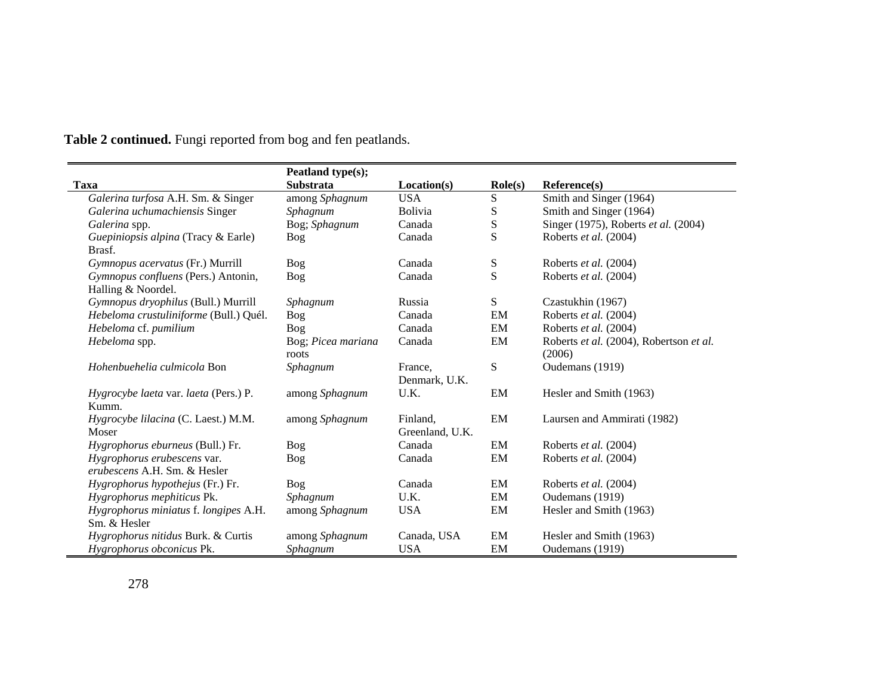**Table 2 continued.** Fungi reported from bog and fen peatlands.

| Taxa | Peatland type(s); Substrata | Location(s) | Role(s) | Reference(s) |
|---|---|---|---|---|
| *Galerina turfosa* A.H. Sm. & Singer | among *Sphagnum* | USA | S | Smith and Singer (1964) |
| *Galerina uchumachiensis* Singer | *Sphagnum* | Bolivia | S | Smith and Singer (1964) |
| *Galerina* spp. | Bog; *Sphagnum* | Canada | S | Singer (1975), Roberts *et al.* (2004) |
| *Guepiniopsis alpina* (Tracy & Earle) Brasf. | Bog | Canada | S | Roberts *et al.* (2004) |
| *Gymnopus acervatus* (Fr.) Murrill | Bog | Canada | S | Roberts *et al.* (2004) |
| *Gymnopus confluens* (Pers.) Antonin, Halling & Noordel. | Bog | Canada | S | Roberts *et al.* (2004) |
| *Gymnopus dryophilus* (Bull.) Murrill | *Sphagnum* | Russia | S | Czastukhin (1967) |
| *Hebeloma crustuliniforme* (Bull.) Quél. | Bog | Canada | EM | Roberts *et al.* (2004) |
| *Hebeloma* cf. *pumilium* | Bog | Canada | EM | Roberts *et al.* (2004) |
| *Hebeloma* spp. | Bog; *Picea mariana* roots | Canada | EM | Roberts *et al.* (2004), Robertson *et al.* (2006) |
| *Hohenbuehelia culmicola* Bon | *Sphagnum* | France, Denmark, U.K. | S | Oudemans (1919) |
| *Hygrocybe laeta* var. *laeta* (Pers.) P. Kumm. | among *Sphagnum* | U.K. | EM | Hesler and Smith (1963) |
| *Hygrocybe lilacina* (C. Laest.) M.M. Moser | among *Sphagnum* | Finland, Greenland, U.K. | EM | Laursen and Ammirati (1982) |
| *Hygrophorus eburneus* (Bull.) Fr. | Bog | Canada | EM | Roberts *et al.* (2004) |
| *Hygrophorus erubescens* var. *erubescens* A.H. Sm. & Hesler | Bog | Canada | EM | Roberts *et al.* (2004) |
| *Hygrophorus hypothejus* (Fr.) Fr. | Bog | Canada | EM | Roberts *et al.* (2004) |
| *Hygrophorus mephiticus* Pk. | *Sphagnum* | U.K. | EM | Oudemans (1919) |
| *Hygrophorus miniatus* f. *longipes* A.H. Sm. & Hesler | among *Sphagnum* | USA | EM | Hesler and Smith (1963) |
| *Hygrophorus nitidus* Burk. & Curtis | among *Sphagnum* | Canada, USA | EM | Hesler and Smith (1963) |
| *Hygrophorus obconicus* Pk. | *Sphagnum* | USA | EM | Oudemans (1919) |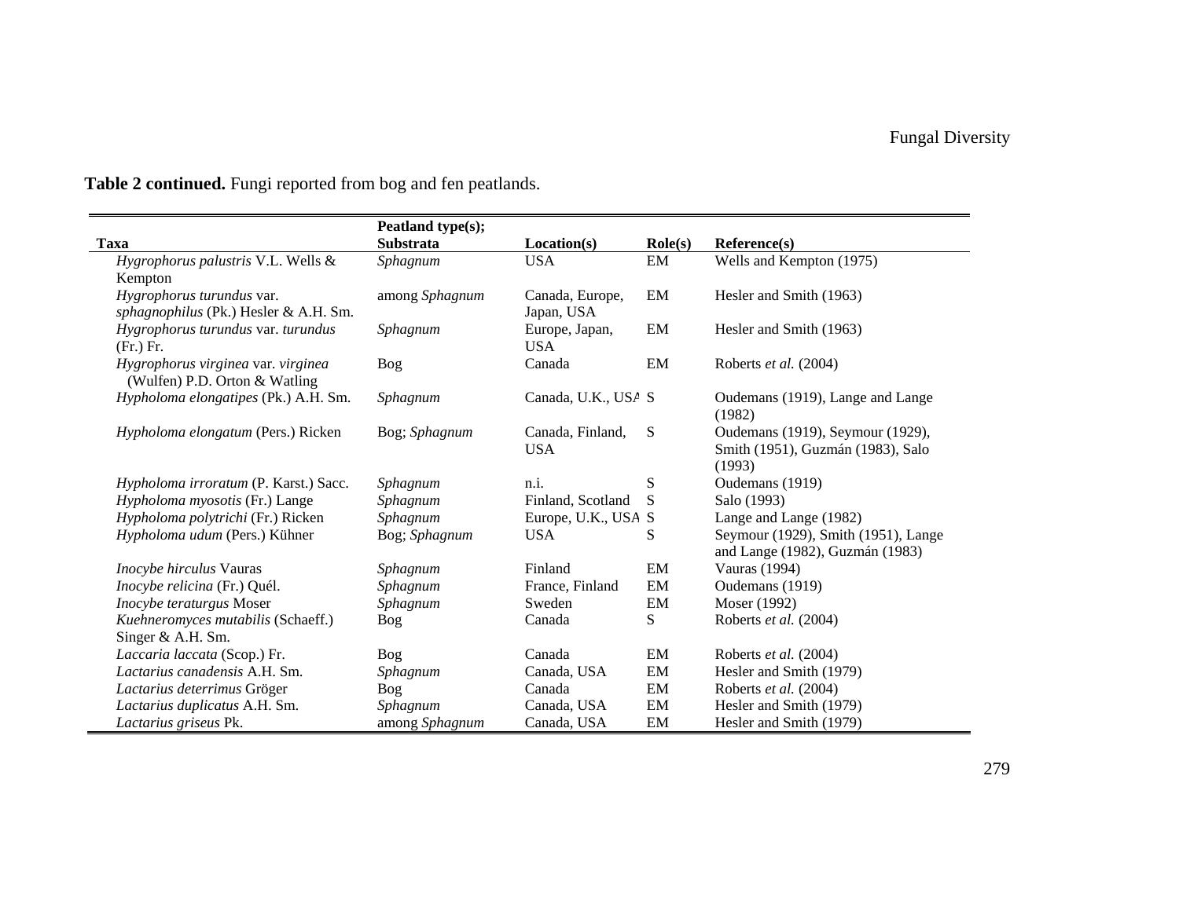**Table 2 continued.** Fungi reported from bog and fen peatlands.

| Taxa | Peatland type(s); Substrata | Location(s) | Role(s) | Reference(s) |
|---|---|---|---|---|
| *Hygrophorus palustris* V.L. Wells & Kempton | *Sphagnum* | USA | EM | Wells and Kempton (1975) |
| *Hygrophorus turundus* var. *sphagnophilus* (Pk.) Hesler & A.H. Sm. | among *Sphagnum* | Canada, Europe, Japan, USA | EM | Hesler and Smith (1963) |
| *Hygrophorus turundus* var. *turundus* (Fr.) Fr. | *Sphagnum* | Europe, Japan, USA | EM | Hesler and Smith (1963) |
| *Hygrophorus virginea* var. *virginea* (Wulfen) P.D. Orton & Watling | Bog | Canada | EM | Roberts *et al.* (2004) |
| *Hypholoma elongatipes* (Pk.) A.H. Sm. | *Sphagnum* | Canada, U.K., USA | S | Oudemans (1919), Lange and Lange (1982) |
| *Hypholoma elongatum* (Pers.) Ricken | Bog; *Sphagnum* | Canada, Finland, USA | S | Oudemans (1919), Seymour (1929), Smith (1951), Guzmán (1983), Salo (1993) |
| *Hypholoma irroratum* (P. Karst.) Sacc. | *Sphagnum* | n.i. | S | Oudemans (1919) |
| *Hypholoma myosotis* (Fr.) Lange | *Sphagnum* | Finland, Scotland | S | Salo (1993) |
| *Hypholoma polytrichi* (Fr.) Ricken | *Sphagnum* | Europe, U.K., USA | S | Lange and Lange (1982) |
| *Hypholoma udum* (Pers.) Kühner | Bog; *Sphagnum* | USA | S | Seymour (1929), Smith (1951), Lange and Lange (1982), Guzmán (1983) |
| *Inocybe hirculus* Vauras | *Sphagnum* | Finland | EM | Vauras (1994) |
| *Inocybe relicina* (Fr.) Quél. | *Sphagnum* | France, Finland | EM | Oudemans (1919) |
| *Inocybe teraturgus* Moser | *Sphagnum* | Sweden | EM | Moser (1992) |
| *Kuehneromyces mutabilis* (Schaeff.) Singer & A.H. Sm. | Bog | Canada | S | Roberts *et al.* (2004) |
| *Laccaria laccata* (Scop.) Fr. | Bog | Canada | EM | Roberts *et al.* (2004) |
| *Lactarius canadensis* A.H. Sm. | *Sphagnum* | Canada, USA | EM | Hesler and Smith (1979) |
| *Lactarius deterrimus* Gröger | Bog | Canada | EM | Roberts *et al.* (2004) |
| *Lactarius duplicatus* A.H. Sm. | *Sphagnum* | Canada, USA | EM | Hesler and Smith (1979) |
| *Lactarius griseus* Pk. | among *Sphagnum* | Canada, USA | EM | Hesler and Smith (1979) |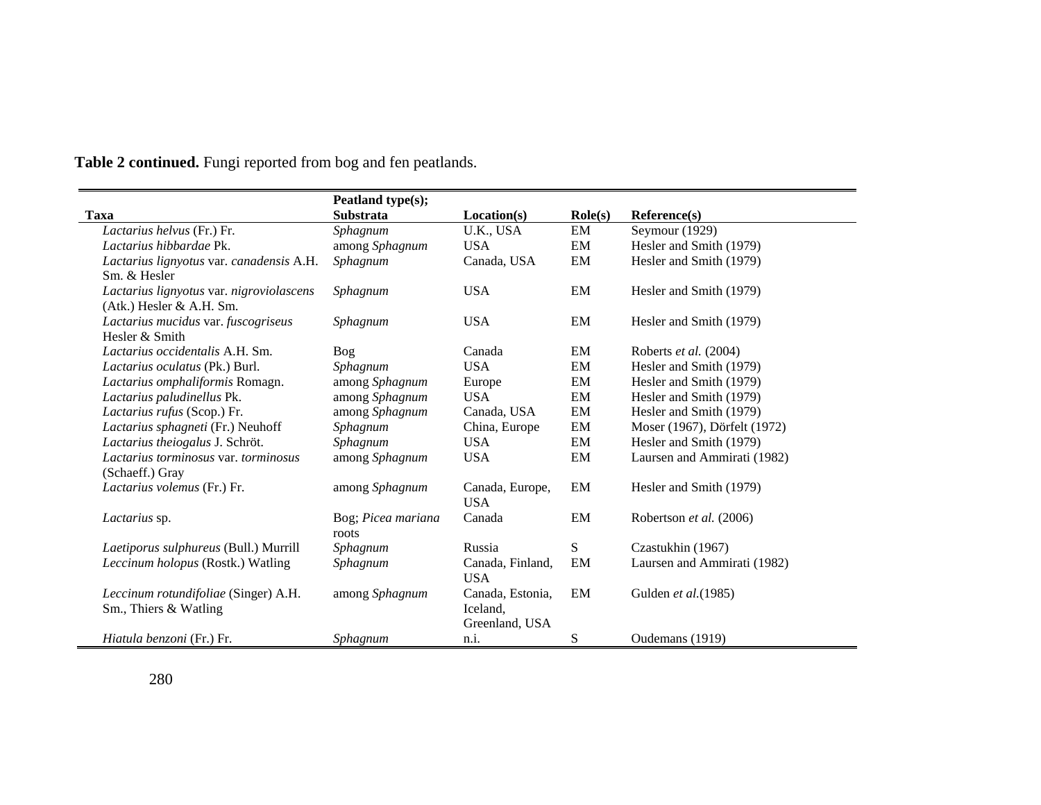**Table 2 continued.** Fungi reported from bog and fen peatlands.

| Taxa | Peatland type(s); Substrata | Location(s) | Role(s) | Reference(s) |
|---|---|---|---|---|
| *Lactarius helvus* (Fr.) Fr. | *Sphagnum* | U.K., USA | EM | Seymour (1929) |
| *Lactarius hibbardae* Pk. | among *Sphagnum* | USA | EM | Hesler and Smith (1979) |
| *Lactarius lignyotus* var. *canadensis* A.H. Sm. & Hesler | *Sphagnum* | Canada, USA | EM | Hesler and Smith (1979) |
| *Lactarius lignyotus* var. *nigroviolascens* (Atk.) Hesler & A.H. Sm. | *Sphagnum* | USA | EM | Hesler and Smith (1979) |
| *Lactarius mucidus* var. *fuscogriseus* Hesler & Smith | *Sphagnum* | USA | EM | Hesler and Smith (1979) |
| *Lactarius occidentalis* A.H. Sm. | Bog | Canada | EM | Roberts *et al.* (2004) |
| *Lactarius oculatus* (Pk.) Burl. | *Sphagnum* | USA | EM | Hesler and Smith (1979) |
| *Lactarius omphaliformis* Romagn. | among *Sphagnum* | Europe | EM | Hesler and Smith (1979) |
| *Lactarius paludinellus* Pk. | among *Sphagnum* | USA | EM | Hesler and Smith (1979) |
| *Lactarius rufus* (Scop.) Fr. | among *Sphagnum* | Canada, USA | EM | Hesler and Smith (1979) |
| *Lactarius sphagneti* (Fr.) Neuhoff | *Sphagnum* | China, Europe | EM | Moser (1967), Dörfelt (1972) |
| *Lactarius theiogalus* J. Schröt. | *Sphagnum* | USA | EM | Hesler and Smith (1979) |
| *Lactarius torminosus* var. *torminosus* (Schaeff.) Gray | among *Sphagnum* | USA | EM | Laursen and Ammirati (1982) |
| *Lactarius volemus* (Fr.) Fr. | among *Sphagnum* | Canada, Europe, USA | EM | Hesler and Smith (1979) |
| *Lactarius* sp. | Bog; *Picea mariana* roots | Canada | EM | Robertson *et al.* (2006) |
| *Laetiporus sulphureus* (Bull.) Murrill | *Sphagnum* | Russia | S | Czastukhin (1967) |
| *Leccinum holopus* (Rostk.) Watling | *Sphagnum* | Canada, Finland, USA | EM | Laursen and Ammirati (1982) |
| *Leccinum rotundifoliae* (Singer) A.H. Sm., Thiers & Watling | among *Sphagnum* | Canada, Estonia, Iceland, Greenland, USA | EM | Gulden *et al.*(1985) |
| *Hiatula benzoni* (Fr.) Fr. | *Sphagnum* | n.i. | S | Oudemans (1919) |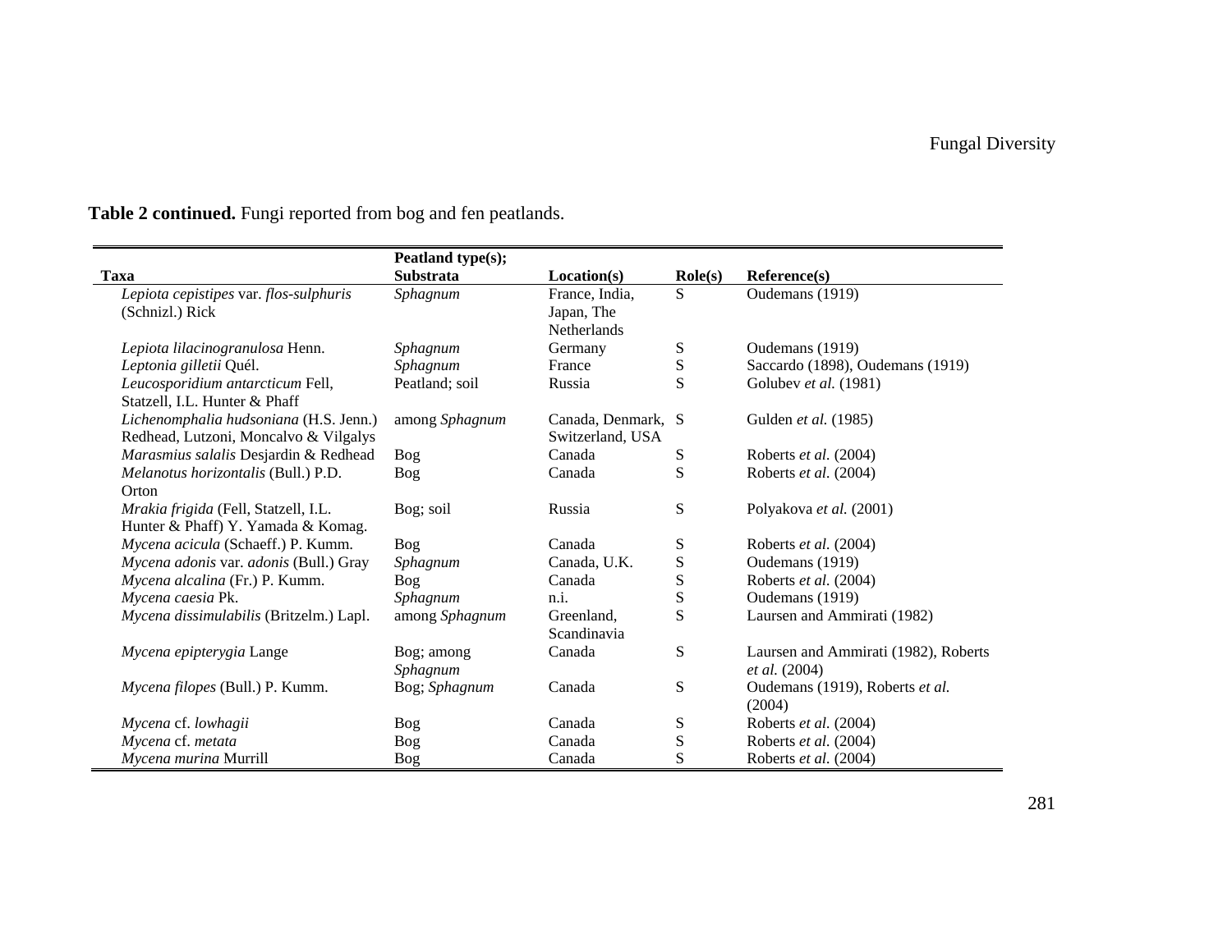**Table 2 continued.** Fungi reported from bog and fen peatlands.

| Taxa | Peatland type(s); Substrata | Location(s) | Role(s) | Reference(s) |
|---|---|---|---|---|
| *Lepiota cepistipes* var. *flos-sulphuris* (Schnizl.) Rick | *Sphagnum* | France, India, Japan, The Netherlands | S | Oudemans (1919) |
| *Lepiota lilacinogranulosa* Henn. | *Sphagnum* | Germany | S | Oudemans (1919) |
| *Leptonia gilletii* Quél. | *Sphagnum* | France | S | Saccardo (1898), Oudemans (1919) |
| *Leucosporidium antarcticum* Fell, Statzell, I.L. Hunter & Phaff | Peatland; soil | Russia | S | Golubev *et al.* (1981) |
| *Lichenomphalia hudsoniana* (H.S. Jenn.) Redhead, Lutzoni, Moncalvo & Vilgalys | among *Sphagnum* | Canada, Denmark, Switzerland, USA | S | Gulden *et al.* (1985) |
| *Marasmius salalis* Desjardin & Redhead | Bog | Canada | S | Roberts *et al.* (2004) |
| *Melanotus horizontalis* (Bull.) P.D. Orton | Bog | Canada | S | Roberts *et al.* (2004) |
| *Mrakia frigida* (Fell, Statzell, I.L. Hunter & Phaff) Y. Yamada & Komag. | Bog; soil | Russia | S | Polyakova *et al.* (2001) |
| *Mycena acicula* (Schaeff.) P. Kumm. | Bog | Canada | S | Roberts *et al.* (2004) |
| *Mycena adonis* var. *adonis* (Bull.) Gray | *Sphagnum* | Canada, U.K. | S | Oudemans (1919) |
| *Mycena alcalina* (Fr.) P. Kumm. | Bog | Canada | S | Roberts *et al.* (2004) |
| *Mycena caesia* Pk. | *Sphagnum* | n.i. | S | Oudemans (1919) |
| *Mycena dissimulabilis* (Britzelm.) Lapl. | among *Sphagnum* | Greenland, Scandinavia | S | Laursen and Ammirati (1982) |
| *Mycena epipterygia* Lange | Bog; among *Sphagnum* | Canada | S | Laursen and Ammirati (1982), Roberts *et al.* (2004) |
| *Mycena filopes* (Bull.) P. Kumm. | Bog; *Sphagnum* | Canada | S | Oudemans (1919), Roberts *et al.* (2004) |
| *Mycena* cf. *lowhagii* | Bog | Canada | S | Roberts *et al.* (2004) |
| *Mycena* cf. *metata* | Bog | Canada | S | Roberts *et al.* (2004) |
| *Mycena murina* Murrill | Bog | Canada | S | Roberts *et al.* (2004) |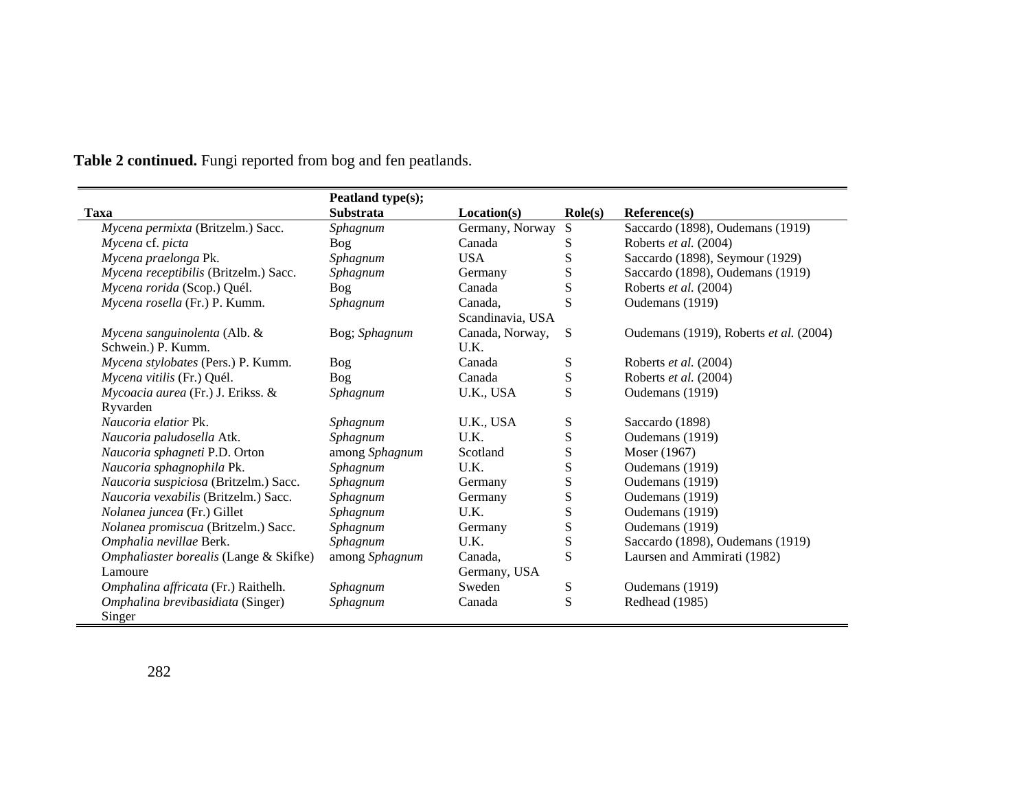**Table 2 continued.** Fungi reported from bog and fen peatlands.

| Taxa | Peatland type(s); Substrata | Location(s) | Role(s) | Reference(s) |
|---|---|---|---|---|
| *Mycena permixta* (Britzelm.) Sacc. | *Sphagnum* | Germany, Norway | S | Saccardo (1898), Oudemans (1919) |
| *Mycena* cf. *picta* | Bog | Canada | S | Roberts *et al.* (2004) |
| *Mycena praelonga* Pk. | *Sphagnum* | USA | S | Saccardo (1898), Seymour (1929) |
| *Mycena receptibilis* (Britzelm.) Sacc. | *Sphagnum* | Germany | S | Saccardo (1898), Oudemans (1919) |
| *Mycena rorida* (Scop.) Quél. | Bog | Canada | S | Roberts *et al.* (2004) |
| *Mycena rosella* (Fr.) P. Kumm. | *Sphagnum* | Canada, Scandinavia, USA | S | Oudemans (1919) |
| *Mycena sanguinolenta* (Alb. & Schwein.) P. Kumm. | Bog; *Sphagnum* | Canada, Norway, U.K. | S | Oudemans (1919), Roberts *et al.* (2004) |
| *Mycena stylobates* (Pers.) P. Kumm. | Bog | Canada | S | Roberts *et al.* (2004) |
| *Mycena vitilis* (Fr.) Quél. | Bog | Canada | S | Roberts *et al.* (2004) |
| *Mycoacia aurea* (Fr.) J. Erikss. & Ryvarden | *Sphagnum* | U.K., USA | S | Oudemans (1919) |
| *Naucoria elatior* Pk. | *Sphagnum* | U.K., USA | S | Saccardo (1898) |
| *Naucoria paludosella* Atk. | *Sphagnum* | U.K. | S | Oudemans (1919) |
| *Naucoria sphagneti* P.D. Orton | among *Sphagnum* | Scotland | S | Moser (1967) |
| *Naucoria sphagnophila* Pk. | *Sphagnum* | U.K. | S | Oudemans (1919) |
| *Naucoria suspiciosa* (Britzelm.) Sacc. | *Sphagnum* | Germany | S | Oudemans (1919) |
| *Naucoria vexabilis* (Britzelm.) Sacc. | *Sphagnum* | Germany | S | Oudemans (1919) |
| *Nolanea juncea* (Fr.) Gillet | *Sphagnum* | U.K. | S | Oudemans (1919) |
| *Nolanea promiscua* (Britzelm.) Sacc. | *Sphagnum* | Germany | S | Oudemans (1919) |
| *Omphalia nevillae* Berk. | *Sphagnum* | U.K. | S | Saccardo (1898), Oudemans (1919) |
| *Omphaliaster borealis* (Lange & Skifke) Lamoure | among *Sphagnum* | Canada, Germany, USA | S | Laursen and Ammirati (1982) |
| *Omphalina affricata* (Fr.) Raithelh. | *Sphagnum* | Sweden | S | Oudemans (1919) |
| *Omphalina brevibasidiata* (Singer) Singer | *Sphagnum* | Canada | S | Redhead (1985) |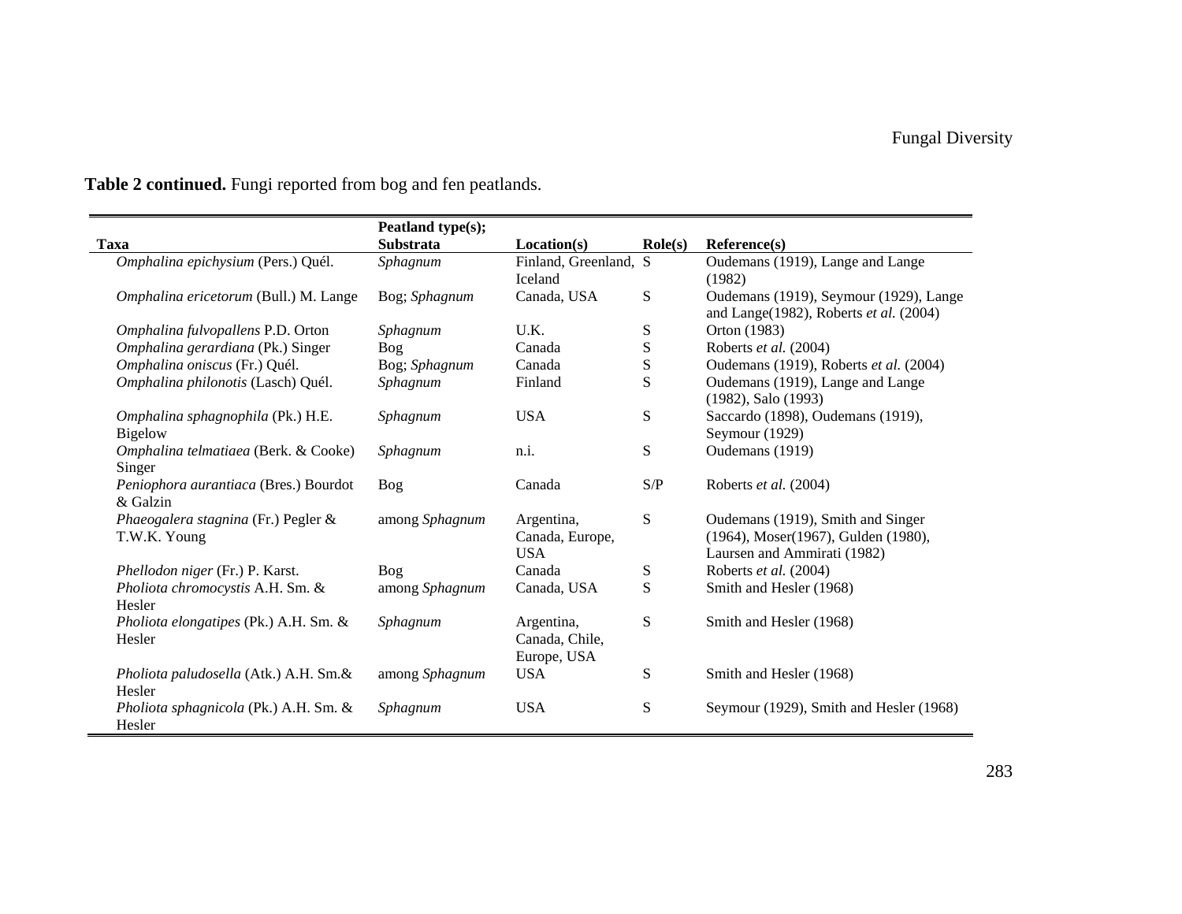**Table 2 continued.** Fungi reported from bog and fen peatlands.

| Taxa | Peatland type(s); Substrata | Location(s) | Role(s) | Reference(s) |
|---|---|---|---|---|
| *Omphalina epichysium* (Pers.) Quél. | *Sphagnum* | Finland, Greenland, Iceland | S | Oudemans (1919), Lange and Lange (1982) |
| *Omphalina ericetorum* (Bull.) M. Lange | Bog; *Sphagnum* | Canada, USA | S | Oudemans (1919), Seymour (1929), Lange and Lange(1982), Roberts *et al.* (2004) |
| *Omphalina fulvopallens* P.D. Orton | *Sphagnum* | U.K. | S | Orton (1983) |
| *Omphalina gerardiana* (Pk.) Singer | Bog | Canada | S | Roberts *et al.* (2004) |
| *Omphalina oniscus* (Fr.) Quél. | Bog; *Sphagnum* | Canada | S | Oudemans (1919), Roberts *et al.* (2004) |
| *Omphalina philonotis* (Lasch) Quél. | *Sphagnum* | Finland | S | Oudemans (1919), Lange and Lange (1982), Salo (1993) |
| *Omphalina sphagnophila* (Pk.) H.E. Bigelow | *Sphagnum* | USA | S | Saccardo (1898), Oudemans (1919), Seymour (1929) |
| *Omphalina telmatiaea* (Berk. & Cooke) Singer | *Sphagnum* | n.i. | S | Oudemans (1919) |
| *Peniophora aurantiaca* (Bres.) Bourdot & Galzin | Bog | Canada | S/P | Roberts *et al.* (2004) |
| *Phaeogalera stagnina* (Fr.) Pegler & T.W.K. Young | among *Sphagnum* | Argentina, Canada, Europe, USA | S | Oudemans (1919), Smith and Singer (1964), Moser(1967), Gulden (1980), Laursen and Ammirati (1982) |
| *Phellodon niger* (Fr.) P. Karst. | Bog | Canada | S | Roberts *et al.* (2004) |
| *Pholiota chromocystis* A.H. Sm. & Hesler | among *Sphagnum* | Canada, USA | S | Smith and Hesler (1968) |
| *Pholiota elongatipes* (Pk.) A.H. Sm. & Hesler | *Sphagnum* | Argentina, Canada, Chile, Europe, USA | S | Smith and Hesler (1968) |
| *Pholiota paludosella* (Atk.) A.H. Sm.& Hesler | among *Sphagnum* | USA | S | Smith and Hesler (1968) |
| *Pholiota sphagnicola* (Pk.) A.H. Sm. & Hesler | *Sphagnum* | USA | S | Seymour (1929), Smith and Hesler (1968) |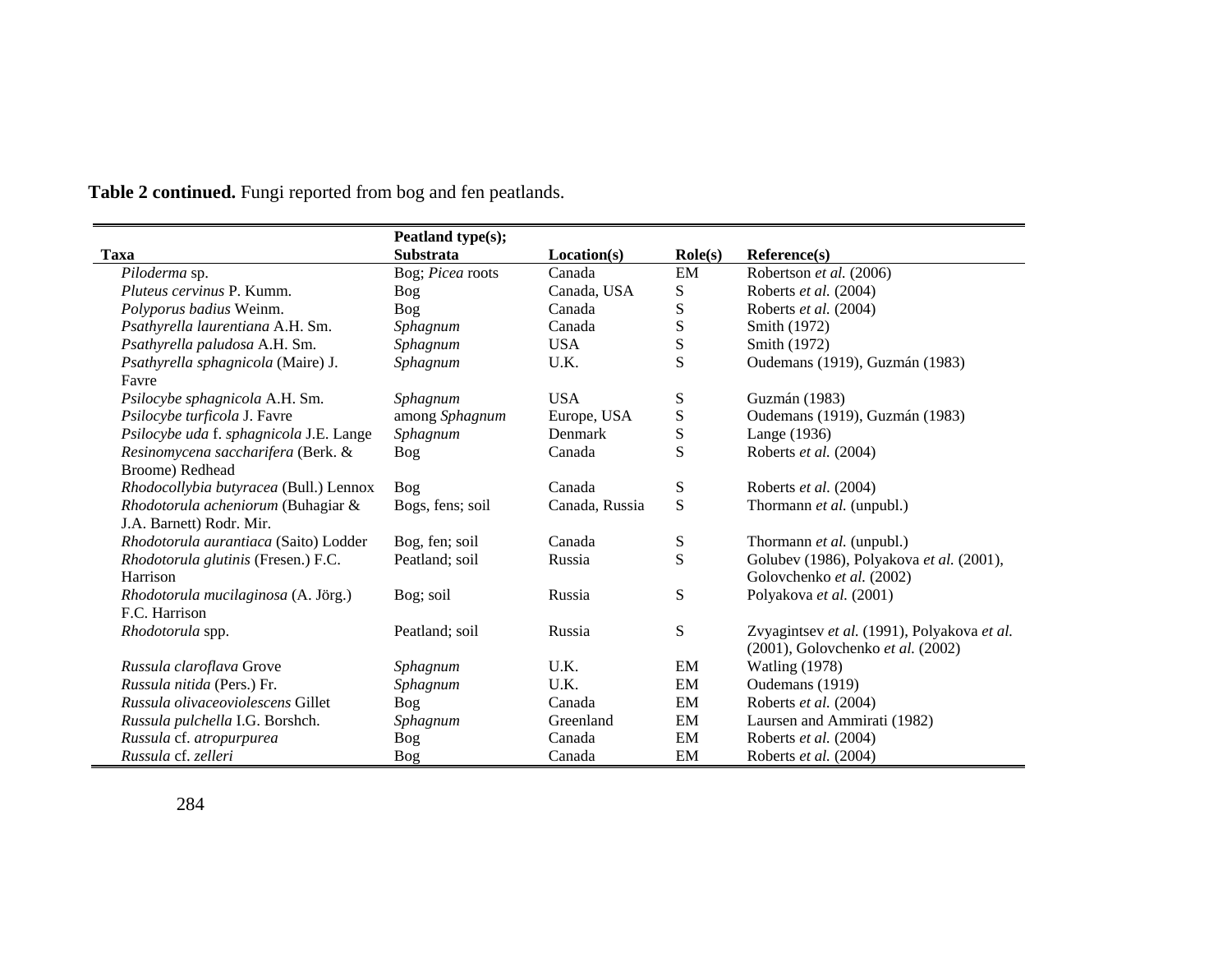**Table 2 continued.** Fungi reported from bog and fen peatlands.

| Taxa | Peatland type(s); Substrata | Location(s) | Role(s) | Reference(s) |
|---|---|---|---|---|
| *Piloderma* sp. | Bog; *Picea* roots | Canada | EM | Robertson *et al.* (2006) |
| *Pluteus cervinus* P. Kumm. | Bog | Canada, USA | S | Roberts *et al.* (2004) |
| *Polyporus badius* Weinm. | Bog | Canada | S | Roberts *et al.* (2004) |
| *Psathyrella laurentiana* A.H. Sm. | *Sphagnum* | Canada | S | Smith (1972) |
| *Psathyrella paludosa* A.H. Sm. | *Sphagnum* | USA | S | Smith (1972) |
| *Psathyrella sphagnicola* (Maire) J. Favre | *Sphagnum* | U.K. | S | Oudemans (1919), Guzmán (1983) |
| *Psilocybe sphagnicola* A.H. Sm. | *Sphagnum* | USA | S | Guzmán (1983) |
| *Psilocybe turficola* J. Favre | among *Sphagnum* | Europe, USA | S | Oudemans (1919), Guzmán (1983) |
| *Psilocybe uda* f. *sphagnicola* J.E. Lange | *Sphagnum* | Denmark | S | Lange (1936) |
| *Resinomycena saccharifera* (Berk. & Broome) Redhead | Bog | Canada | S | Roberts *et al.* (2004) |
| *Rhodocollybia butyracea* (Bull.) Lennox | Bog | Canada | S | Roberts *et al.* (2004) |
| *Rhodotorula acheniorum* (Buhagiar & J.A. Barnett) Rodr. Mir. | Bogs, fens; soil | Canada, Russia | S | Thormann *et al.* (unpubl.) |
| *Rhodotorula aurantiaca* (Saito) Lodder | Bog, fen; soil | Canada | S | Thormann *et al.* (unpubl.) |
| *Rhodotorula glutinis* (Fresen.) F.C. Harrison | Peatland; soil | Russia | S | Golubev (1986), Polyakova *et al.* (2001), Golovchenko *et al.* (2002) |
| *Rhodotorula mucilaginosa* (A. Jörg.) F.C. Harrison | Bog; soil | Russia | S | Polyakova *et al.* (2001) |
| *Rhodotorula* spp. | Peatland; soil | Russia | S | Zvyagintsev *et al.* (1991), Polyakova *et al.* (2001), Golovchenko *et al.* (2002) |
| *Russula claroflava* Grove | *Sphagnum* | U.K. | EM | Watling (1978) |
| *Russula nitida* (Pers.) Fr. | *Sphagnum* | U.K. | EM | Oudemans (1919) |
| *Russula olivaceoviolescens* Gillet | Bog | Canada | EM | Roberts *et al.* (2004) |
| *Russula pulchella* I.G. Borshch. | *Sphagnum* | Greenland | EM | Laursen and Ammirati (1982) |
| *Russula* cf. *atropurpurea* | Bog | Canada | EM | Roberts *et al.* (2004) |
| *Russula* cf. *zelleri* | Bog | Canada | EM | Roberts *et al.* (2004) |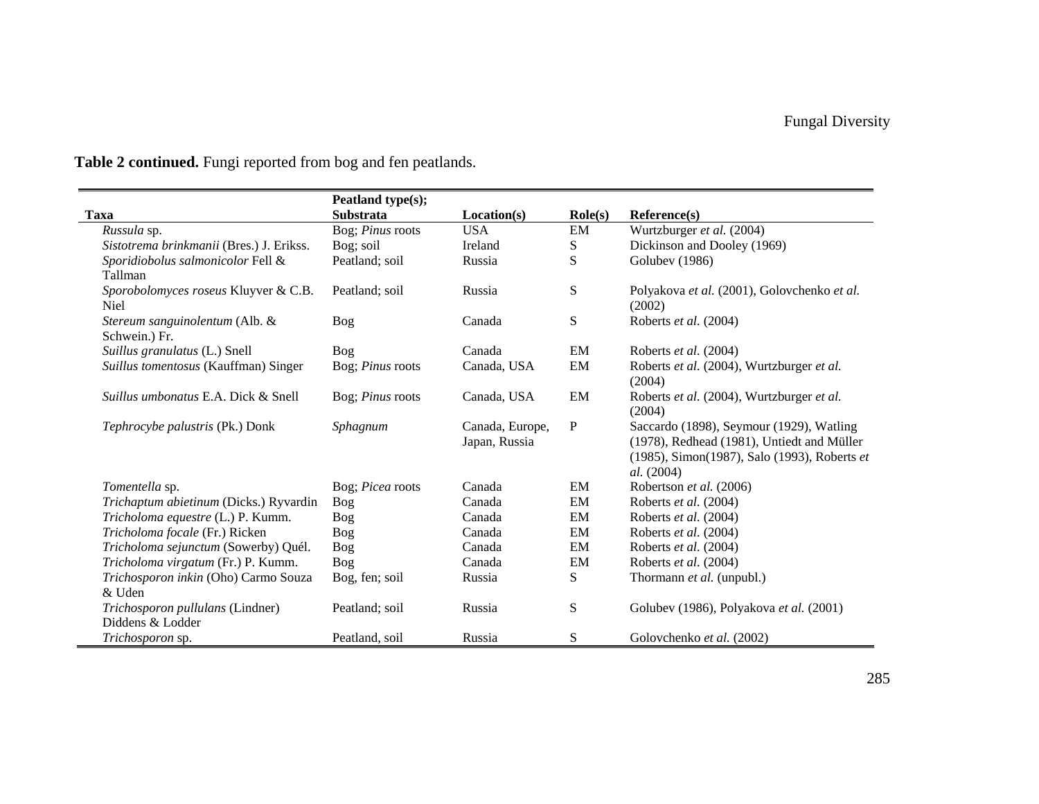**Table 2 continued.** Fungi reported from bog and fen peatlands.

| Taxa | Peatland type(s); Substrata | Location(s) | Role(s) | Reference(s) |
|---|---|---|---|---|
| *Russula* sp. | Bog; *Pinus* roots | USA | EM | Wurtzburger *et al.* (2004) |
| *Sistotrema brinkmanii* (Bres.) J. Erikss. | Bog; soil | Ireland | S | Dickinson and Dooley (1969) |
| *Sporidiobolus salmonicolor* Fell & Tallman | Peatland; soil | Russia | S | Golubev (1986) |
| *Sporobolomyces roseus* Kluyver & C.B. Niel | Peatland; soil | Russia | S | Polyakova *et al.* (2001), Golovchenko *et al.* (2002) |
| *Stereum sanguinolentum* (Alb. & Schwein.) Fr. | Bog | Canada | S | Roberts *et al.* (2004) |
| *Suillus granulatus* (L.) Snell | Bog | Canada | EM | Roberts *et al.* (2004) |
| *Suillus tomentosus* (Kauffman) Singer | Bog; *Pinus* roots | Canada, USA | EM | Roberts *et al.* (2004), Wurtzburger *et al.* (2004) |
| *Suillus umbonatus* E.A. Dick & Snell | Bog; *Pinus* roots | Canada, USA | EM | Roberts *et al.* (2004), Wurtzburger *et al.* (2004) |
| *Tephrocybe palustris* (Pk.) Donk | *Sphagnum* | Canada, Europe, Japan, Russia | P | Saccardo (1898), Seymour (1929), Watling (1978), Redhead (1981), Untiedt and Müller (1985), Simon(1987), Salo (1993), Roberts *et al.* (2004) |
| *Tomentella* sp. | Bog; *Picea* roots | Canada | EM | Robertson *et al.* (2006) |
| *Trichaptum abietinum* (Dicks.) Ryvardin | Bog | Canada | EM | Roberts *et al.* (2004) |
| *Tricholoma equestre* (L.) P. Kumm. | Bog | Canada | EM | Roberts *et al.* (2004) |
| *Tricholoma focale* (Fr.) Ricken | Bog | Canada | EM | Roberts *et al.* (2004) |
| *Tricholoma sejunctum* (Sowerby) Quél. | Bog | Canada | EM | Roberts *et al.* (2004) |
| *Tricholoma virgatum* (Fr.) P. Kumm. | Bog | Canada | EM | Roberts *et al.* (2004) |
| *Trichosporon inkin* (Oho) Carmo Souza & Uden | Bog, fen; soil | Russia | S | Thormann *et al.* (unpubl.) |
| *Trichosporon pullulans* (Lindner) Diddens & Lodder | Peatland; soil | Russia | S | Golubev (1986), Polyakova *et al.* (2001) |
| *Trichosporon* sp. | Peatland, soil | Russia | S | Golovchenko *et al.* (2002) |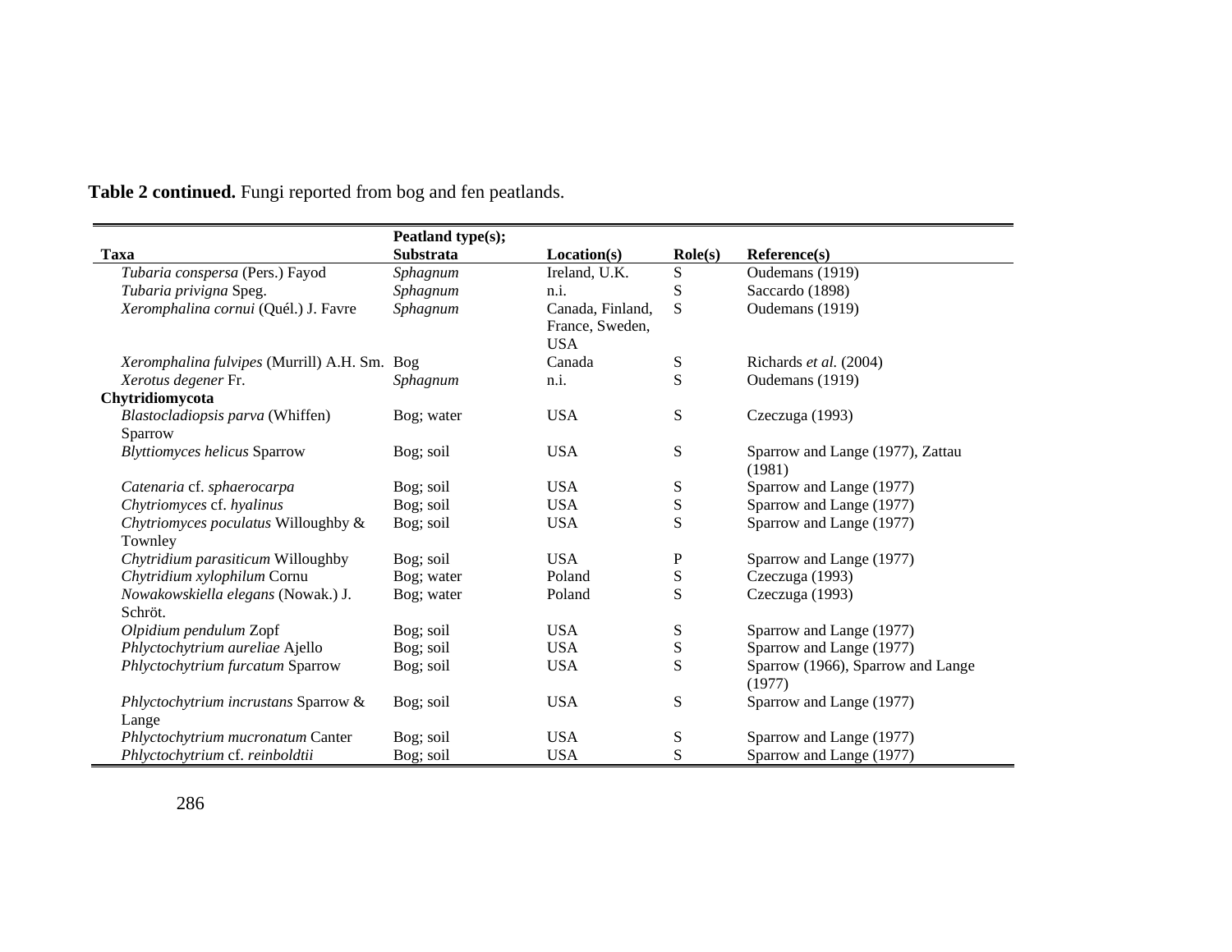**Table 2 continued.** Fungi reported from bog and fen peatlands.

| Taxa | Peatland type(s); Substrata | Location(s) | Role(s) | Reference(s) |
|---|---|---|---|---|
| *Tubaria conspersa* (Pers.) Fayod | *Sphagnum* | Ireland, U.K. | S | Oudemans (1919) |
| *Tubaria privigna* Speg. | *Sphagnum* | n.i. | S | Saccardo (1898) |
| *Xeromphalina cornui* (Quél.) J. Favre | *Sphagnum* | Canada, Finland, France, Sweden, USA | S | Oudemans (1919) |
| *Xeromphalina fulvipes* (Murrill) A.H. Sm. | Bog | Canada | S | Richards *et al.* (2004) |
| *Xerotus degener* Fr. | *Sphagnum* | n.i. | S | Oudemans (1919) |
| **Chytridiomycota** | | | | |
| *Blastocladiopsis parva* (Whiffen) Sparrow | Bog; water | USA | S | Czeczuga (1993) |
| *Blyttiomyces helicus* Sparrow | Bog; soil | USA | S | Sparrow and Lange (1977), Zattau (1981) |
| *Catenaria* cf. *sphaerocarpa* | Bog; soil | USA | S | Sparrow and Lange (1977) |
| *Chytriomyces* cf. *hyalinus* | Bog; soil | USA | S | Sparrow and Lange (1977) |
| *Chytriomyces poculatus* Willoughby & Townley | Bog; soil | USA | S | Sparrow and Lange (1977) |
| *Chytridium parasiticum* Willoughby | Bog; soil | USA | P | Sparrow and Lange (1977) |
| *Chytridium xylophilum* Cornu | Bog; water | Poland | S | Czeczuga (1993) |
| *Nowakowskiella elegans* (Nowak.) J. Schröt. | Bog; water | Poland | S | Czeczuga (1993) |
| *Olpidium pendulum* Zopf | Bog; soil | USA | S | Sparrow and Lange (1977) |
| *Phlyctochytrium aureliae* Ajello | Bog; soil | USA | S | Sparrow and Lange (1977) |
| *Phlyctochytrium furcatum* Sparrow | Bog; soil | USA | S | Sparrow (1966), Sparrow and Lange (1977) |
| *Phlyctochytrium incrustans* Sparrow & Lange | Bog; soil | USA | S | Sparrow and Lange (1977) |
| *Phlyctochytrium mucronatum* Canter | Bog; soil | USA | S | Sparrow and Lange (1977) |
| *Phlyctochytrium* cf. *reinboldtii* | Bog; soil | USA | S | Sparrow and Lange (1977) |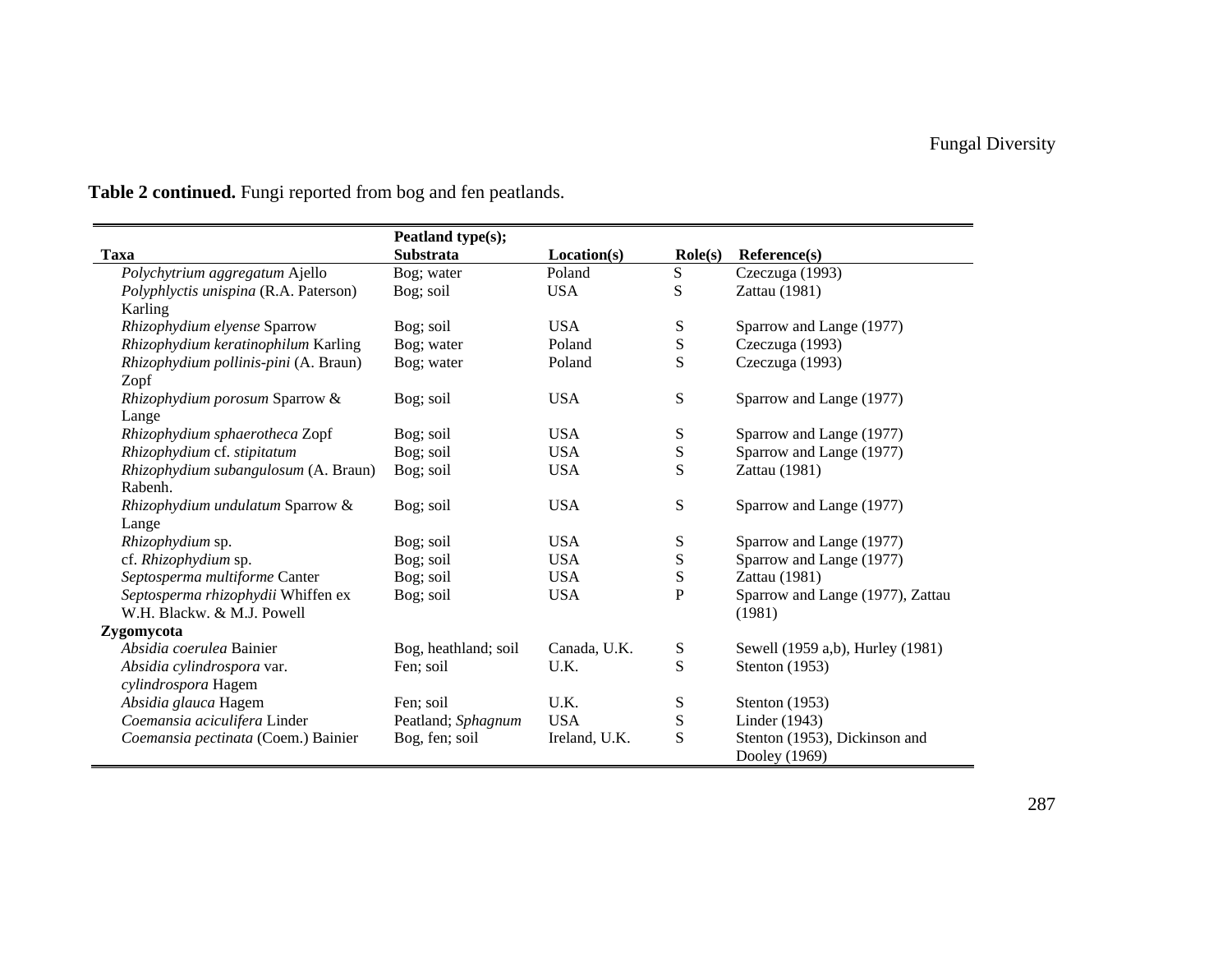**Table 2 continued.** Fungi reported from bog and fen peatlands.

| Taxa | Peatland type(s); Substrata | Location(s) | Role(s) | Reference(s) |
|---|---|---|---|---|
| *Polychytrium aggregatum* Ajello | Bog; water | Poland | S | Czeczuga (1993) |
| *Polyphlyctis unispina* (R.A. Paterson) Karling | Bog; soil | USA | S | Zattau (1981) |
| *Rhizophydium elyense* Sparrow | Bog; soil | USA | S | Sparrow and Lange (1977) |
| *Rhizophydium keratinophilum* Karling | Bog; water | Poland | S | Czeczuga (1993) |
| *Rhizophydium pollinis-pini* (A. Braun) Zopf | Bog; water | Poland | S | Czeczuga (1993) |
| *Rhizophydium porosum* Sparrow & Lange | Bog; soil | USA | S | Sparrow and Lange (1977) |
| *Rhizophydium sphaerotheca* Zopf | Bog; soil | USA | S | Sparrow and Lange (1977) |
| *Rhizophydium* cf. *stipitatum* | Bog; soil | USA | S | Sparrow and Lange (1977) |
| *Rhizophydium subangulosum* (A. Braun) Rabenh. | Bog; soil | USA | S | Zattau (1981) |
| *Rhizophydium undulatum* Sparrow & Lange | Bog; soil | USA | S | Sparrow and Lange (1977) |
| *Rhizophydium* sp. | Bog; soil | USA | S | Sparrow and Lange (1977) |
| cf. *Rhizophydium* sp. | Bog; soil | USA | S | Sparrow and Lange (1977) |
| *Septosperma multiforme* Canter | Bog; soil | USA | S | Zattau (1981) |
| *Septosperma rhizophydii* Whiffen ex W.H. Blackw. & M.J. Powell | Bog; soil | USA | P | Sparrow and Lange (1977), Zattau (1981) |
| **Zygomycota** | | | | |
| *Absidia coerulea* Bainier | Bog, heathland; soil | Canada, U.K. | S | Sewell (1959 a,b), Hurley (1981) |
| *Absidia cylindrospora* var. *cylindrospora* Hagem | Fen; soil | U.K. | S | Stenton (1953) |
| *Absidia glauca* Hagem | Fen; soil | U.K. | S | Stenton (1953) |
| *Coemansia aciculifera* Linder | Peatland; *Sphagnum* | USA | S | Linder (1943) |
| *Coemansia pectinata* (Coem.) Bainier | Bog, fen; soil | Ireland, U.K. | S | Stenton (1953), Dickinson and Dooley (1969) |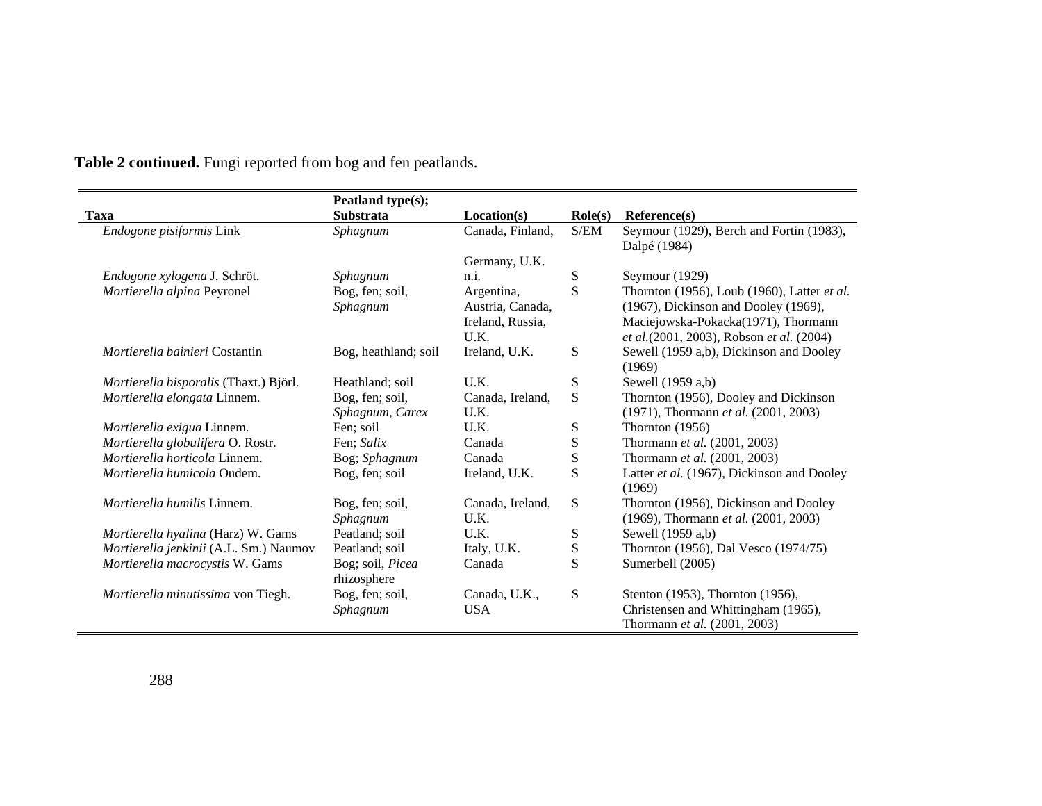**Table 2 continued.** Fungi reported from bog and fen peatlands.

| Taxa | Peatland type(s); Substrata | Location(s) | Role(s) | Reference(s) |
|---|---|---|---|---|
| *Endogone pisiformis* Link | *Sphagnum* | Canada, Finland, Germany, U.K. | S/EM | Seymour (1929), Berch and Fortin (1983), Dalpé (1984) |
| *Endogone xylogena* J. Schröt. | *Sphagnum* | n.i. | S | Seymour (1929) |
| *Mortierella alpina* Peyronel | Bog, fen; soil, *Sphagnum* | Argentina, Austria, Canada, Ireland, Russia, U.K. | S | Thornton (1956), Loub (1960), Latter *et al.* (1967), Dickinson and Dooley (1969), Maciejowska-Pokacka(1971), Thormann *et al.*(2001, 2003), Robson *et al.* (2004) |
| *Mortierella bainieri* Costantin | Bog, heathland; soil | Ireland, U.K. | S | Sewell (1959 a,b), Dickinson and Dooley (1969) |
| *Mortierella bisporalis* (Thaxt.) Björl. | Heathland; soil | U.K. | S | Sewell (1959 a,b) |
| *Mortierella elongata* Linnem. | Bog, fen; soil, *Sphagnum*, *Carex* | Canada, Ireland, U.K. | S | Thornton (1956), Dooley and Dickinson (1971), Thormann *et al.* (2001, 2003) |
| *Mortierella exigua* Linnem. | Fen; soil | U.K. | S | Thornton (1956) |
| *Mortierella globulifera* O. Rostr. | Fen; *Salix* | Canada | S | Thormann *et al.* (2001, 2003) |
| *Mortierella horticola* Linnem. | Bog; *Sphagnum* | Canada | S | Thormann *et al.* (2001, 2003) |
| *Mortierella humicola* Oudem. | Bog, fen; soil | Ireland, U.K. | S | Latter *et al.* (1967), Dickinson and Dooley (1969) |
| *Mortierella humilis* Linnem. | Bog, fen; soil, *Sphagnum* | Canada, Ireland, U.K. | S | Thornton (1956), Dickinson and Dooley (1969), Thormann *et al.* (2001, 2003) |
| *Mortierella hyalina* (Harz) W. Gams | Peatland; soil | U.K. | S | Sewell (1959 a,b) |
| *Mortierella jenkinii* (A.L. Sm.) Naumov | Peatland; soil | Italy, U.K. | S | Thornton (1956), Dal Vesco (1974/75) |
| *Mortierella macrocystis* W. Gams | Bog; soil, *Picea* rhizosphere | Canada | S | Sumerbell (2005) |
| *Mortierella minutissima* von Tiegh. | Bog, fen; soil, *Sphagnum* | Canada, U.K., USA | S | Stenton (1953), Thornton (1956), Christensen and Whittingham (1965), Thormann *et al.* (2001, 2003) |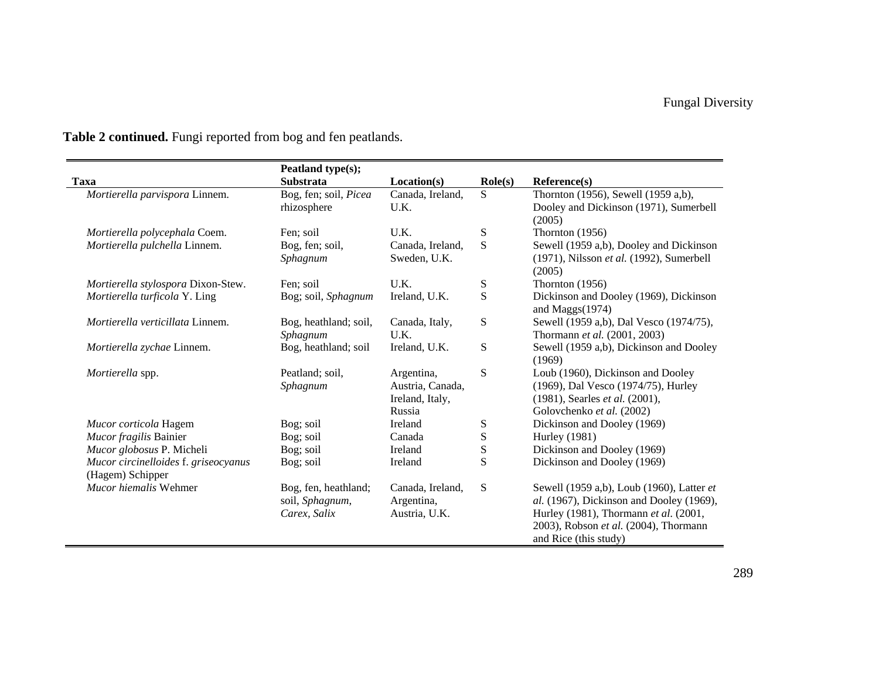**Table 2 continued.** Fungi reported from bog and fen peatlands.

| Taxa | Peatland type(s); Substrata | Location(s) | Role(s) | Reference(s) |
|---|---|---|---|---|
| *Mortierella parvispora* Linnem. | Bog, fen; soil, *Picea* rhizosphere | Canada, Ireland, U.K. | S | Thornton (1956), Sewell (1959 a,b), Dooley and Dickinson (1971), Sumerbell (2005) |
| *Mortierella polycephala* Coem. | Fen; soil | U.K. | S | Thornton (1956) |
| *Mortierella pulchella* Linnem. | Bog, fen; soil, *Sphagnum* | Canada, Ireland, Sweden, U.K. | S | Sewell (1959 a,b), Dooley and Dickinson (1971), Nilsson *et al.* (1992), Sumerbell (2005) |
| *Mortierella stylospora* Dixon-Stew. | Fen; soil | U.K. | S | Thornton (1956) |
| *Mortierella turficola* Y. Ling | Bog; soil, *Sphagnum* | Ireland, U.K. | S | Dickinson and Dooley (1969), Dickinson and Maggs(1974) |
| *Mortierella verticillata* Linnem. | Bog, heathland; soil, *Sphagnum* | Canada, Italy, U.K. | S | Sewell (1959 a,b), Dal Vesco (1974/75), Thormann *et al.* (2001, 2003) |
| *Mortierella zychae* Linnem. | Bog, heathland; soil | Ireland, U.K. | S | Sewell (1959 a,b), Dickinson and Dooley (1969) |
| *Mortierella* spp. | Peatland; soil, *Sphagnum* | Argentina, Austria, Canada, Ireland, Italy, Russia | S | Loub (1960), Dickinson and Dooley (1969), Dal Vesco (1974/75), Hurley (1981), Searles *et al.* (2001), Golovchenko *et al.* (2002) |
| *Mucor corticola* Hagem | Bog; soil | Ireland | S | Dickinson and Dooley (1969) |
| *Mucor fragilis* Bainier | Bog; soil | Canada | S | Hurley (1981) |
| *Mucor globosus* P. Micheli | Bog; soil | Ireland | S | Dickinson and Dooley (1969) |
| *Mucor circinelloides* f. *griseocyanus* (Hagem) Schipper | Bog; soil | Ireland | S | Dickinson and Dooley (1969) |
| *Mucor hiemalis* Wehmer | Bog, fen, heathland; soil, *Sphagnum*, *Carex*, *Salix* | Canada, Ireland, Argentina, Austria, U.K. | S | Sewell (1959 a,b), Loub (1960), Latter *et al.* (1967), Dickinson and Dooley (1969), Hurley (1981), Thormann *et al.* (2001, 2003), Robson *et al.* (2004), Thormann and Rice (this study) |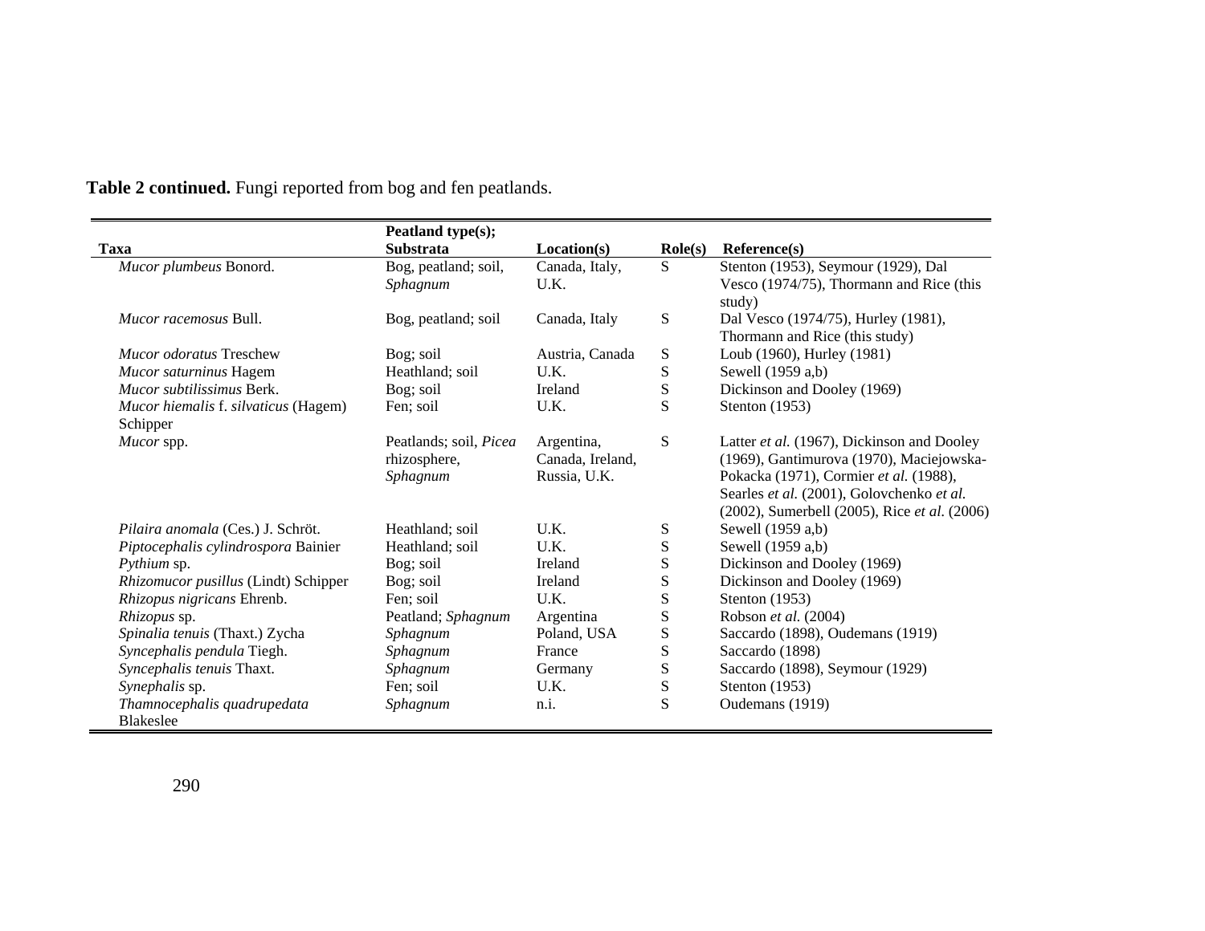**Table 2 continued.** Fungi reported from bog and fen peatlands.

| Taxa | Peatland type(s); Substrata | Location(s) | Role(s) | Reference(s) |
|---|---|---|---|---|
| *Mucor plumbeus* Bonord. | Bog, peatland; soil, *Sphagnum* | Canada, Italy, U.K. | S | Stenton (1953), Seymour (1929), Dal Vesco (1974/75), Thormann and Rice (this study) |
| *Mucor racemosus* Bull. | Bog, peatland; soil | Canada, Italy | S | Dal Vesco (1974/75), Hurley (1981), Thormann and Rice (this study) |
| *Mucor odoratus* Treschew | Bog; soil | Austria, Canada | S | Loub (1960), Hurley (1981) |
| *Mucor saturninus* Hagem | Heathland; soil | U.K. | S | Sewell (1959 a,b) |
| *Mucor subtilissimus* Berk. | Bog; soil | Ireland | S | Dickinson and Dooley (1969) |
| *Mucor hiemalis* f. *silvaticus* (Hagem) Schipper | Fen; soil | U.K. | S | Stenton (1953) |
| *Mucor* spp. | Peatlands; soil, *Picea* rhizosphere, *Sphagnum* | Argentina, Canada, Ireland, Russia, U.K. | S | Latter *et al.* (1967), Dickinson and Dooley (1969), Gantimurova (1970), Maciejowska-Pokacka (1971), Cormier *et al.* (1988), Searles *et al.* (2001), Golovchenko *et al.* (2002), Sumerbell (2005), Rice *et al.* (2006) |
| *Pilaira anomala* (Ces.) J. Schröt. | Heathland; soil | U.K. | S | Sewell (1959 a,b) |
| *Piptocephalis cylindrospora* Bainier | Heathland; soil | U.K. | S | Sewell (1959 a,b) |
| *Pythium* sp. | Bog; soil | Ireland | S | Dickinson and Dooley (1969) |
| *Rhizomucor pusillus* (Lindt) Schipper | Bog; soil | Ireland | S | Dickinson and Dooley (1969) |
| *Rhizopus nigricans* Ehrenb. | Fen; soil | U.K. | S | Stenton (1953) |
| *Rhizopus* sp. | Peatland; *Sphagnum* | Argentina | S | Robson *et al.* (2004) |
| *Spinalia tenuis* (Thaxt.) Zycha | *Sphagnum* | Poland, USA | S | Saccardo (1898), Oudemans (1919) |
| *Syncephalis pendula* Tiegh. | *Sphagnum* | France | S | Saccardo (1898) |
| *Syncephalis tenuis* Thaxt. | *Sphagnum* | Germany | S | Saccardo (1898), Seymour (1929) |
| *Synephalis* sp. | Fen; soil | U.K. | S | Stenton (1953) |
| *Thamnocephalis quadrupedata* Blakeslee | *Sphagnum* | n.i. | S | Oudemans (1919) |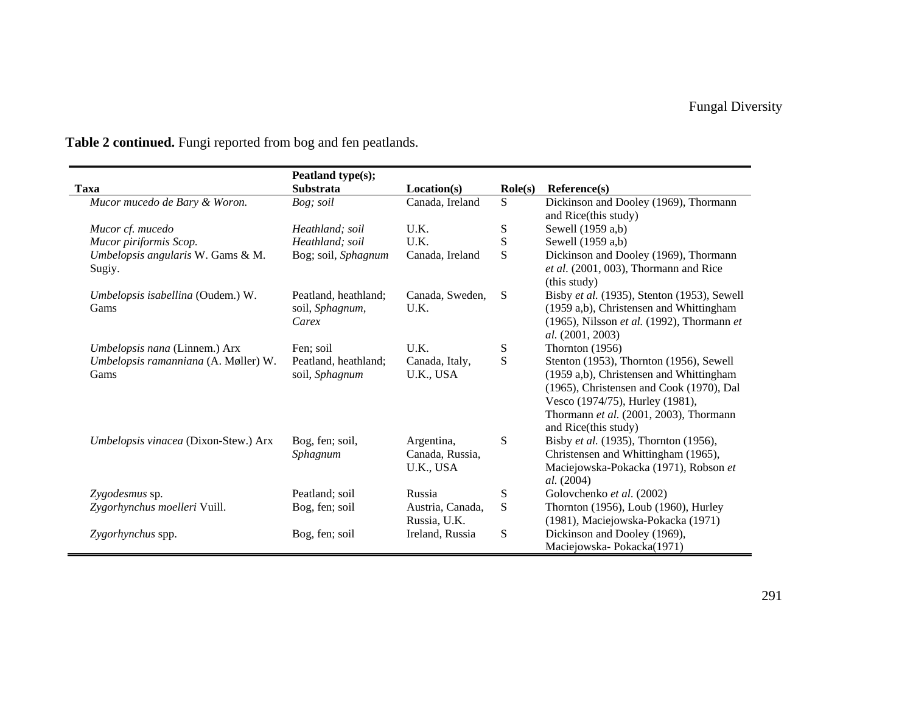**Table 2 continued.** Fungi reported from bog and fen peatlands.

| Taxa | Peatland type(s); Substrata | Location(s) | Role(s) | Reference(s) |
|---|---|---|---|---|
| *Mucor mucedo de Bary & Woron.* | *Bog; soil* | Canada, Ireland | S | Dickinson and Dooley (1969), Thormann and Rice(this study) |
| *Mucor cf. mucedo* | *Heathland; soil* | U.K. | S | Sewell (1959 a,b) |
| *Mucor piriformis Scop.* | *Heathland; soil* | U.K. | S | Sewell (1959 a,b) |
| *Umbelopsis angularis* W. Gams & M. Sugiy. | Bog; soil, *Sphagnum* | Canada, Ireland | S | Dickinson and Dooley (1969), Thormann *et al.* (2001, 003), Thormann and Rice (this study) |
| *Umbelopsis isabellina* (Oudem.) W. Gams | Peatland, heathland; soil, *Sphagnum*, *Carex* | Canada, Sweden, U.K. | S | Bisby *et al.* (1935), Stenton (1953), Sewell (1959 a,b), Christensen and Whittingham (1965), Nilsson *et al.* (1992), Thormann *et al.* (2001, 2003) |
| *Umbelopsis nana* (Linnem.) Arx | Fen; soil | U.K. | S | Thornton (1956) |
| *Umbelopsis ramanniana* (A. Møller) W. Gams | Peatland, heathland; soil, *Sphagnum* | Canada, Italy, U.K., USA | S | Stenton (1953), Thornton (1956), Sewell (1959 a,b), Christensen and Whittingham (1965), Christensen and Cook (1970), Dal Vesco (1974/75), Hurley (1981), Thormann *et al.* (2001, 2003), Thormann and Rice(this study) |
| *Umbelopsis vinacea* (Dixon-Stew.) Arx | Bog, fen; soil, *Sphagnum* | Argentina, Canada, Russia, U.K., USA | S | Bisby *et al.* (1935), Thornton (1956), Christensen and Whittingham (1965), Maciejowska-Pokacka (1971), Robson *et al.* (2004) |
| *Zygodesmus* sp. | Peatland; soil | Russia | S | Golovchenko *et al.* (2002) |
| *Zygorhynchus moelleri* Vuill. | Bog, fen; soil | Austria, Canada, Russia, U.K. | S | Thornton (1956), Loub (1960), Hurley (1981), Maciejowska-Pokacka (1971) |
| *Zygorhynchus* spp. | Bog, fen; soil | Ireland, Russia | S | Dickinson and Dooley (1969), Maciejowska- Pokacka(1971) |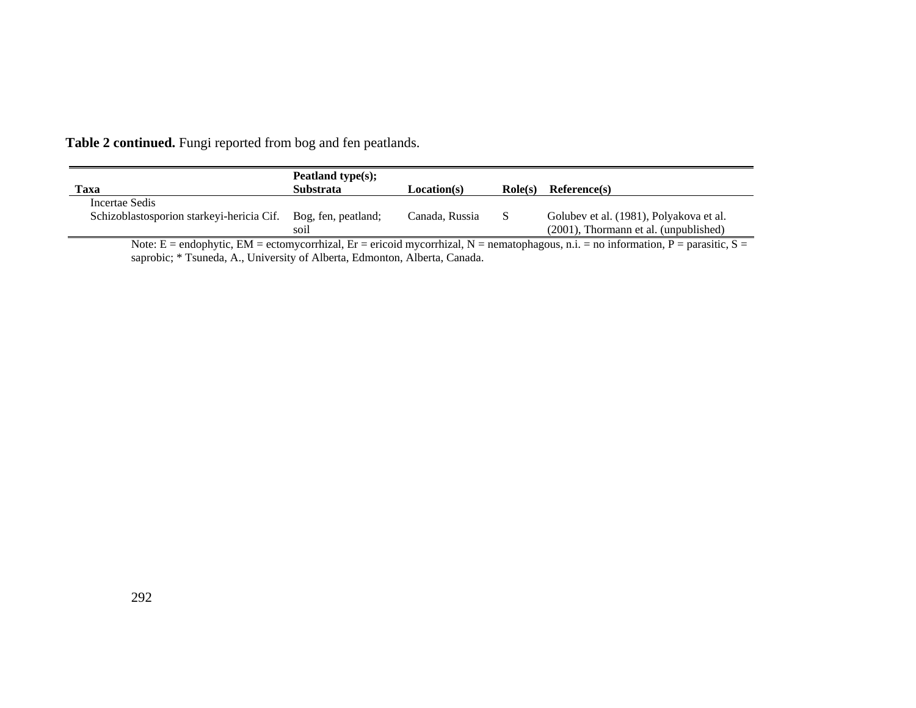**Table 2 continued.** Fungi reported from bog and fen peatlands.

| Taxa | Peatland type(s); Substrata | Location(s) | Role(s) | Reference(s) |
|---|---|---|---|---|
| Incertae Sedis | | | | |
| Schizoblastosporion starkeyi-hericia Cif. | Bog, fen, peatland; soil | Canada, Russia | S | Golubev et al. (1981), Polyakova et al. (2001), Thormann et al. (unpublished) |

Note: E = endophytic, EM = ectomycorrhizal, Er = ericoid mycorrhizal, N = nematophagous, n.i. = no information, P = parasitic, S = saprobic; * Tsuneda, A., University of Alberta, Edmonton, Alberta, Canada.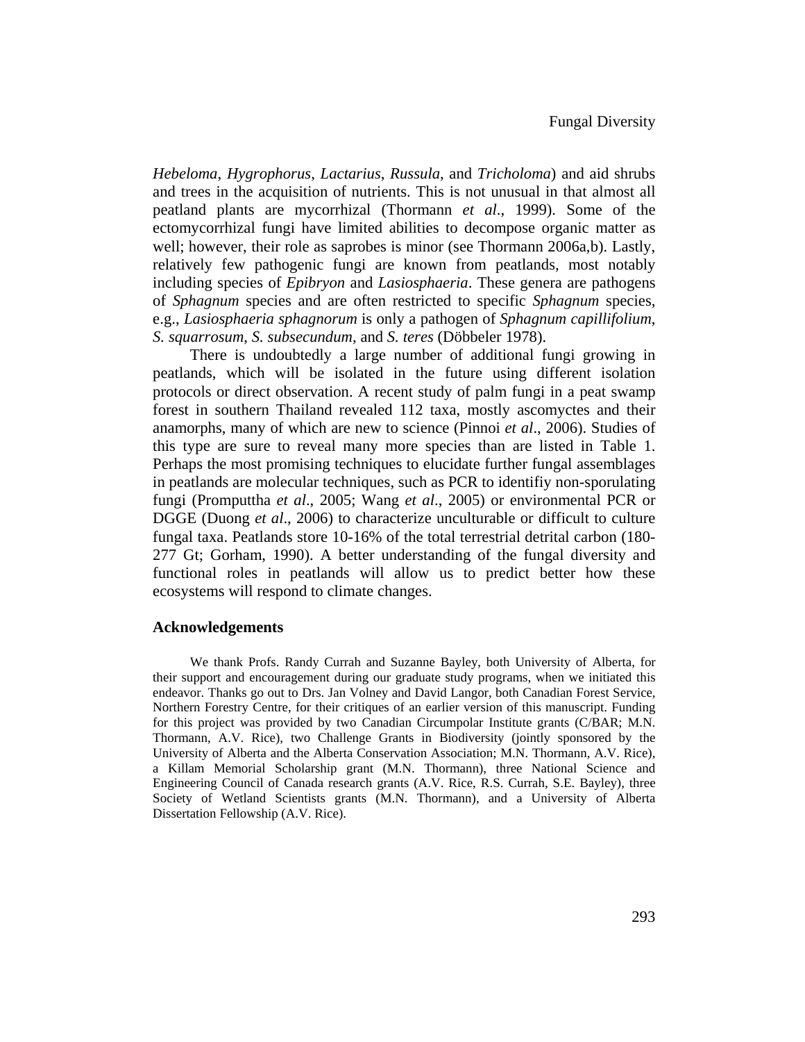*Hebeloma*, *Hygrophorus*, *Lactarius*, *Russula*, and *Tricholoma*) and aid shrubs and trees in the acquisition of nutrients. This is not unusual in that almost all peatland plants are mycorrhizal (Thormann *et al*., 1999). Some of the ectomycorrhizal fungi have limited abilities to decompose organic matter as well; however, their role as saprobes is minor (see Thormann 2006a,b). Lastly, relatively few pathogenic fungi are known from peatlands, most notably including species of *Epibryon* and *Lasiosphaeria*. These genera are pathogens of *Sphagnum* species and are often restricted to specific *Sphagnum* species, e.g., *Lasiosphaeria sphagnorum* is only a pathogen of *Sphagnum capillifolium*, *S. squarrosum*, *S. subsecundum*, and *S. teres* (Döbbeler 1978).

There is undoubtedly a large number of additional fungi growing in peatlands, which will be isolated in the future using different isolation protocols or direct observation. A recent study of palm fungi in a peat swamp forest in southern Thailand revealed 112 taxa, mostly ascomyctes and their anamorphs, many of which are new to science (Pinnoi *et al*., 2006). Studies of this type are sure to reveal many more species than are listed in Table 1. Perhaps the most promising techniques to elucidate further fungal assemblages in peatlands are molecular techniques, such as PCR to identifiy non-sporulating fungi (Promputtha *et al*., 2005; Wang *et al*., 2005) or environmental PCR or DGGE (Duong *et al*., 2006) to characterize unculturable or difficult to culture fungal taxa. Peatlands store 10-16% of the total terrestrial detrital carbon (180-277 Gt; Gorham, 1990). A better understanding of the fungal diversity and functional roles in peatlands will allow us to predict better how these ecosystems will respond to climate changes.

## Acknowledgements

We thank Profs. Randy Currah and Suzanne Bayley, both University of Alberta, for their support and encouragement during our graduate study programs, when we initiated this endeavor. Thanks go out to Drs. Jan Volney and David Langor, both Canadian Forest Service, Northern Forestry Centre, for their critiques of an earlier version of this manuscript. Funding for this project was provided by two Canadian Circumpolar Institute grants (C/BAR; M.N. Thormann, A.V. Rice), two Challenge Grants in Biodiversity (jointly sponsored by the University of Alberta and the Alberta Conservation Association; M.N. Thormann, A.V. Rice), a Killam Memorial Scholarship grant (M.N. Thormann), three National Science and Engineering Council of Canada research grants (A.V. Rice, R.S. Currah, S.E. Bayley), three Society of Wetland Scientists grants (M.N. Thormann), and a University of Alberta Dissertation Fellowship (A.V. Rice).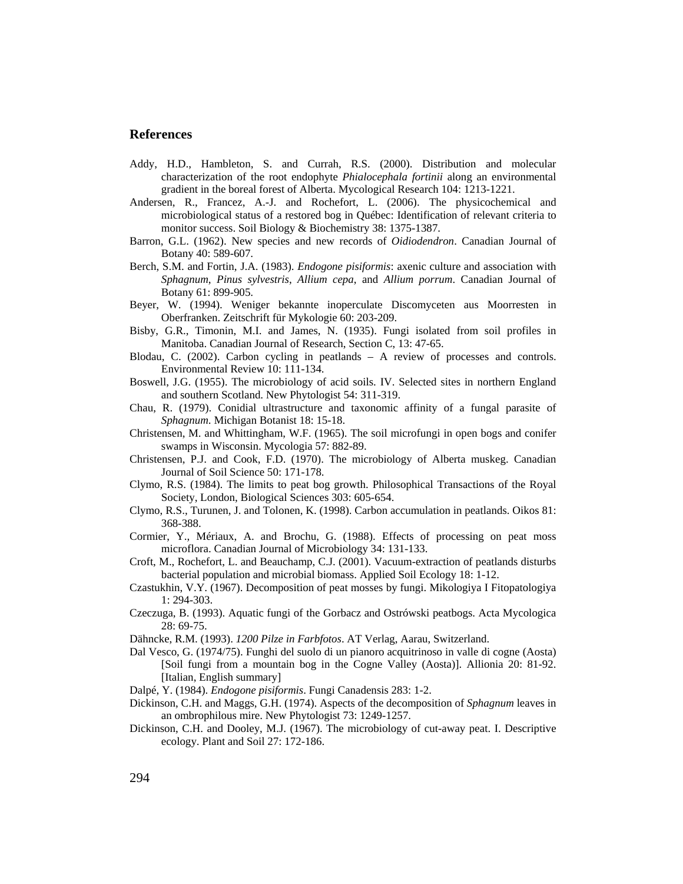## References

Addy, H.D., Hambleton, S. and Currah, R.S. (2000). Distribution and molecular characterization of the root endophyte *Phialocephala fortinii* along an environmental gradient in the boreal forest of Alberta. Mycological Research 104: 1213-1221.

Andersen, R., Francez, A.-J. and Rochefort, L. (2006). The physicochemical and microbiological status of a restored bog in Québec: Identification of relevant criteria to monitor success. Soil Biology & Biochemistry 38: 1375-1387.

Barron, G.L. (1962). New species and new records of *Oidiodendron*. Canadian Journal of Botany 40: 589-607.

Berch, S.M. and Fortin, J.A. (1983). *Endogone pisiformis*: axenic culture and association with *Sphagnum*, *Pinus sylvestris*, *Allium cepa*, and *Allium porrum*. Canadian Journal of Botany 61: 899-905.

Beyer, W. (1994). Weniger bekannte inoperculate Discomyceten aus Moorresten in Oberfranken. Zeitschrift für Mykologie 60: 203-209.

Bisby, G.R., Timonin, M.I. and James, N. (1935). Fungi isolated from soil profiles in Manitoba. Canadian Journal of Research, Section C, 13: 47-65.

Blodau, C. (2002). Carbon cycling in peatlands – A review of processes and controls. Environmental Review 10: 111-134.

Boswell, J.G. (1955). The microbiology of acid soils. IV. Selected sites in northern England and southern Scotland. New Phytologist 54: 311-319.

Chau, R. (1979). Conidial ultrastructure and taxonomic affinity of a fungal parasite of *Sphagnum.* Michigan Botanist 18: 15-18.

Christensen, M. and Whittingham, W.F. (1965). The soil microfungi in open bogs and conifer swamps in Wisconsin. Mycologia 57: 882-89.

Christensen, P.J. and Cook, F.D. (1970). The microbiology of Alberta muskeg. Canadian Journal of Soil Science 50: 171-178.

Clymo, R.S. (1984). The limits to peat bog growth. Philosophical Transactions of the Royal Society, London, Biological Sciences 303: 605-654.

Clymo, R.S., Turunen, J. and Tolonen, K. (1998). Carbon accumulation in peatlands. Oikos 81: 368-388.

Cormier, Y., Mériaux, A. and Brochu, G. (1988). Effects of processing on peat moss microflora. Canadian Journal of Microbiology 34: 131-133.

Croft, M., Rochefort, L. and Beauchamp, C.J. (2001). Vacuum-extraction of peatlands disturbs bacterial population and microbial biomass. Applied Soil Ecology 18: 1-12.

Czastukhin, V.Y. (1967). Decomposition of peat mosses by fungi. Mikologiya I Fitopatologiya 1: 294-303.

Czeczuga, B. (1993). Aquatic fungi of the Gorbacz and Ostrówski peatbogs. Acta Mycologica 28: 69-75.

Dähncke, R.M. (1993). *1200 Pilze in Farbfotos*. AT Verlag, Aarau, Switzerland.

Dal Vesco, G. (1974/75). Funghi del suolo di un pianoro acquitrinoso in valle di cogne (Aosta) [Soil fungi from a mountain bog in the Cogne Valley (Aosta)]. Allionia 20: 81-92. [Italian, English summary]

Dalpé, Y. (1984). *Endogone pisiformis*. Fungi Canadensis 283: 1-2.

Dickinson, C.H. and Maggs, G.H. (1974). Aspects of the decomposition of *Sphagnum* leaves in an ombrophilous mire. New Phytologist 73: 1249-1257.

Dickinson, C.H. and Dooley, M.J. (1967). The microbiology of cut-away peat. I. Descriptive ecology. Plant and Soil 27: 172-186.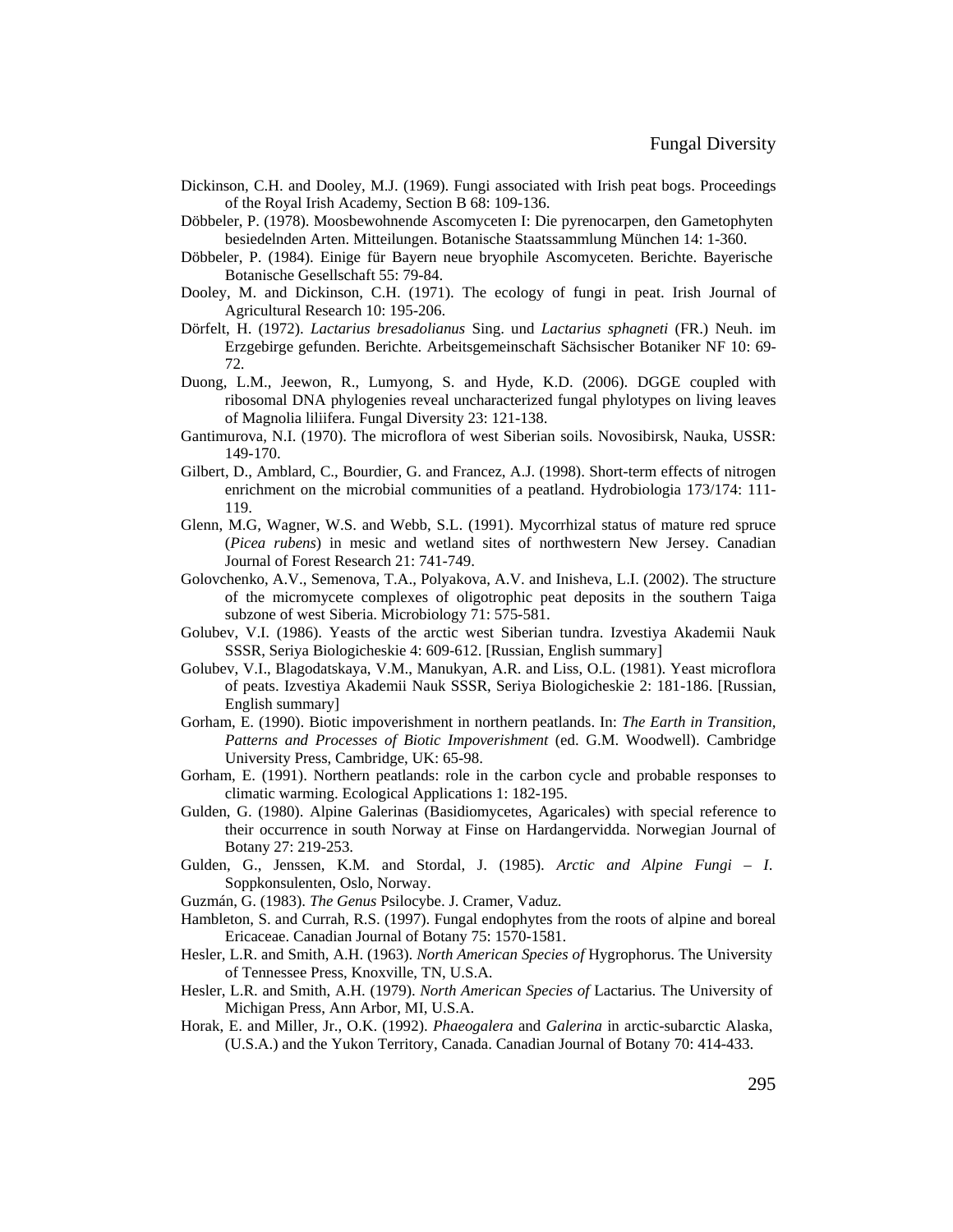Dickinson, C.H. and Dooley, M.J. (1969). Fungi associated with Irish peat bogs. Proceedings of the Royal Irish Academy, Section B 68: 109-136.

Döbbeler, P. (1978). Moosbewohnende Ascomyceten I: Die pyrenocarpen, den Gametophyten besiedelnden Arten. Mitteilungen. Botanische Staatssammlung München 14: 1-360.

Döbbeler, P. (1984). Einige für Bayern neue bryophile Ascomyceten. Berichte. Bayerische Botanische Gesellschaft 55: 79-84.

Dooley, M. and Dickinson, C.H. (1971). The ecology of fungi in peat. Irish Journal of Agricultural Research 10: 195-206.

Dörfelt, H. (1972). *Lactarius bresadolianus* Sing. und *Lactarius sphagneti* (FR.) Neuh. im Erzgebirge gefunden. Berichte. Arbeitsgemeinschaft Sächsischer Botaniker NF 10: 69-72.

Duong, L.M., Jeewon, R., Lumyong, S. and Hyde, K.D. (2006). DGGE coupled with ribosomal DNA phylogenies reveal uncharacterized fungal phylotypes on living leaves of Magnolia liliifera. Fungal Diversity 23: 121-138.

Gantimurova, N.I. (1970). The microflora of west Siberian soils. Novosibirsk, Nauka, USSR: 149-170.

Gilbert, D., Amblard, C., Bourdier, G. and Francez, A.J. (1998). Short-term effects of nitrogen enrichment on the microbial communities of a peatland. Hydrobiologia 173/174: 111-119.

Glenn, M.G, Wagner, W.S. and Webb, S.L. (1991). Mycorrhizal status of mature red spruce (*Picea rubens*) in mesic and wetland sites of northwestern New Jersey. Canadian Journal of Forest Research 21: 741-749.

Golovchenko, A.V., Semenova, T.A., Polyakova, A.V. and Inisheva, L.I. (2002). The structure of the micromycete complexes of oligotrophic peat deposits in the southern Taiga subzone of west Siberia. Microbiology 71: 575-581.

Golubev, V.I. (1986). Yeasts of the arctic west Siberian tundra. Izvestiya Akademii Nauk SSSR, Seriya Biologicheskie 4: 609-612. [Russian, English summary]

Golubev, V.I., Blagodatskaya, V.M., Manukyan, A.R. and Liss, O.L. (1981). Yeast microflora of peats. Izvestiya Akademii Nauk SSSR, Seriya Biologicheskie 2: 181-186. [Russian, English summary]

Gorham, E. (1990). Biotic impoverishment in northern peatlands. In: *The Earth in Transition, Patterns and Processes of Biotic Impoverishment* (ed. G.M. Woodwell). Cambridge University Press, Cambridge, UK: 65-98.

Gorham, E. (1991). Northern peatlands: role in the carbon cycle and probable responses to climatic warming. Ecological Applications 1: 182-195.

Gulden, G. (1980). Alpine Galerinas (Basidiomycetes, Agaricales) with special reference to their occurrence in south Norway at Finse on Hardangervidda. Norwegian Journal of Botany 27: 219-253.

Gulden, G., Jenssen, K.M. and Stordal, J. (1985). *Arctic and Alpine Fungi – I.* Soppkonsulenten, Oslo, Norway.

Guzmán, G. (1983). *The Genus* Psilocybe. J. Cramer, Vaduz.

Hambleton, S. and Currah, R.S. (1997). Fungal endophytes from the roots of alpine and boreal Ericaceae. Canadian Journal of Botany 75: 1570-1581.

Hesler, L.R. and Smith, A.H. (1963). *North American Species of* Hygrophorus. The University of Tennessee Press, Knoxville, TN, U.S.A.

Hesler, L.R. and Smith, A.H. (1979). *North American Species of* Lactarius. The University of Michigan Press, Ann Arbor, MI, U.S.A.

Horak, E. and Miller, Jr., O.K. (1992). *Phaeogalera* and *Galerina* in arctic-subarctic Alaska, (U.S.A.) and the Yukon Territory, Canada. Canadian Journal of Botany 70: 414-433.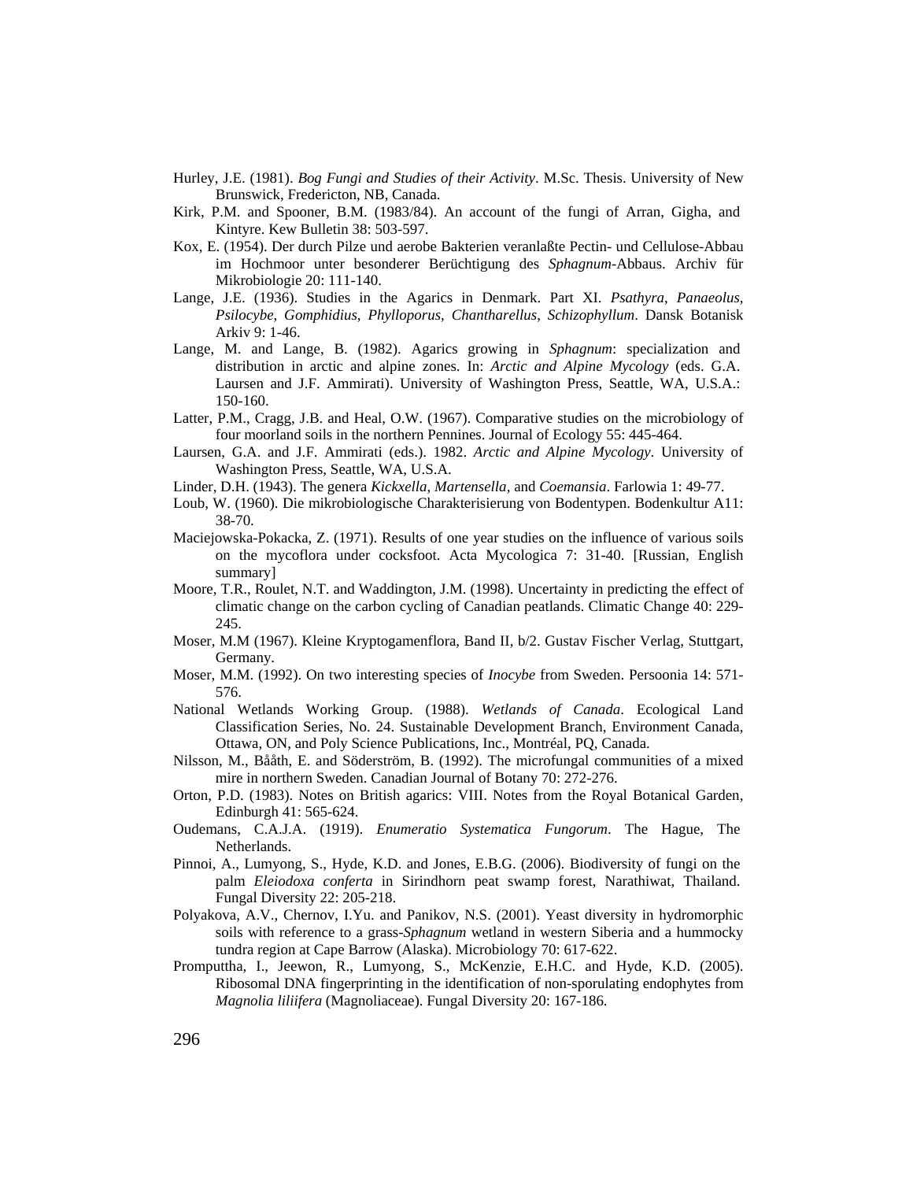Hurley, J.E. (1981). *Bog Fungi and Studies of their Activity*. M.Sc. Thesis. University of New Brunswick, Fredericton, NB, Canada.

Kirk, P.M. and Spooner, B.M. (1983/84). An account of the fungi of Arran, Gigha, and Kintyre. Kew Bulletin 38: 503-597.

Kox, E. (1954). Der durch Pilze und aerobe Bakterien veranlaßte Pectin- und Cellulose-Abbau im Hochmoor unter besonderer Berüchtigung des *Sphagnum*-Abbaus. Archiv für Mikrobiologie 20: 111-140.

Lange, J.E. (1936). Studies in the Agarics in Denmark. Part XI. *Psathyra*, *Panaeolus*, *Psilocybe*, *Gomphidius*, *Phylloporus*, *Chantharellus*, *Schizophyllum*. Dansk Botanisk Arkiv 9: 1-46.

Lange, M. and Lange, B. (1982). Agarics growing in *Sphagnum*: specialization and distribution in arctic and alpine zones. In: *Arctic and Alpine Mycology* (eds. G.A. Laursen and J.F. Ammirati). University of Washington Press, Seattle, WA, U.S.A.: 150-160.

Latter, P.M., Cragg, J.B. and Heal, O.W. (1967). Comparative studies on the microbiology of four moorland soils in the northern Pennines. Journal of Ecology 55: 445-464.

Laursen, G.A. and J.F. Ammirati (eds.). 1982. *Arctic and Alpine Mycology*. University of Washington Press, Seattle, WA, U.S.A.

Linder, D.H. (1943). The genera *Kickxella*, *Martensella*, and *Coemansia*. Farlowia 1: 49-77.

Loub, W. (1960). Die mikrobiologische Charakterisierung von Bodentypen. Bodenkultur A11: 38-70.

Maciejowska-Pokacka, Z. (1971). Results of one year studies on the influence of various soils on the mycoflora under cocksfoot. Acta Mycologica 7: 31-40. [Russian, English summary]

Moore, T.R., Roulet, N.T. and Waddington, J.M. (1998). Uncertainty in predicting the effect of climatic change on the carbon cycling of Canadian peatlands. Climatic Change 40: 229-245.

Moser, M.M (1967). Kleine Kryptogamenflora, Band II, b/2. Gustav Fischer Verlag, Stuttgart, Germany.

Moser, M.M. (1992). On two interesting species of *Inocybe* from Sweden. Persoonia 14: 571-576.

National Wetlands Working Group. (1988). *Wetlands of Canada*. Ecological Land Classification Series, No. 24. Sustainable Development Branch, Environment Canada, Ottawa, ON, and Poly Science Publications, Inc., Montréal, PQ, Canada.

Nilsson, M., Bååth, E. and Söderström, B. (1992). The microfungal communities of a mixed mire in northern Sweden. Canadian Journal of Botany 70: 272-276.

Orton, P.D. (1983). Notes on British agarics: VIII. Notes from the Royal Botanical Garden, Edinburgh 41: 565-624.

Oudemans, C.A.J.A. (1919). *Enumeratio Systematica Fungorum*. The Hague, The Netherlands.

Pinnoi, A., Lumyong, S., Hyde, K.D. and Jones, E.B.G. (2006). Biodiversity of fungi on the palm *Eleiodoxa conferta* in Sirindhorn peat swamp forest, Narathiwat, Thailand. Fungal Diversity 22: 205-218.

Polyakova, A.V., Chernov, I.Yu. and Panikov, N.S. (2001). Yeast diversity in hydromorphic soils with reference to a grass-*Sphagnum* wetland in western Siberia and a hummocky tundra region at Cape Barrow (Alaska). Microbiology 70: 617-622.

Promputtha, I., Jeewon, R., Lumyong, S., McKenzie, E.H.C. and Hyde, K.D. (2005). Ribosomal DNA fingerprinting in the identification of non-sporulating endophytes from *Magnolia liliifera* (Magnoliaceae). Fungal Diversity 20: 167-186.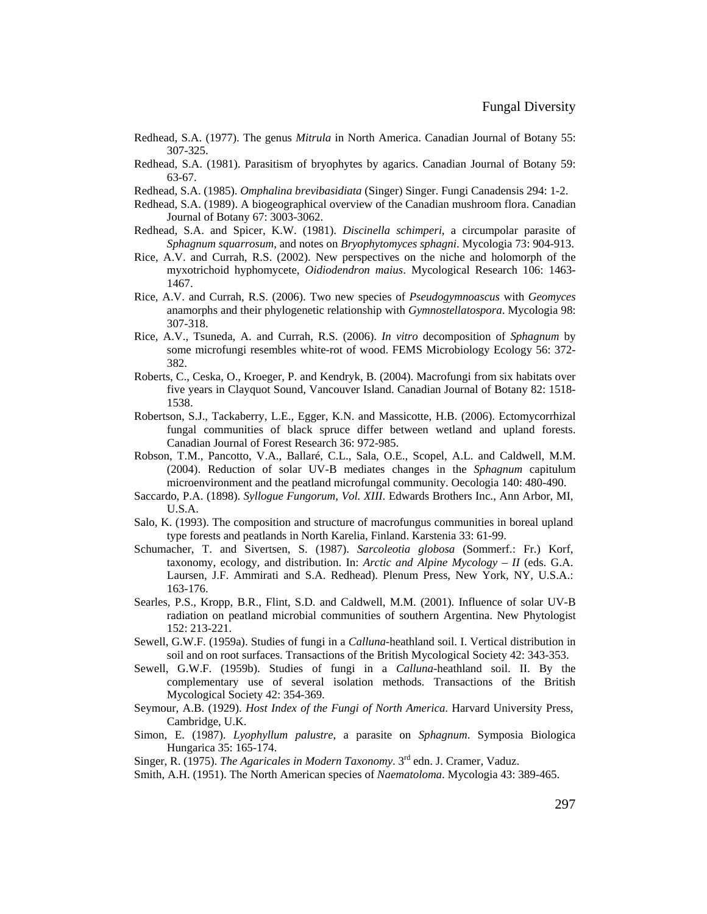Redhead, S.A. (1977). The genus *Mitrula* in North America. Canadian Journal of Botany 55: 307-325.

Redhead, S.A. (1981). Parasitism of bryophytes by agarics. Canadian Journal of Botany 59: 63-67.

Redhead, S.A. (1985). *Omphalina brevibasidiata* (Singer) Singer. Fungi Canadensis 294: 1-2.

Redhead, S.A. (1989). A biogeographical overview of the Canadian mushroom flora. Canadian Journal of Botany 67: 3003-3062.

Redhead, S.A. and Spicer, K.W. (1981). *Discinella schimperi*, a circumpolar parasite of *Sphagnum squarrosum*, and notes on *Bryophytomyces sphagni*. Mycologia 73: 904-913.

Rice, A.V. and Currah, R.S. (2002). New perspectives on the niche and holomorph of the myxotrichoid hyphomycete, *Oidiodendron maius*. Mycological Research 106: 1463-1467.

Rice, A.V. and Currah, R.S. (2006). Two new species of *Pseudogymnoascus* with *Geomyces* anamorphs and their phylogenetic relationship with *Gymnostellatospora*. Mycologia 98: 307-318.

Rice, A.V., Tsuneda, A. and Currah, R.S. (2006). *In vitro* decomposition of *Sphagnum* by some microfungi resembles white-rot of wood. FEMS Microbiology Ecology 56: 372-382.

Roberts, C., Ceska, O., Kroeger, P. and Kendryk, B. (2004). Macrofungi from six habitats over five years in Clayquot Sound, Vancouver Island. Canadian Journal of Botany 82: 1518-1538.

Robertson, S.J., Tackaberry, L.E., Egger, K.N. and Massicotte, H.B. (2006). Ectomycorrhizal fungal communities of black spruce differ between wetland and upland forests. Canadian Journal of Forest Research 36: 972-985.

Robson, T.M., Pancotto, V.A., Ballaré, C.L., Sala, O.E., Scopel, A.L. and Caldwell, M.M. (2004). Reduction of solar UV-B mediates changes in the *Sphagnum* capitulum microenvironment and the peatland microfungal community. Oecologia 140: 480-490.

Saccardo, P.A. (1898). *Syllogue Fungorum, Vol. XIII*. Edwards Brothers Inc., Ann Arbor, MI, U.S.A.

Salo, K. (1993). The composition and structure of macrofungus communities in boreal upland type forests and peatlands in North Karelia, Finland. Karstenia 33: 61-99.

Schumacher, T. and Sivertsen, S. (1987). *Sarcoleotia globosa* (Sommerf.: Fr.) Korf, taxonomy, ecology, and distribution. In: *Arctic and Alpine Mycology – II* (eds. G.A. Laursen, J.F. Ammirati and S.A. Redhead). Plenum Press, New York, NY, U.S.A.: 163-176.

Searles, P.S., Kropp, B.R., Flint, S.D. and Caldwell, M.M. (2001). Influence of solar UV-B radiation on peatland microbial communities of southern Argentina. New Phytologist 152: 213-221.

Sewell, G.W.F. (1959a). Studies of fungi in a *Calluna*-heathland soil. I. Vertical distribution in soil and on root surfaces. Transactions of the British Mycological Society 42: 343-353.

Sewell, G.W.F. (1959b). Studies of fungi in a *Calluna*-heathland soil. II. By the complementary use of several isolation methods. Transactions of the British Mycological Society 42: 354-369.

Seymour, A.B. (1929). *Host Index of the Fungi of North America*. Harvard University Press, Cambridge, U.K.

Simon, E. (1987). *Lyophyllum palustre*, a parasite on *Sphagnum*. Symposia Biologica Hungarica 35: 165-174.

Singer, R. (1975). *The Agaricales in Modern Taxonomy*. 3rd edn. J. Cramer, Vaduz.

Smith, A.H. (1951). The North American species of *Naematoloma*. Mycologia 43: 389-465.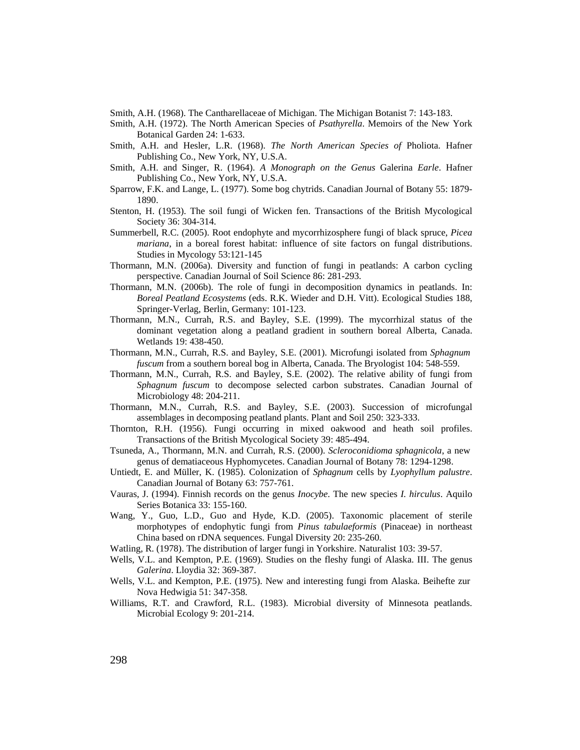Smith, A.H. (1968). The Cantharellaceae of Michigan. The Michigan Botanist 7: 143-183.

Smith, A.H. (1972). The North American Species of *Psathyrella*. Memoirs of the New York Botanical Garden 24: 1-633.

Smith, A.H. and Hesler, L.R. (1968). *The North American Species of* Pholiota. Hafner Publishing Co., New York, NY, U.S.A.

Smith, A.H. and Singer, R. (1964). *A Monograph on the Genus* Galerina *Earle*. Hafner Publishing Co., New York, NY, U.S.A.

Sparrow, F.K. and Lange, L. (1977). Some bog chytrids. Canadian Journal of Botany 55: 1879-1890.

Stenton, H. (1953). The soil fungi of Wicken fen. Transactions of the British Mycological Society 36: 304-314.

Summerbell, R.C. (2005). Root endophyte and mycorrhizosphere fungi of black spruce, *Picea mariana*, in a boreal forest habitat: influence of site factors on fungal distributions. Studies in Mycology 53:121-145

Thormann, M.N. (2006a). Diversity and function of fungi in peatlands: A carbon cycling perspective. Canadian Journal of Soil Science 86: 281-293.

Thormann, M.N. (2006b). The role of fungi in decomposition dynamics in peatlands. In: *Boreal Peatland Ecosystems* (eds. R.K. Wieder and D.H. Vitt). Ecological Studies 188, Springer-Verlag, Berlin, Germany: 101-123.

Thormann, M.N., Currah, R.S. and Bayley, S.E. (1999). The mycorrhizal status of the dominant vegetation along a peatland gradient in southern boreal Alberta, Canada. Wetlands 19: 438-450.

Thormann, M.N., Currah, R.S. and Bayley, S.E. (2001). Microfungi isolated from *Sphagnum fuscum* from a southern boreal bog in Alberta, Canada. The Bryologist 104: 548-559.

Thormann, M.N., Currah, R.S. and Bayley, S.E. (2002). The relative ability of fungi from *Sphagnum fuscum* to decompose selected carbon substrates. Canadian Journal of Microbiology 48: 204-211.

Thormann, M.N., Currah, R.S. and Bayley, S.E. (2003). Succession of microfungal assemblages in decomposing peatland plants. Plant and Soil 250: 323-333.

Thornton, R.H. (1956). Fungi occurring in mixed oakwood and heath soil profiles. Transactions of the British Mycological Society 39: 485-494.

Tsuneda, A., Thormann, M.N. and Currah, R.S. (2000). *Scleroconidioma sphagnicola*, a new genus of dematiaceous Hyphomycetes. Canadian Journal of Botany 78: 1294-1298.

Untiedt, E. and Müller, K. (1985). Colonization of *Sphagnum* cells by *Lyophyllum palustre*. Canadian Journal of Botany 63: 757-761.

Vauras, J. (1994). Finnish records on the genus *Inocybe*. The new species *I. hirculus*. Aquilo Series Botanica 33: 155-160.

Wang, Y., Guo, L.D., Guo and Hyde, K.D. (2005). Taxonomic placement of sterile morphotypes of endophytic fungi from *Pinus tabulaeformis* (Pinaceae) in northeast China based on rDNA sequences. Fungal Diversity 20: 235-260.

Watling, R. (1978). The distribution of larger fungi in Yorkshire. Naturalist 103: 39-57.

Wells, V.L. and Kempton, P.E. (1969). Studies on the fleshy fungi of Alaska. III. The genus *Galerina*. Lloydia 32: 369-387.

Wells, V.L. and Kempton, P.E. (1975). New and interesting fungi from Alaska. Beihefte zur Nova Hedwigia 51: 347-358.

Williams, R.T. and Crawford, R.L. (1983). Microbial diversity of Minnesota peatlands. Microbial Ecology 9: 201-214.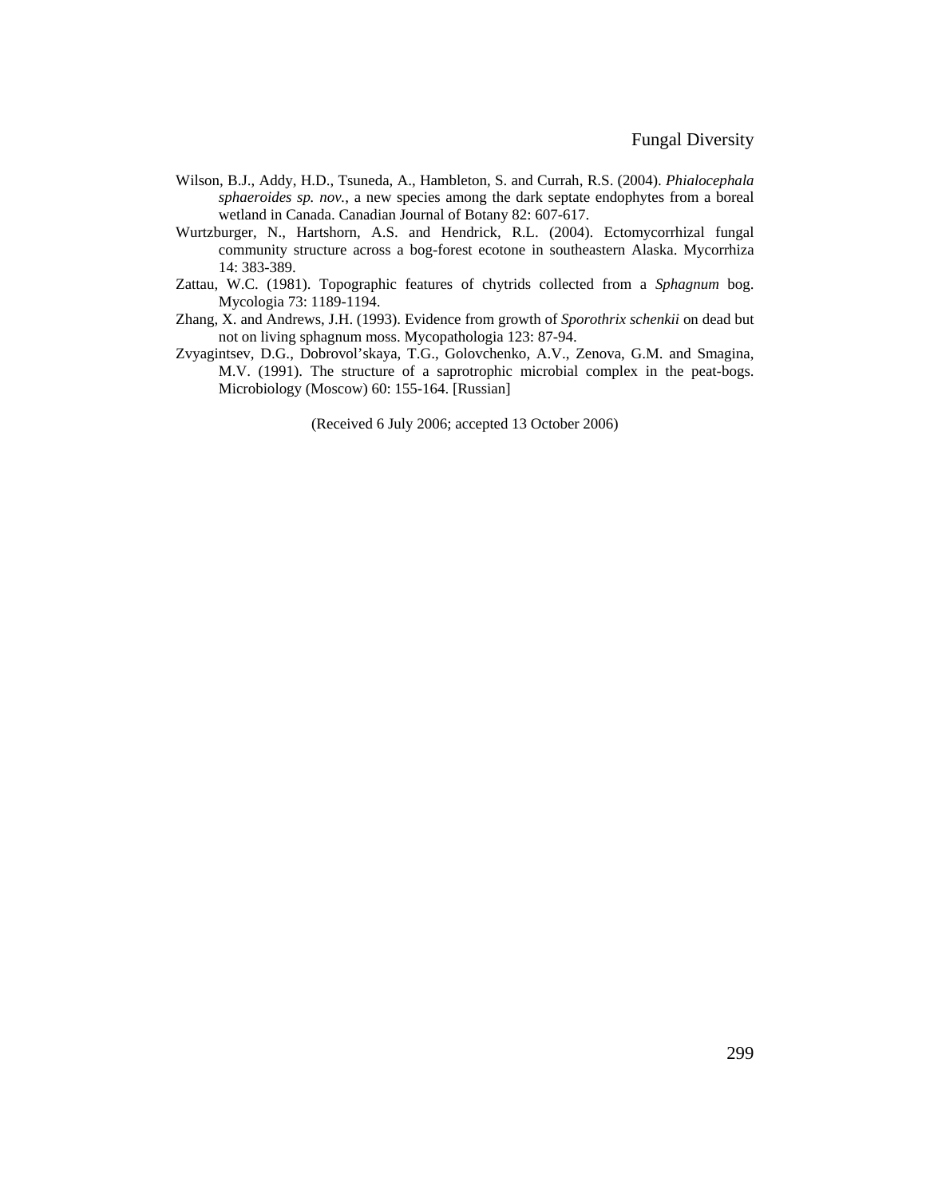Wilson, B.J., Addy, H.D., Tsuneda, A., Hambleton, S. and Currah, R.S. (2004). *Phialocephala sphaeroides sp. nov.*, a new species among the dark septate endophytes from a boreal wetland in Canada. Canadian Journal of Botany 82: 607-617.

Wurtzburger, N., Hartshorn, A.S. and Hendrick, R.L. (2004). Ectomycorrhizal fungal community structure across a bog-forest ecotone in southeastern Alaska. Mycorrhiza 14: 383-389.

Zattau, W.C. (1981). Topographic features of chytrids collected from a *Sphagnum* bog. Mycologia 73: 1189-1194.

Zhang, X. and Andrews, J.H. (1993). Evidence from growth of *Sporothrix schenkii* on dead but not on living sphagnum moss. Mycopathologia 123: 87-94.

Zvyagintsev, D.G., Dobrovol'skaya, T.G., Golovchenko, A.V., Zenova, G.M. and Smagina, M.V. (1991). The structure of a saprotrophic microbial complex in the peat-bogs. Microbiology (Moscow) 60: 155-164. [Russian]

(Received 6 July 2006; accepted 13 October 2006)